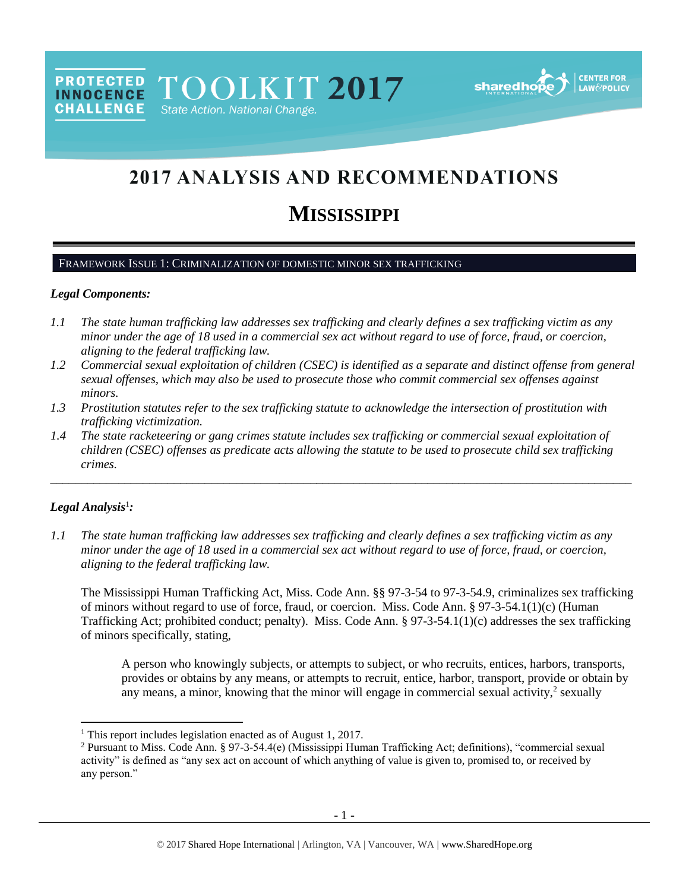PROTECTED INNOCENCE CHALLENGE TOOLKIT 2017 State Action. National Change.

# 2017 ANALYSIS AND RECOMMENDATIONS

# MISSISSIPPI

## FRAMEWORK ISSUE 1: CRIMINALIZATION OF DOMESTIC MINOR SEX TRAFFICKING

### *Legal Components:*

1.1 *The state human trafficking law addresses sex trafficking and clearly defines a sex trafficking victim as any minor under the age of 18 used in a commercial sex act without regard to use of force, fraud, or coercion, aligning to the federal trafficking law.*

1.2 *Commercial sexual exploitation of children (CSEC) is identified as a separate and distinct offense from general sexual offenses, which may also be used to prosecute those who commit commercial sex offenses against minors.*

1.3 *Prostitution statutes refer to the sex trafficking statute to acknowledge the intersection of prostitution with trafficking victimization.*

1.4 *The state racketeering or gang crimes statute includes sex trafficking or commercial sexual exploitation of children (CSEC) offenses as predicate acts allowing the statute to be used to prosecute child sex trafficking crimes.*

---

### *Legal Analysis*[1]*:*

1.1 *The state human trafficking law addresses sex trafficking and clearly defines a sex trafficking victim as any minor under the age of 18 used in a commercial sex act without regard to use of force, fraud, or coercion, aligning to the federal trafficking law.*

The Mississippi Human Trafficking Act, Miss. Code Ann. §§ 97-3-54 to 97-3-54.9, criminalizes sex trafficking of minors without regard to use of force, fraud, or coercion. Miss. Code Ann. § 97-3-54.1(1)(c) (Human Trafficking Act; prohibited conduct; penalty). Miss. Code Ann. § 97-3-54.1(1)(c) addresses the sex trafficking of minors specifically, stating,

> A person who knowingly subjects, or attempts to subject, or who recruits, entices, harbors, transports, provides or obtains by any means, or attempts to recruit, entice, harbor, transport, provide or obtain by any means, a minor, knowing that the minor will engage in commercial sexual activity,[2] sexually

---

[1] This report includes legislation enacted as of August 1, 2017.

[2] Pursuant to Miss. Code Ann. § 97-3-54.4(e) (Mississippi Human Trafficking Act; definitions), "commercial sexual activity" is defined as "any sex act on account of which anything of value is given to, promised to, or received by any person."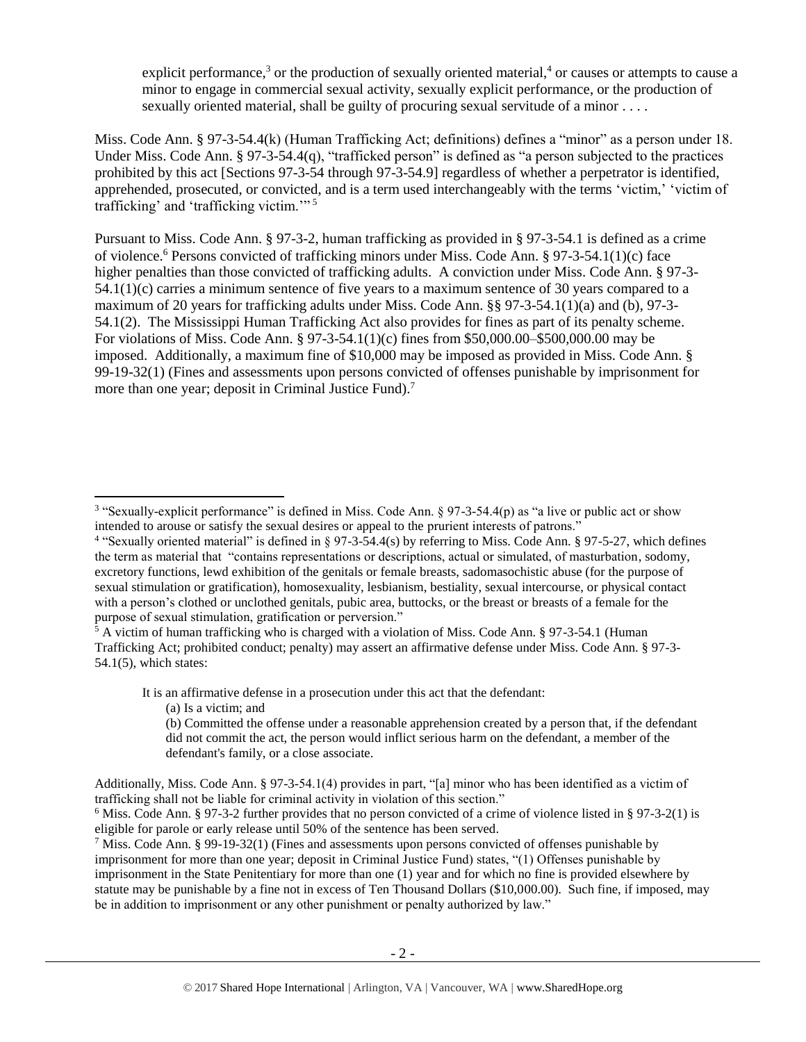explicit performance,[3] or the production of sexually oriented material,[4] or causes or attempts to cause a minor to engage in commercial sexual activity, sexually explicit performance, or the production of sexually oriented material, shall be guilty of procuring sexual servitude of a minor . . . .

Miss. Code Ann. § 97-3-54.4(k) (Human Trafficking Act; definitions) defines a "minor" as a person under 18. Under Miss. Code Ann. § 97-3-54.4(q), "trafficked person" is defined as "a person subjected to the practices prohibited by this act [Sections 97-3-54 through 97-3-54.9] regardless of whether a perpetrator is identified, apprehended, prosecuted, or convicted, and is a term used interchangeably with the terms 'victim,' 'victim of trafficking' and 'trafficking victim.'"[5]

Pursuant to Miss. Code Ann. § 97-3-2, human trafficking as provided in § 97-3-54.1 is defined as a crime of violence.[6] Persons convicted of trafficking minors under Miss. Code Ann. § 97-3-54.1(1)(c) face higher penalties than those convicted of trafficking adults. A conviction under Miss. Code Ann. § 97-3-54.1(1)(c) carries a minimum sentence of five years to a maximum sentence of 30 years compared to a maximum of 20 years for trafficking adults under Miss. Code Ann. §§ 97-3-54.1(1)(a) and (b), 97-3-54.1(2). The Mississippi Human Trafficking Act also provides for fines as part of its penalty scheme. For violations of Miss. Code Ann. § 97-3-54.1(1)(c) fines from $50,000.00–$500,000.00 may be imposed. Additionally, a maximum fine of $10,000 may be imposed as provided in Miss. Code Ann. § 99-19-32(1) (Fines and assessments upon persons convicted of offenses punishable by imprisonment for more than one year; deposit in Criminal Justice Fund).[7]

---

[3] "Sexually-explicit performance" is defined in Miss. Code Ann. § 97-3-54.4(p) as "a live or public act or show intended to arouse or satisfy the sexual desires or appeal to the prurient interests of patrons."

[4] "Sexually oriented material" is defined in § 97-3-54.4(s) by referring to Miss. Code Ann. § 97-5-27, which defines the term as material that "contains representations or descriptions, actual or simulated, of masturbation, sodomy, excretory functions, lewd exhibition of the genitals or female breasts, sadomasochistic abuse (for the purpose of sexual stimulation or gratification), homosexuality, lesbianism, bestiality, sexual intercourse, or physical contact with a person's clothed or unclothed genitals, pubic area, buttocks, or the breast or breasts of a female for the purpose of sexual stimulation, gratification or perversion."

[5] A victim of human trafficking who is charged with a violation of Miss. Code Ann. § 97-3-54.1 (Human Trafficking Act; prohibited conduct; penalty) may assert an affirmative defense under Miss. Code Ann. § 97-3-54.1(5), which states:

> It is an affirmative defense in a prosecution under this act that the defendant:
> (a) Is a victim; and
> (b) Committed the offense under a reasonable apprehension created by a person that, if the defendant did not commit the act, the person would inflict serious harm on the defendant, a member of the defendant's family, or a close associate.

Additionally, Miss. Code Ann. § 97-3-54.1(4) provides in part, "[a] minor who has been identified as a victim of trafficking shall not be liable for criminal activity in violation of this section."

[6] Miss. Code Ann. § 97-3-2 further provides that no person convicted of a crime of violence listed in § 97-3-2(1) is eligible for parole or early release until 50% of the sentence has been served.

[7] Miss. Code Ann. § 99-19-32(1) (Fines and assessments upon persons convicted of offenses punishable by imprisonment for more than one year; deposit in Criminal Justice Fund) states, "(1) Offenses punishable by imprisonment in the State Penitentiary for more than one (1) year and for which no fine is provided elsewhere by statute may be punishable by a fine not in excess of Ten Thousand Dollars ($10,000.00). Such fine, if imposed, may be in addition to imprisonment or any other punishment or penalty authorized by law."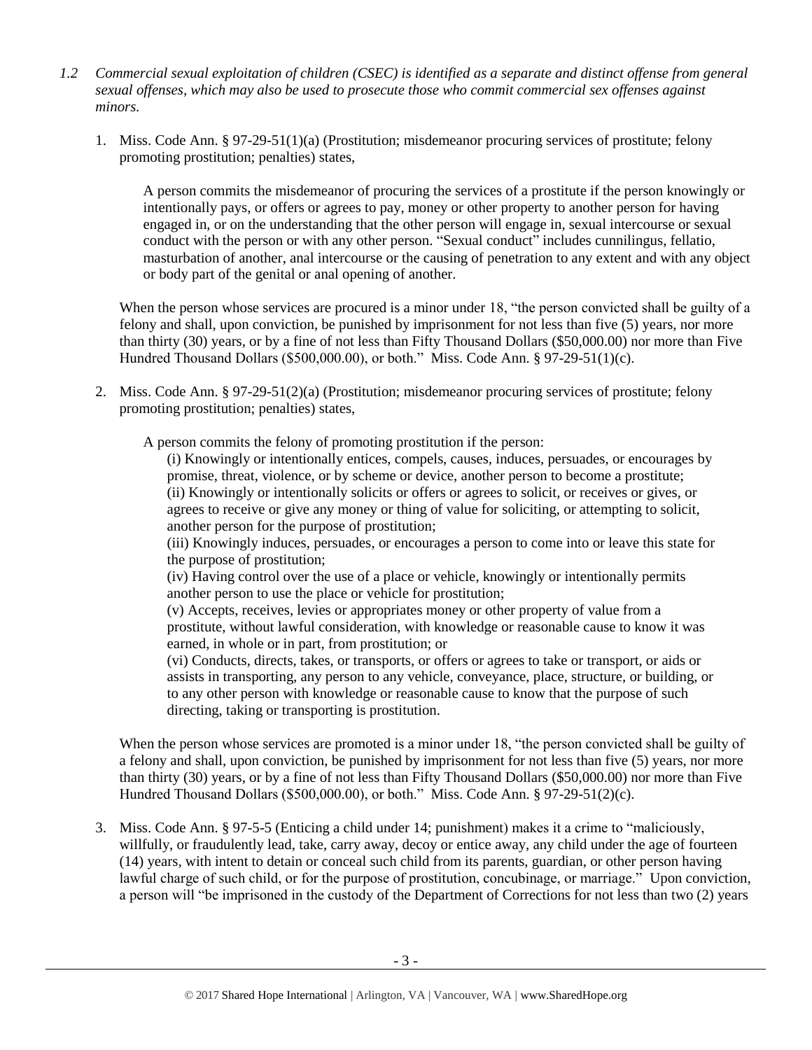*1.2 Commercial sexual exploitation of children (CSEC) is identified as a separate and distinct offense from general sexual offenses, which may also be used to prosecute those who commit commercial sex offenses against minors.*

1. Miss. Code Ann. § 97-29-51(1)(a) (Prostitution; misdemeanor procuring services of prostitute; felony promoting prostitution; penalties) states,

   > A person commits the misdemeanor of procuring the services of a prostitute if the person knowingly or intentionally pays, or offers or agrees to pay, money or other property to another person for having engaged in, or on the understanding that the other person will engage in, sexual intercourse or sexual conduct with the person or with any other person. "Sexual conduct" includes cunnilingus, fellatio, masturbation of another, anal intercourse or the causing of penetration to any extent and with any object or body part of the genital or anal opening of another.

   When the person whose services are procured is a minor under 18, "the person convicted shall be guilty of a felony and shall, upon conviction, be punished by imprisonment for not less than five (5) years, nor more than thirty (30) years, or by a fine of not less than Fifty Thousand Dollars ($50,000.00) nor more than Five Hundred Thousand Dollars ($500,000.00), or both." Miss. Code Ann. § 97-29-51(1)(c).

2. Miss. Code Ann. § 97-29-51(2)(a) (Prostitution; misdemeanor procuring services of prostitute; felony promoting prostitution; penalties) states,

   > A person commits the felony of promoting prostitution if the person:
   >
   > (i) Knowingly or intentionally entices, compels, causes, induces, persuades, or encourages by promise, threat, violence, or by scheme or device, another person to become a prostitute;
   > (ii) Knowingly or intentionally solicits or offers or agrees to solicit, or receives or gives, or agrees to receive or give any money or thing of value for soliciting, or attempting to solicit, another person for the purpose of prostitution;
   > (iii) Knowingly induces, persuades, or encourages a person to come into or leave this state for the purpose of prostitution;
   > (iv) Having control over the use of a place or vehicle, knowingly or intentionally permits another person to use the place or vehicle for prostitution;
   > (v) Accepts, receives, levies or appropriates money or other property of value from a prostitute, without lawful consideration, with knowledge or reasonable cause to know it was earned, in whole or in part, from prostitution; or
   > (vi) Conducts, directs, takes, or transports, or offers or agrees to take or transport, or aids or assists in transporting, any person to any vehicle, conveyance, place, structure, or building, or to any other person with knowledge or reasonable cause to know that the purpose of such directing, taking or transporting is prostitution.

   When the person whose services are promoted is a minor under 18, "the person convicted shall be guilty of a felony and shall, upon conviction, be punished by imprisonment for not less than five (5) years, nor more than thirty (30) years, or by a fine of not less than Fifty Thousand Dollars ($50,000.00) nor more than Five Hundred Thousand Dollars ($500,000.00), or both." Miss. Code Ann. § 97-29-51(2)(c).

3. Miss. Code Ann. § 97-5-5 (Enticing a child under 14; punishment) makes it a crime to "maliciously, willfully, or fraudulently lead, take, carry away, decoy or entice away, any child under the age of fourteen (14) years, with intent to detain or conceal such child from its parents, guardian, or other person having lawful charge of such child, or for the purpose of prostitution, concubinage, or marriage." Upon conviction, a person will "be imprisoned in the custody of the Department of Corrections for not less than two (2) years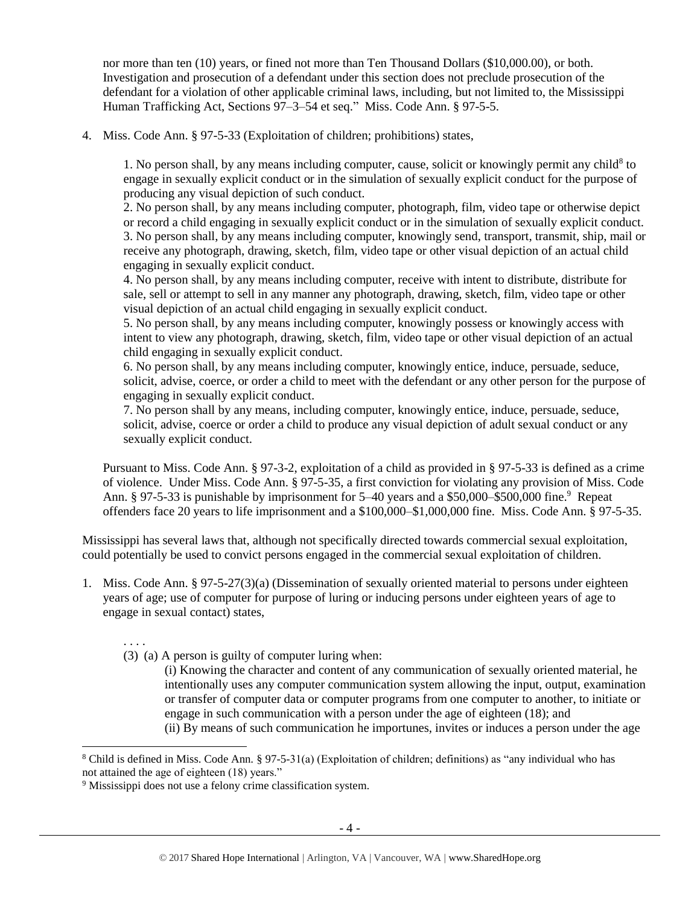nor more than ten (10) years, or fined not more than Ten Thousand Dollars ($10,000.00), or both. Investigation and prosecution of a defendant under this section does not preclude prosecution of the defendant for a violation of other applicable criminal laws, including, but not limited to, the Mississippi Human Trafficking Act, Sections 97–3–54 et seq." Miss. Code Ann. § 97-5-5.

4. Miss. Code Ann. § 97-5-33 (Exploitation of children; prohibitions) states,

   1. No person shall, by any means including computer, cause, solicit or knowingly permit any child[8] to engage in sexually explicit conduct or in the simulation of sexually explicit conduct for the purpose of producing any visual depiction of such conduct.
   2. No person shall, by any means including computer, photograph, film, video tape or otherwise depict or record a child engaging in sexually explicit conduct or in the simulation of sexually explicit conduct.
   3. No person shall, by any means including computer, knowingly send, transport, transmit, ship, mail or receive any photograph, drawing, sketch, film, video tape or other visual depiction of an actual child engaging in sexually explicit conduct.
   4. No person shall, by any means including computer, receive with intent to distribute, distribute for sale, sell or attempt to sell in any manner any photograph, drawing, sketch, film, video tape or other visual depiction of an actual child engaging in sexually explicit conduct.
   5. No person shall, by any means including computer, knowingly possess or knowingly access with intent to view any photograph, drawing, sketch, film, video tape or other visual depiction of an actual child engaging in sexually explicit conduct.
   6. No person shall, by any means including computer, knowingly entice, induce, persuade, seduce, solicit, advise, coerce, or order a child to meet with the defendant or any other person for the purpose of engaging in sexually explicit conduct.
   7. No person shall by any means, including computer, knowingly entice, induce, persuade, seduce, solicit, advise, coerce or order a child to produce any visual depiction of adult sexual conduct or any sexually explicit conduct.

   Pursuant to Miss. Code Ann. § 97-3-2, exploitation of a child as provided in § 97-5-33 is defined as a crime of violence. Under Miss. Code Ann. § 97-5-35, a first conviction for violating any provision of Miss. Code Ann. § 97-5-33 is punishable by imprisonment for 5–40 years and a $50,000–$500,000 fine.[9] Repeat offenders face 20 years to life imprisonment and a $100,000–$1,000,000 fine. Miss. Code Ann. § 97-5-35.

Mississippi has several laws that, although not specifically directed towards commercial sexual exploitation, could potentially be used to convict persons engaged in the commercial sexual exploitation of children.

1. Miss. Code Ann. § 97-5-27(3)(a) (Dissemination of sexually oriented material to persons under eighteen years of age; use of computer for purpose of luring or inducing persons under eighteen years of age to engage in sexual contact) states,

   . . . .
   (3) (a) A person is guilty of computer luring when:
   
   (i) Knowing the character and content of any communication of sexually oriented material, he intentionally uses any computer communication system allowing the input, output, examination or transfer of computer data or computer programs from one computer to another, to initiate or engage in such communication with a person under the age of eighteen (18); and
   
   (ii) By means of such communication he importunes, invites or induces a person under the age

---

[8] Child is defined in Miss. Code Ann. § 97-5-31(a) (Exploitation of children; definitions) as "any individual who has not attained the age of eighteen (18) years."

[9] Mississippi does not use a felony crime classification system.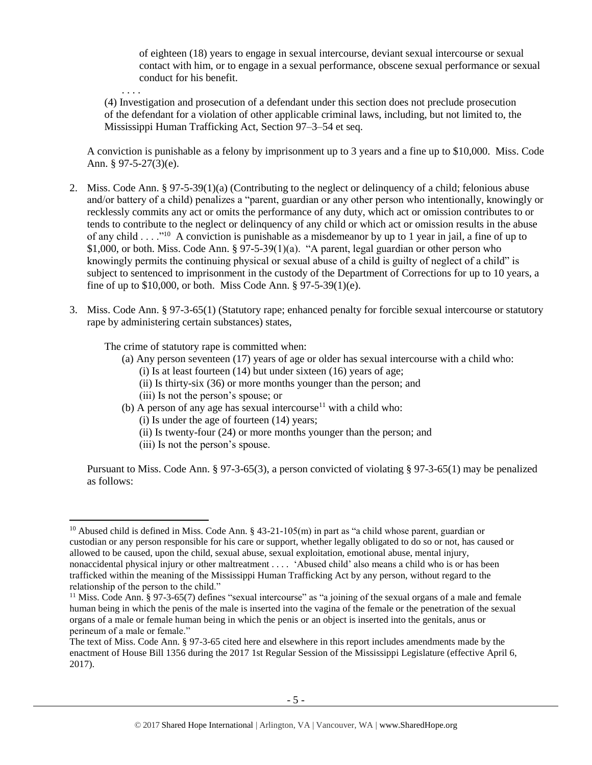of eighteen (18) years to engage in sexual intercourse, deviant sexual intercourse or sexual contact with him, or to engage in a sexual performance, obscene sexual performance or sexual conduct for his benefit.

. . . .

(4) Investigation and prosecution of a defendant under this section does not preclude prosecution of the defendant for a violation of other applicable criminal laws, including, but not limited to, the Mississippi Human Trafficking Act, Section 97–3–54 et seq.

A conviction is punishable as a felony by imprisonment up to 3 years and a fine up to $10,000. Miss. Code Ann. § 97-5-27(3)(e).

2. Miss. Code Ann. § 97-5-39(1)(a) (Contributing to the neglect or delinquency of a child; felonious abuse and/or battery of a child) penalizes a "parent, guardian or any other person who intentionally, knowingly or recklessly commits any act or omits the performance of any duty, which act or omission contributes to or tends to contribute to the neglect or delinquency of any child or which act or omission results in the abuse of any child . . . ."[10] A conviction is punishable as a misdemeanor by up to 1 year in jail, a fine of up to $1,000, or both. Miss. Code Ann. § 97-5-39(1)(a). "A parent, legal guardian or other person who knowingly permits the continuing physical or sexual abuse of a child is guilty of neglect of a child" is subject to sentenced to imprisonment in the custody of the Department of Corrections for up to 10 years, a fine of up to $10,000, or both. Miss Code Ann. § 97-5-39(1)(e).

3. Miss. Code Ann. § 97-3-65(1) (Statutory rape; enhanced penalty for forcible sexual intercourse or statutory rape by administering certain substances) states,

   The crime of statutory rape is committed when:
   
   (a) Any person seventeen (17) years of age or older has sexual intercourse with a child who:
   
   (i) Is at least fourteen (14) but under sixteen (16) years of age;
   
   (ii) Is thirty-six (36) or more months younger than the person; and
   
   (iii) Is not the person's spouse; or
   
   (b) A person of any age has sexual intercourse[11] with a child who:
   
   (i) Is under the age of fourteen (14) years;
   
   (ii) Is twenty-four (24) or more months younger than the person; and
   
   (iii) Is not the person's spouse.

   Pursuant to Miss. Code Ann. § 97-3-65(3), a person convicted of violating § 97-3-65(1) may be penalized as follows:

---

[10] Abused child is defined in Miss. Code Ann. § 43-21-105(m) in part as "a child whose parent, guardian or custodian or any person responsible for his care or support, whether legally obligated to do so or not, has caused or allowed to be caused, upon the child, sexual abuse, sexual exploitation, emotional abuse, mental injury, nonaccidental physical injury or other maltreatment . . . . 'Abused child' also means a child who is or has been trafficked within the meaning of the Mississippi Human Trafficking Act by any person, without regard to the relationship of the person to the child."

[11] Miss. Code Ann. § 97-3-65(7) defines "sexual intercourse" as "a joining of the sexual organs of a male and female human being in which the penis of the male is inserted into the vagina of the female or the penetration of the sexual organs of a male or female human being in which the penis or an object is inserted into the genitals, anus or perineum of a male or female."

The text of Miss. Code Ann. § 97-3-65 cited here and elsewhere in this report includes amendments made by the enactment of House Bill 1356 during the 2017 1st Regular Session of the Mississippi Legislature (effective April 6, 2017).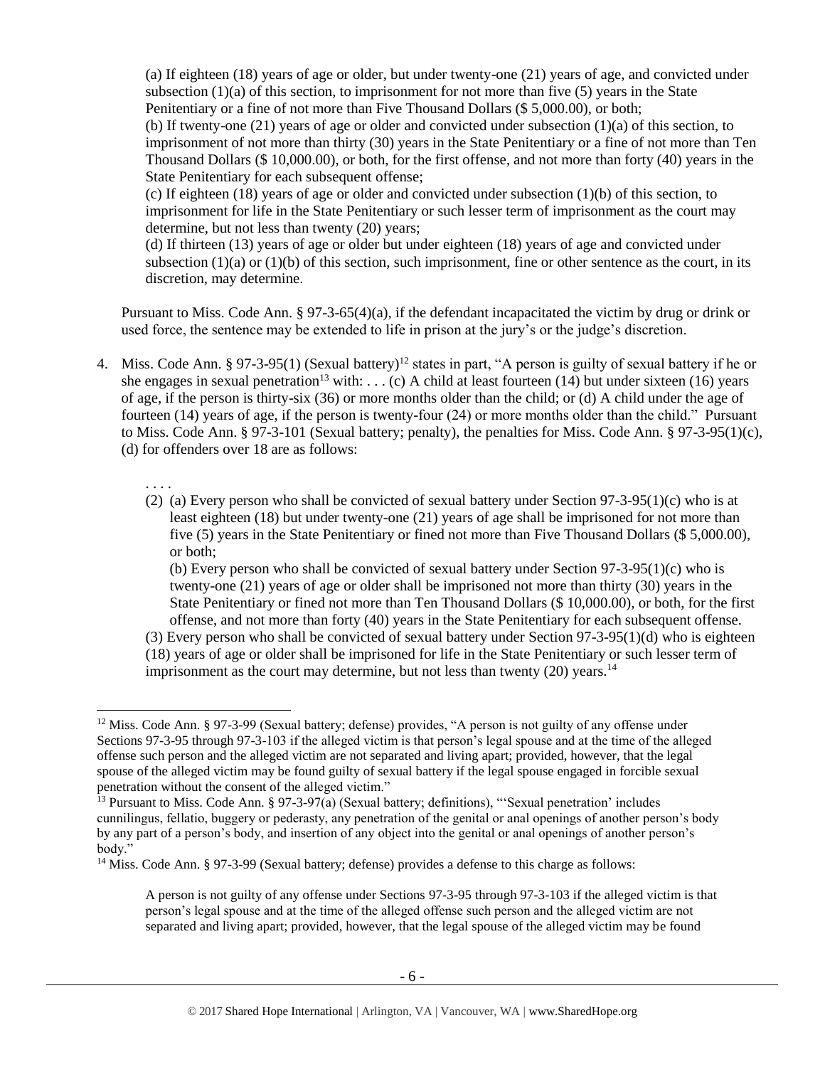(a) If eighteen (18) years of age or older, but under twenty-one (21) years of age, and convicted under subsection (1)(a) of this section, to imprisonment for not more than five (5) years in the State Penitentiary or a fine of not more than Five Thousand Dollars ($ 5,000.00), or both;
(b) If twenty-one (21) years of age or older and convicted under subsection (1)(a) of this section, to imprisonment of not more than thirty (30) years in the State Penitentiary or a fine of not more than Ten Thousand Dollars ($ 10,000.00), or both, for the first offense, and not more than forty (40) years in the State Penitentiary for each subsequent offense;
(c) If eighteen (18) years of age or older and convicted under subsection (1)(b) of this section, to imprisonment for life in the State Penitentiary or such lesser term of imprisonment as the court may determine, but not less than twenty (20) years;
(d) If thirteen (13) years of age or older but under eighteen (18) years of age and convicted under subsection (1)(a) or (1)(b) of this section, such imprisonment, fine or other sentence as the court, in its discretion, may determine.

Pursuant to Miss. Code Ann. § 97-3-65(4)(a), if the defendant incapacitated the victim by drug or drink or used force, the sentence may be extended to life in prison at the jury's or the judge's discretion.

4. Miss. Code Ann. § 97-3-95(1) (Sexual battery)[12] states in part, "A person is guilty of sexual battery if he or she engages in sexual penetration[13] with: . . . (c) A child at least fourteen (14) but under sixteen (16) years of age, if the person is thirty-six (36) or more months older than the child; or (d) A child under the age of fourteen (14) years of age, if the person is twenty-four (24) or more months older than the child." Pursuant to Miss. Code Ann. § 97-3-101 (Sexual battery; penalty), the penalties for Miss. Code Ann. § 97-3-95(1)(c), (d) for offenders over 18 are as follows:

. . . .
(2) (a) Every person who shall be convicted of sexual battery under Section 97-3-95(1)(c) who is at least eighteen (18) but under twenty-one (21) years of age shall be imprisoned for not more than five (5) years in the State Penitentiary or fined not more than Five Thousand Dollars ($ 5,000.00), or both;
(b) Every person who shall be convicted of sexual battery under Section 97-3-95(1)(c) who is twenty-one (21) years of age or older shall be imprisoned not more than thirty (30) years in the State Penitentiary or fined not more than Ten Thousand Dollars ($ 10,000.00), or both, for the first offense, and not more than forty (40) years in the State Penitentiary for each subsequent offense.
(3) Every person who shall be convicted of sexual battery under Section 97-3-95(1)(d) who is eighteen (18) years of age or older shall be imprisoned for life in the State Penitentiary or such lesser term of imprisonment as the court may determine, but not less than twenty (20) years.[14]

---

[12] Miss. Code Ann. § 97-3-99 (Sexual battery; defense) provides, "A person is not guilty of any offense under Sections 97-3-95 through 97-3-103 if the alleged victim is that person's legal spouse and at the time of the alleged offense such person and the alleged victim are not separated and living apart; provided, however, that the legal spouse of the alleged victim may be found guilty of sexual battery if the legal spouse engaged in forcible sexual penetration without the consent of the alleged victim."

[13] Pursuant to Miss. Code Ann. § 97-3-97(a) (Sexual battery; definitions), "'Sexual penetration' includes cunnilingus, fellatio, buggery or pederasty, any penetration of the genital or anal openings of another person's body by any part of a person's body, and insertion of any object into the genital or anal openings of another person's body."

[14] Miss. Code Ann. § 97-3-99 (Sexual battery; defense) provides a defense to this charge as follows:

A person is not guilty of any offense under Sections 97-3-95 through 97-3-103 if the alleged victim is that person's legal spouse and at the time of the alleged offense such person and the alleged victim are not separated and living apart; provided, however, that the legal spouse of the alleged victim may be found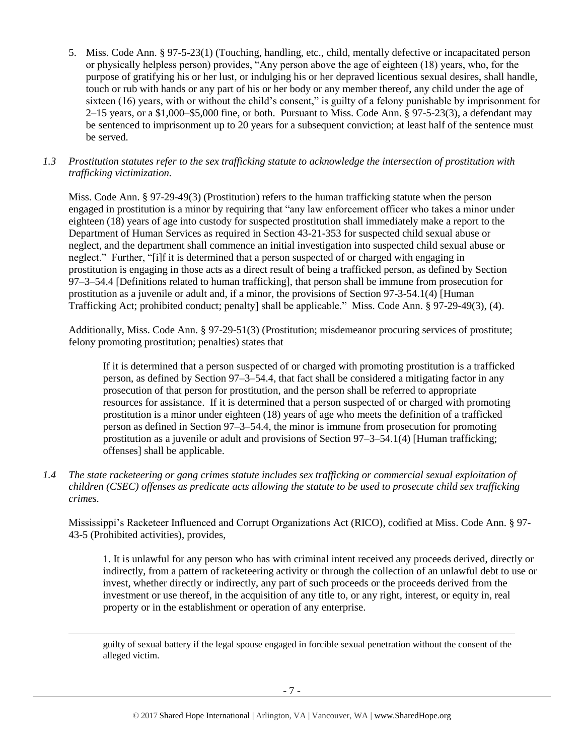5. Miss. Code Ann. § 97-5-23(1) (Touching, handling, etc., child, mentally defective or incapacitated person or physically helpless person) provides, "Any person above the age of eighteen (18) years, who, for the purpose of gratifying his or her lust, or indulging his or her depraved licentious sexual desires, shall handle, touch or rub with hands or any part of his or her body or any member thereof, any child under the age of sixteen (16) years, with or without the child's consent," is guilty of a felony punishable by imprisonment for 2–15 years, or a $1,000–$5,000 fine, or both. Pursuant to Miss. Code Ann. § 97-5-23(3), a defendant may be sentenced to imprisonment up to 20 years for a subsequent conviction; at least half of the sentence must be served.

*1.3 Prostitution statutes refer to the sex trafficking statute to acknowledge the intersection of prostitution with trafficking victimization.*

Miss. Code Ann. § 97-29-49(3) (Prostitution) refers to the human trafficking statute when the person engaged in prostitution is a minor by requiring that "any law enforcement officer who takes a minor under eighteen (18) years of age into custody for suspected prostitution shall immediately make a report to the Department of Human Services as required in Section 43-21-353 for suspected child sexual abuse or neglect, and the department shall commence an initial investigation into suspected child sexual abuse or neglect." Further, "[i]f it is determined that a person suspected of or charged with engaging in prostitution is engaging in those acts as a direct result of being a trafficked person, as defined by Section 97–3–54.4 [Definitions related to human trafficking], that person shall be immune from prosecution for prostitution as a juvenile or adult and, if a minor, the provisions of Section 97-3-54.1(4) [Human Trafficking Act; prohibited conduct; penalty] shall be applicable." Miss. Code Ann. § 97-29-49(3), (4).

Additionally, Miss. Code Ann. § 97-29-51(3) (Prostitution; misdemeanor procuring services of prostitute; felony promoting prostitution; penalties) states that

> If it is determined that a person suspected of or charged with promoting prostitution is a trafficked person, as defined by Section 97–3–54.4, that fact shall be considered a mitigating factor in any prosecution of that person for prostitution, and the person shall be referred to appropriate resources for assistance. If it is determined that a person suspected of or charged with promoting prostitution is a minor under eighteen (18) years of age who meets the definition of a trafficked person as defined in Section 97–3–54.4, the minor is immune from prosecution for promoting prostitution as a juvenile or adult and provisions of Section 97–3–54.1(4) [Human trafficking; offenses] shall be applicable.

*1.4 The state racketeering or gang crimes statute includes sex trafficking or commercial sexual exploitation of children (CSEC) offenses as predicate acts allowing the statute to be used to prosecute child sex trafficking crimes.*

Mississippi's Racketeer Influenced and Corrupt Organizations Act (RICO), codified at Miss. Code Ann. § 97-43-5 (Prohibited activities), provides,

> 1. It is unlawful for any person who has with criminal intent received any proceeds derived, directly or indirectly, from a pattern of racketeering activity or through the collection of an unlawful debt to use or invest, whether directly or indirectly, any part of such proceeds or the proceeds derived from the investment or use thereof, in the acquisition of any title to, or any right, interest, or equity in, real property or in the establishment or operation of any enterprise.

---

guilty of sexual battery if the legal spouse engaged in forcible sexual penetration without the consent of the alleged victim.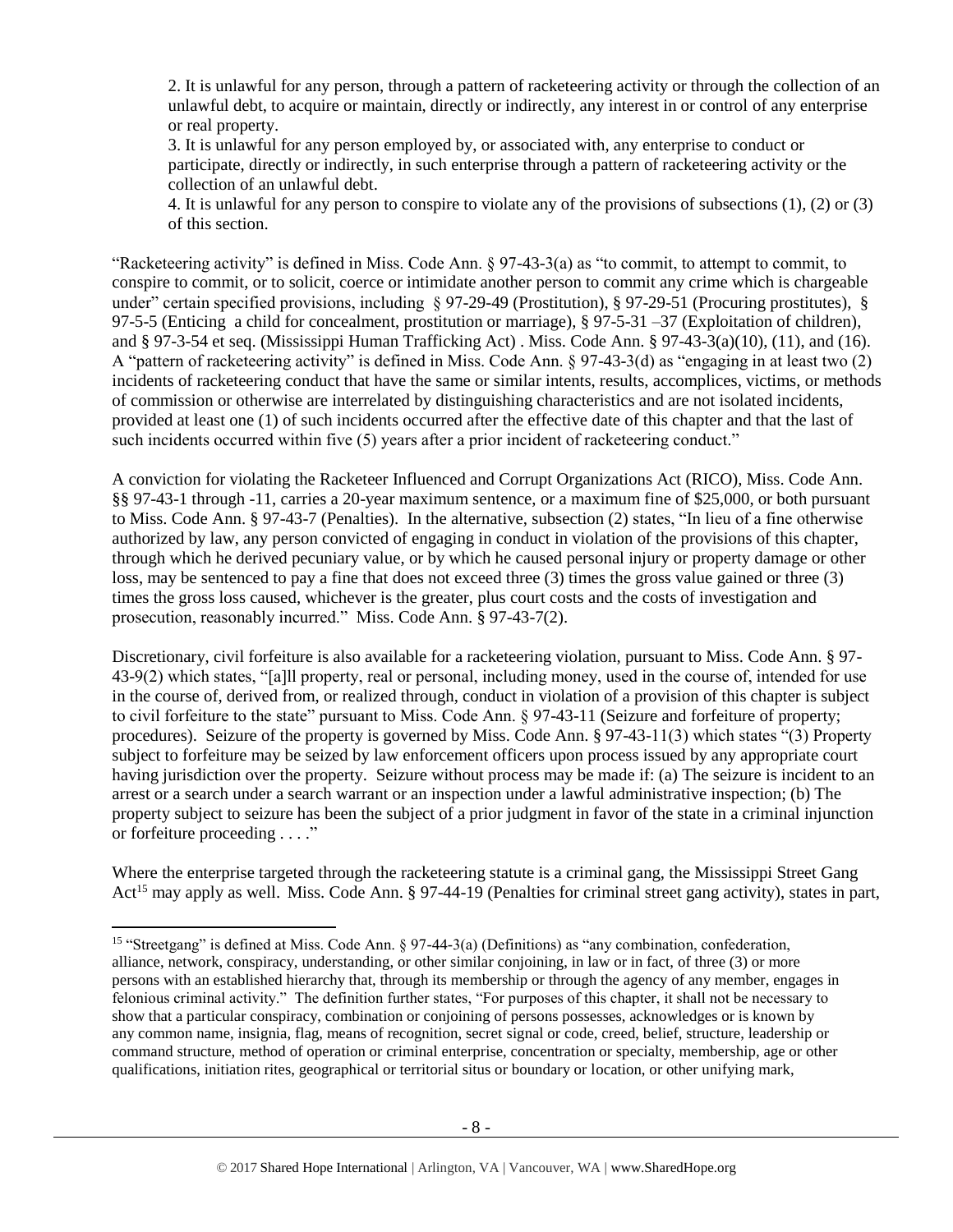> 2. It is unlawful for any person, through a pattern of racketeering activity or through the collection of an unlawful debt, to acquire or maintain, directly or indirectly, any interest in or control of any enterprise or real property.
>
> 3. It is unlawful for any person employed by, or associated with, any enterprise to conduct or participate, directly or indirectly, in such enterprise through a pattern of racketeering activity or the collection of an unlawful debt.
>
> 4. It is unlawful for any person to conspire to violate any of the provisions of subsections (1), (2) or (3) of this section.

"Racketeering activity" is defined in Miss. Code Ann. § 97-43-3(a) as "to commit, to attempt to commit, to conspire to commit, or to solicit, coerce or intimidate another person to commit any crime which is chargeable under" certain specified provisions, including § 97-29-49 (Prostitution), § 97-29-51 (Procuring prostitutes), § 97-5-5 (Enticing a child for concealment, prostitution or marriage), § 97-5-31 –37 (Exploitation of children), and § 97-3-54 et seq. (Mississippi Human Trafficking Act) . Miss. Code Ann. § 97-43-3(a)(10), (11), and (16). A "pattern of racketeering activity" is defined in Miss. Code Ann. § 97-43-3(d) as "engaging in at least two (2) incidents of racketeering conduct that have the same or similar intents, results, accomplices, victims, or methods of commission or otherwise are interrelated by distinguishing characteristics and are not isolated incidents, provided at least one (1) of such incidents occurred after the effective date of this chapter and that the last of such incidents occurred within five (5) years after a prior incident of racketeering conduct."

A conviction for violating the Racketeer Influenced and Corrupt Organizations Act (RICO), Miss. Code Ann. §§ 97-43-1 through -11, carries a 20-year maximum sentence, or a maximum fine of $25,000, or both pursuant to Miss. Code Ann. § 97-43-7 (Penalties). In the alternative, subsection (2) states, "In lieu of a fine otherwise authorized by law, any person convicted of engaging in conduct in violation of the provisions of this chapter, through which he derived pecuniary value, or by which he caused personal injury or property damage or other loss, may be sentenced to pay a fine that does not exceed three (3) times the gross value gained or three (3) times the gross loss caused, whichever is the greater, plus court costs and the costs of investigation and prosecution, reasonably incurred." Miss. Code Ann. § 97-43-7(2).

Discretionary, civil forfeiture is also available for a racketeering violation, pursuant to Miss. Code Ann. § 97-43-9(2) which states, "[a]ll property, real or personal, including money, used in the course of, intended for use in the course of, derived from, or realized through, conduct in violation of a provision of this chapter is subject to civil forfeiture to the state" pursuant to Miss. Code Ann. § 97-43-11 (Seizure and forfeiture of property; procedures). Seizure of the property is governed by Miss. Code Ann. § 97-43-11(3) which states "(3) Property subject to forfeiture may be seized by law enforcement officers upon process issued by any appropriate court having jurisdiction over the property. Seizure without process may be made if: (a) The seizure is incident to an arrest or a search under a search warrant or an inspection under a lawful administrative inspection; (b) The property subject to seizure has been the subject of a prior judgment in favor of the state in a criminal injunction or forfeiture proceeding . . . ."

Where the enterprise targeted through the racketeering statute is a criminal gang, the Mississippi Street Gang Act[15] may apply as well. Miss. Code Ann. § 97-44-19 (Penalties for criminal street gang activity), states in part,

[15] "Streetgang" is defined at Miss. Code Ann. § 97-44-3(a) (Definitions) as "any combination, confederation, alliance, network, conspiracy, understanding, or other similar conjoining, in law or in fact, of three (3) or more persons with an established hierarchy that, through its membership or through the agency of any member, engages in felonious criminal activity." The definition further states, "For purposes of this chapter, it shall not be necessary to show that a particular conspiracy, combination or conjoining of persons possesses, acknowledges or is known by any common name, insignia, flag, means of recognition, secret signal or code, creed, belief, structure, leadership or command structure, method of operation or criminal enterprise, concentration or specialty, membership, age or other qualifications, initiation rites, geographical or territorial situs or boundary or location, or other unifying mark,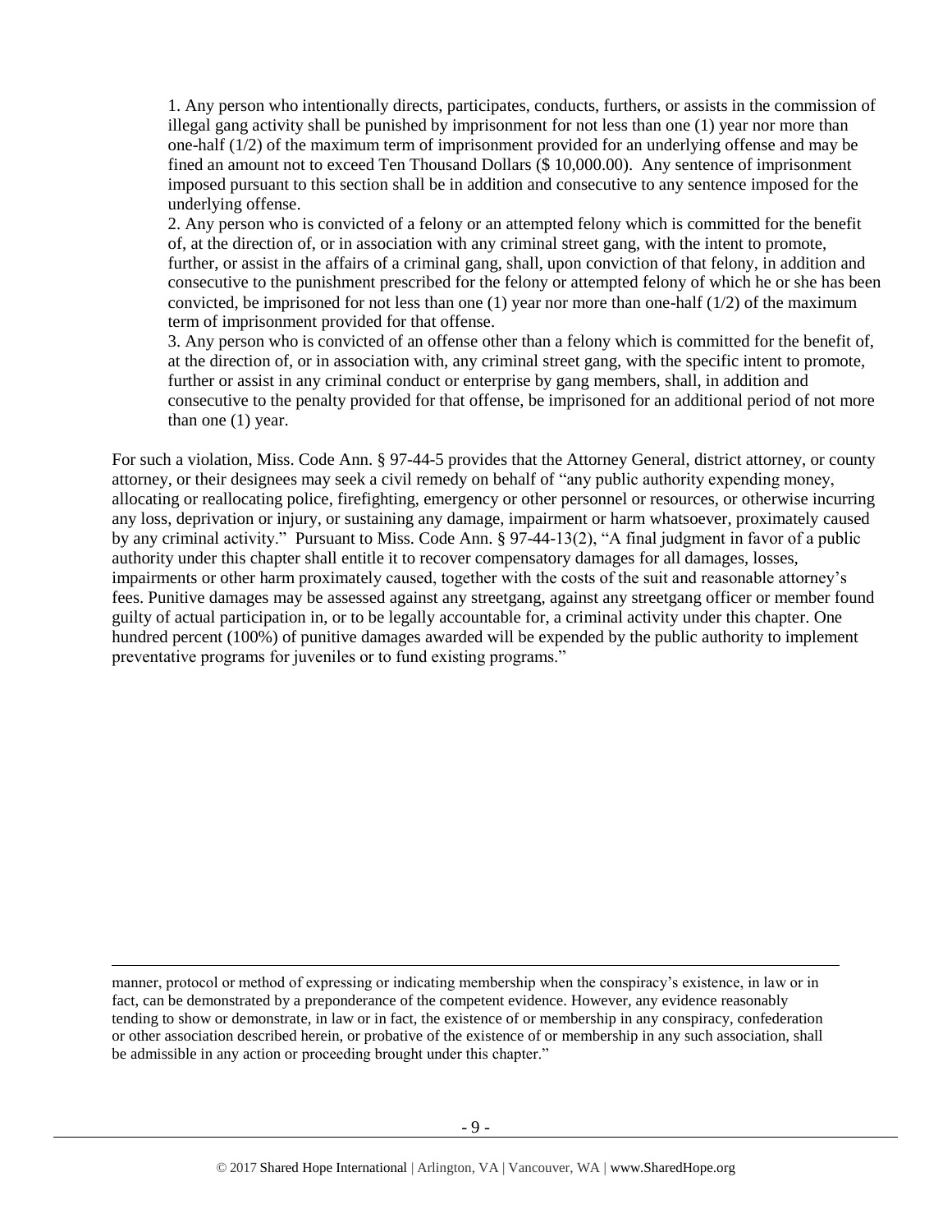1. Any person who intentionally directs, participates, conducts, furthers, or assists in the commission of illegal gang activity shall be punished by imprisonment for not less than one (1) year nor more than one-half (1/2) of the maximum term of imprisonment provided for an underlying offense and may be fined an amount not to exceed Ten Thousand Dollars ($ 10,000.00). Any sentence of imprisonment imposed pursuant to this section shall be in addition and consecutive to any sentence imposed for the underlying offense.

2. Any person who is convicted of a felony or an attempted felony which is committed for the benefit of, at the direction of, or in association with any criminal street gang, with the intent to promote, further, or assist in the affairs of a criminal gang, shall, upon conviction of that felony, in addition and consecutive to the punishment prescribed for the felony or attempted felony of which he or she has been convicted, be imprisoned for not less than one (1) year nor more than one-half (1/2) of the maximum term of imprisonment provided for that offense.

3. Any person who is convicted of an offense other than a felony which is committed for the benefit of, at the direction of, or in association with, any criminal street gang, with the specific intent to promote, further or assist in any criminal conduct or enterprise by gang members, shall, in addition and consecutive to the penalty provided for that offense, be imprisoned for an additional period of not more than one (1) year.

For such a violation, Miss. Code Ann. § 97-44-5 provides that the Attorney General, district attorney, or county attorney, or their designees may seek a civil remedy on behalf of "any public authority expending money, allocating or reallocating police, firefighting, emergency or other personnel or resources, or otherwise incurring any loss, deprivation or injury, or sustaining any damage, impairment or harm whatsoever, proximately caused by any criminal activity." Pursuant to Miss. Code Ann. § 97-44-13(2), "A final judgment in favor of a public authority under this chapter shall entitle it to recover compensatory damages for all damages, losses, impairments or other harm proximately caused, together with the costs of the suit and reasonable attorney's fees. Punitive damages may be assessed against any streetgang, against any streetgang officer or member found guilty of actual participation in, or to be legally accountable for, a criminal activity under this chapter. One hundred percent (100%) of punitive damages awarded will be expended by the public authority to implement preventative programs for juveniles or to fund existing programs."

---

manner, protocol or method of expressing or indicating membership when the conspiracy's existence, in law or in fact, can be demonstrated by a preponderance of the competent evidence. However, any evidence reasonably tending to show or demonstrate, in law or in fact, the existence of or membership in any conspiracy, confederation or other association described herein, or probative of the existence of or membership in any such association, shall be admissible in any action or proceeding brought under this chapter."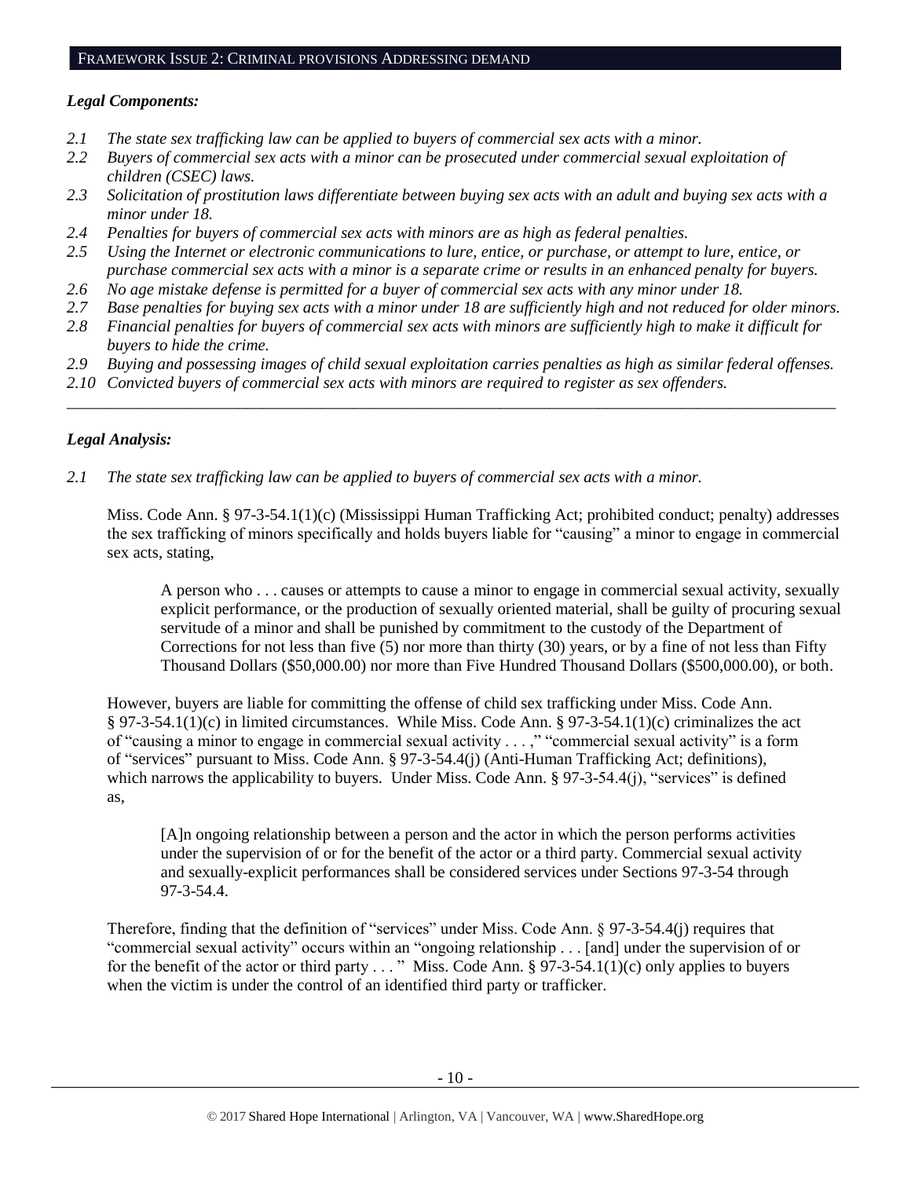## FRAMEWORK ISSUE 2: CRIMINAL PROVISIONS ADDRESSING DEMAND

***Legal Components:***

- *2.1 The state sex trafficking law can be applied to buyers of commercial sex acts with a minor.*
- *2.2 Buyers of commercial sex acts with a minor can be prosecuted under commercial sexual exploitation of children (CSEC) laws.*
- *2.3 Solicitation of prostitution laws differentiate between buying sex acts with an adult and buying sex acts with a minor under 18.*
- *2.4 Penalties for buyers of commercial sex acts with minors are as high as federal penalties.*
- *2.5 Using the Internet or electronic communications to lure, entice, or purchase, or attempt to lure, entice, or purchase commercial sex acts with a minor is a separate crime or results in an enhanced penalty for buyers.*
- *2.6 No age mistake defense is permitted for a buyer of commercial sex acts with any minor under 18.*
- *2.7 Base penalties for buying sex acts with a minor under 18 are sufficiently high and not reduced for older minors.*
- *2.8 Financial penalties for buyers of commercial sex acts with minors are sufficiently high to make it difficult for buyers to hide the crime.*
- *2.9 Buying and possessing images of child sexual exploitation carries penalties as high as similar federal offenses.*
- *2.10 Convicted buyers of commercial sex acts with minors are required to register as sex offenders.*

---

***Legal Analysis:***

*2.1 The state sex trafficking law can be applied to buyers of commercial sex acts with a minor.*

Miss. Code Ann. § 97-3-54.1(1)(c) (Mississippi Human Trafficking Act; prohibited conduct; penalty) addresses the sex trafficking of minors specifically and holds buyers liable for "causing" a minor to engage in commercial sex acts, stating,

> A person who . . . causes or attempts to cause a minor to engage in commercial sexual activity, sexually explicit performance, or the production of sexually oriented material, shall be guilty of procuring sexual servitude of a minor and shall be punished by commitment to the custody of the Department of Corrections for not less than five (5) nor more than thirty (30) years, or by a fine of not less than Fifty Thousand Dollars ($50,000.00) nor more than Five Hundred Thousand Dollars ($500,000.00), or both.

However, buyers are liable for committing the offense of child sex trafficking under Miss. Code Ann. § 97-3-54.1(1)(c) in limited circumstances. While Miss. Code Ann. § 97-3-54.1(1)(c) criminalizes the act of "causing a minor to engage in commercial sexual activity . . . ," "commercial sexual activity" is a form of "services" pursuant to Miss. Code Ann. § 97-3-54.4(j) (Anti-Human Trafficking Act; definitions), which narrows the applicability to buyers. Under Miss. Code Ann. § 97-3-54.4(j), "services" is defined as,

> [A]n ongoing relationship between a person and the actor in which the person performs activities under the supervision of or for the benefit of the actor or a third party. Commercial sexual activity and sexually-explicit performances shall be considered services under Sections 97-3-54 through 97-3-54.4.

Therefore, finding that the definition of "services" under Miss. Code Ann. § 97-3-54.4(j) requires that "commercial sexual activity" occurs within an "ongoing relationship . . . [and] under the supervision of or for the benefit of the actor or third party . . . " Miss. Code Ann. § 97-3-54.1(1)(c) only applies to buyers when the victim is under the control of an identified third party or trafficker.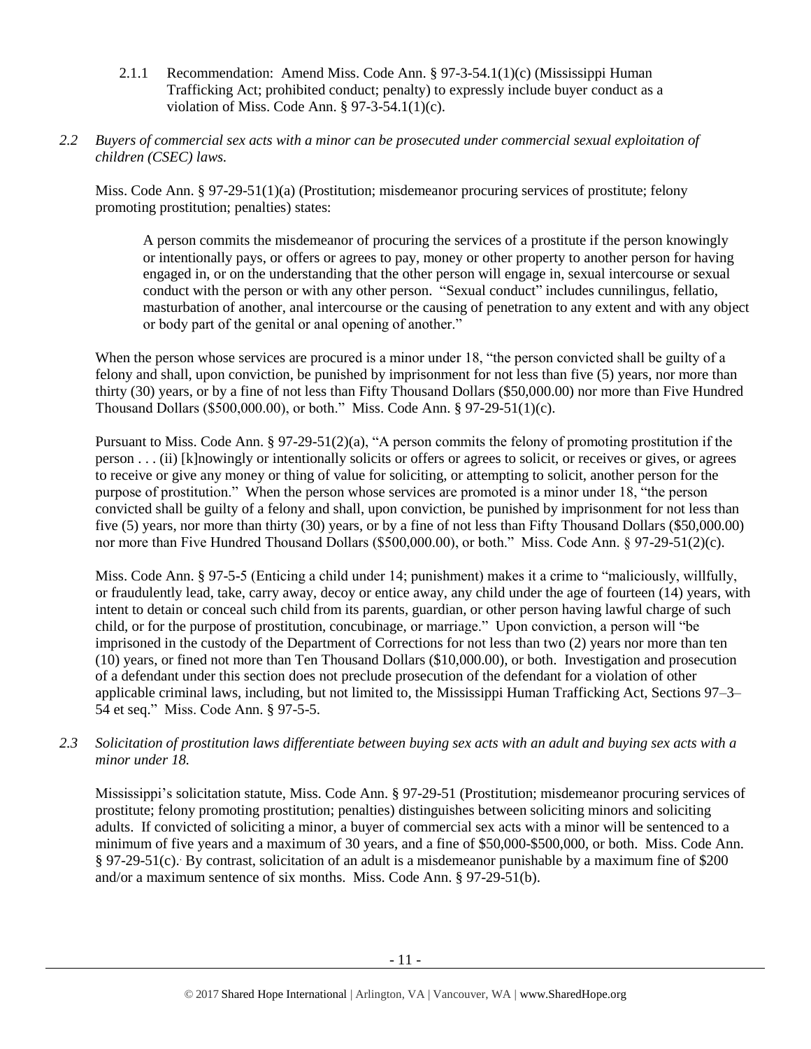2.1.1 Recommendation: Amend Miss. Code Ann. § 97-3-54.1(1)(c) (Mississippi Human Trafficking Act; prohibited conduct; penalty) to expressly include buyer conduct as a violation of Miss. Code Ann. § 97-3-54.1(1)(c).

*2.2 Buyers of commercial sex acts with a minor can be prosecuted under commercial sexual exploitation of children (CSEC) laws.*

Miss. Code Ann. § 97-29-51(1)(a) (Prostitution; misdemeanor procuring services of prostitute; felony promoting prostitution; penalties) states:

> A person commits the misdemeanor of procuring the services of a prostitute if the person knowingly or intentionally pays, or offers or agrees to pay, money or other property to another person for having engaged in, or on the understanding that the other person will engage in, sexual intercourse or sexual conduct with the person or with any other person. "Sexual conduct" includes cunnilingus, fellatio, masturbation of another, anal intercourse or the causing of penetration to any extent and with any object or body part of the genital or anal opening of another."

When the person whose services are procured is a minor under 18, "the person convicted shall be guilty of a felony and shall, upon conviction, be punished by imprisonment for not less than five (5) years, nor more than thirty (30) years, or by a fine of not less than Fifty Thousand Dollars ($50,000.00) nor more than Five Hundred Thousand Dollars ($500,000.00), or both." Miss. Code Ann. § 97-29-51(1)(c).

Pursuant to Miss. Code Ann. § 97-29-51(2)(a), "A person commits the felony of promoting prostitution if the person . . . (ii) [k]nowingly or intentionally solicits or offers or agrees to solicit, or receives or gives, or agrees to receive or give any money or thing of value for soliciting, or attempting to solicit, another person for the purpose of prostitution." When the person whose services are promoted is a minor under 18, "the person convicted shall be guilty of a felony and shall, upon conviction, be punished by imprisonment for not less than five (5) years, nor more than thirty (30) years, or by a fine of not less than Fifty Thousand Dollars ($50,000.00) nor more than Five Hundred Thousand Dollars ($500,000.00), or both." Miss. Code Ann. § 97-29-51(2)(c).

Miss. Code Ann. § 97-5-5 (Enticing a child under 14; punishment) makes it a crime to "maliciously, willfully, or fraudulently lead, take, carry away, decoy or entice away, any child under the age of fourteen (14) years, with intent to detain or conceal such child from its parents, guardian, or other person having lawful charge of such child, or for the purpose of prostitution, concubinage, or marriage." Upon conviction, a person will "be imprisoned in the custody of the Department of Corrections for not less than two (2) years nor more than ten (10) years, or fined not more than Ten Thousand Dollars ($10,000.00), or both. Investigation and prosecution of a defendant under this section does not preclude prosecution of the defendant for a violation of other applicable criminal laws, including, but not limited to, the Mississippi Human Trafficking Act, Sections 97–3–54 et seq." Miss. Code Ann. § 97-5-5.

*2.3 Solicitation of prostitution laws differentiate between buying sex acts with an adult and buying sex acts with a minor under 18.*

Mississippi's solicitation statute, Miss. Code Ann. § 97-29-51 (Prostitution; misdemeanor procuring services of prostitute; felony promoting prostitution; penalties) distinguishes between soliciting minors and soliciting adults. If convicted of soliciting a minor, a buyer of commercial sex acts with a minor will be sentenced to a minimum of five years and a maximum of 30 years, and a fine of $50,000-$500,000, or both. Miss. Code Ann. § 97-29-51(c). By contrast, solicitation of an adult is a misdemeanor punishable by a maximum fine of $200 and/or a maximum sentence of six months. Miss. Code Ann. § 97-29-51(b).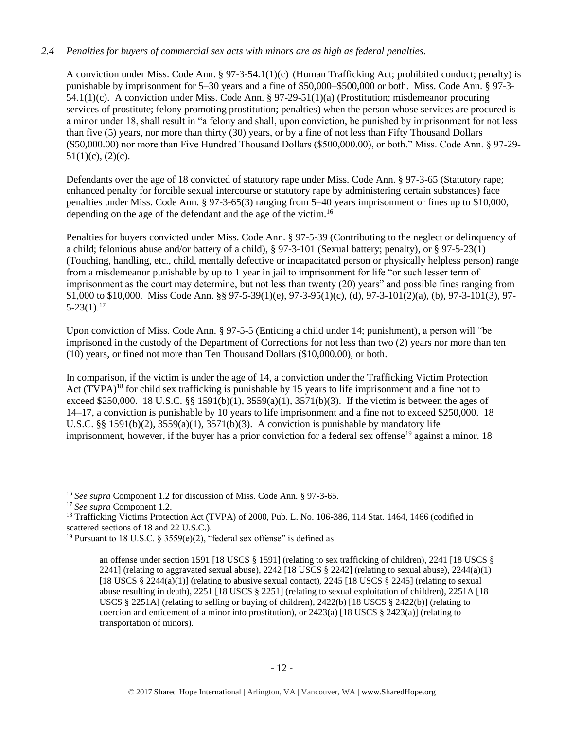*2.4 Penalties for buyers of commercial sex acts with minors are as high as federal penalties.*

A conviction under Miss. Code Ann. § 97-3-54.1(1)(c) (Human Trafficking Act; prohibited conduct; penalty) is punishable by imprisonment for 5–30 years and a fine of $50,000–$500,000 or both. Miss. Code Ann. § 97-3-54.1(1)(c). A conviction under Miss. Code Ann. § 97-29-51(1)(a) (Prostitution; misdemeanor procuring services of prostitute; felony promoting prostitution; penalties) when the person whose services are procured is a minor under 18, shall result in "a felony and shall, upon conviction, be punished by imprisonment for not less than five (5) years, nor more than thirty (30) years, or by a fine of not less than Fifty Thousand Dollars ($50,000.00) nor more than Five Hundred Thousand Dollars ($500,000.00), or both." Miss. Code Ann. § 97-29-51(1)(c), (2)(c).

Defendants over the age of 18 convicted of statutory rape under Miss. Code Ann. § 97-3-65 (Statutory rape; enhanced penalty for forcible sexual intercourse or statutory rape by administering certain substances) face penalties under Miss. Code Ann. § 97-3-65(3) ranging from 5–40 years imprisonment or fines up to $10,000, depending on the age of the defendant and the age of the victim.[16]

Penalties for buyers convicted under Miss. Code Ann. § 97-5-39 (Contributing to the neglect or delinquency of a child; felonious abuse and/or battery of a child), § 97-3-101 (Sexual battery; penalty), or § 97-5-23(1) (Touching, handling, etc., child, mentally defective or incapacitated person or physically helpless person) range from a misdemeanor punishable by up to 1 year in jail to imprisonment for life "or such lesser term of imprisonment as the court may determine, but not less than twenty (20) years" and possible fines ranging from $1,000 to $10,000. Miss Code Ann. §§ 97-5-39(1)(e), 97-3-95(1)(c), (d), 97-3-101(2)(a), (b), 97-3-101(3), 97-5-23(1).[17]

Upon conviction of Miss. Code Ann. § 97-5-5 (Enticing a child under 14; punishment), a person will "be imprisoned in the custody of the Department of Corrections for not less than two (2) years nor more than ten (10) years, or fined not more than Ten Thousand Dollars ($10,000.00), or both.

In comparison, if the victim is under the age of 14, a conviction under the Trafficking Victim Protection Act (TVPA)[18] for child sex trafficking is punishable by 15 years to life imprisonment and a fine not to exceed $250,000. 18 U.S.C. §§ 1591(b)(1), 3559(a)(1), 3571(b)(3). If the victim is between the ages of 14–17, a conviction is punishable by 10 years to life imprisonment and a fine not to exceed $250,000. 18 U.S.C. §§ 1591(b)(2), 3559(a)(1), 3571(b)(3). A conviction is punishable by mandatory life imprisonment, however, if the buyer has a prior conviction for a federal sex offense[19] against a minor. 18

---

[16] *See supra* Component 1.2 for discussion of Miss. Code Ann. § 97-3-65.

[17] *See supra* Component 1.2.

[18] Trafficking Victims Protection Act (TVPA) of 2000, Pub. L. No. 106-386, 114 Stat. 1464, 1466 (codified in scattered sections of 18 and 22 U.S.C.).

[19] Pursuant to 18 U.S.C. § 3559(e)(2), "federal sex offense" is defined as

> an offense under section 1591 [18 USCS § 1591] (relating to sex trafficking of children), 2241 [18 USCS § 2241] (relating to aggravated sexual abuse), 2242 [18 USCS § 2242] (relating to sexual abuse), 2244(a)(1) [18 USCS § 2244(a)(1)] (relating to abusive sexual contact), 2245 [18 USCS § 2245] (relating to sexual abuse resulting in death), 2251 [18 USCS § 2251] (relating to sexual exploitation of children), 2251A [18 USCS § 2251A] (relating to selling or buying of children), 2422(b) [18 USCS § 2422(b)] (relating to coercion and enticement of a minor into prostitution), or 2423(a) [18 USCS § 2423(a)] (relating to transportation of minors).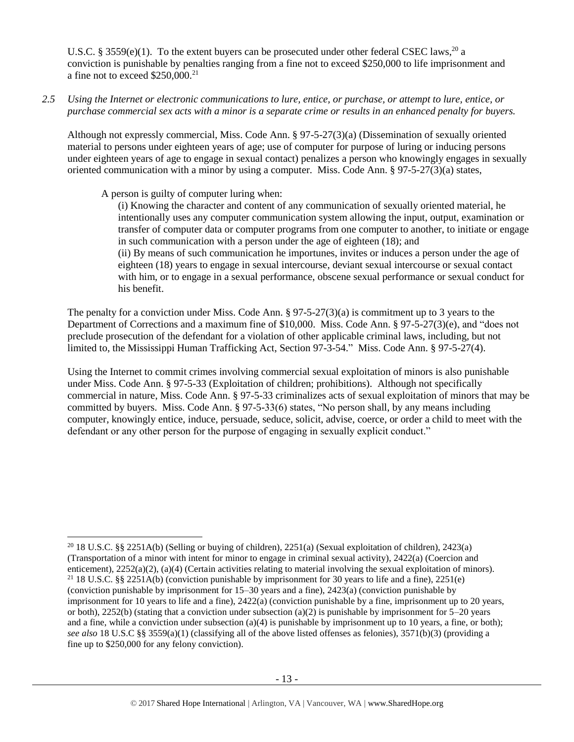U.S.C. § 3559(e)(1). To the extent buyers can be prosecuted under other federal CSEC laws,[20] a conviction is punishable by penalties ranging from a fine not to exceed $250,000 to life imprisonment and a fine not to exceed $250,000.[21]

*2.5 Using the Internet or electronic communications to lure, entice, or purchase, or attempt to lure, entice, or purchase commercial sex acts with a minor is a separate crime or results in an enhanced penalty for buyers.*

Although not expressly commercial, Miss. Code Ann. § 97-5-27(3)(a) (Dissemination of sexually oriented material to persons under eighteen years of age; use of computer for purpose of luring or inducing persons under eighteen years of age to engage in sexual contact) penalizes a person who knowingly engages in sexually oriented communication with a minor by using a computer. Miss. Code Ann. § 97-5-27(3)(a) states,

> A person is guilty of computer luring when:
>
> (i) Knowing the character and content of any communication of sexually oriented material, he intentionally uses any computer communication system allowing the input, output, examination or transfer of computer data or computer programs from one computer to another, to initiate or engage in such communication with a person under the age of eighteen (18); and
>
> (ii) By means of such communication he importunes, invites or induces a person under the age of eighteen (18) years to engage in sexual intercourse, deviant sexual intercourse or sexual contact with him, or to engage in a sexual performance, obscene sexual performance or sexual conduct for his benefit.

The penalty for a conviction under Miss. Code Ann. § 97-5-27(3)(a) is commitment up to 3 years to the Department of Corrections and a maximum fine of $10,000. Miss. Code Ann. § 97-5-27(3)(e), and "does not preclude prosecution of the defendant for a violation of other applicable criminal laws, including, but not limited to, the Mississippi Human Trafficking Act, Section 97-3-54." Miss. Code Ann. § 97-5-27(4).

Using the Internet to commit crimes involving commercial sexual exploitation of minors is also punishable under Miss. Code Ann. § 97-5-33 (Exploitation of children; prohibitions). Although not specifically commercial in nature, Miss. Code Ann. § 97-5-33 criminalizes acts of sexual exploitation of minors that may be committed by buyers. Miss. Code Ann. § 97-5-33(6) states, "No person shall, by any means including computer, knowingly entice, induce, persuade, seduce, solicit, advise, coerce, or order a child to meet with the defendant or any other person for the purpose of engaging in sexually explicit conduct."

---

[20] 18 U.S.C. §§ 2251A(b) (Selling or buying of children), 2251(a) (Sexual exploitation of children), 2423(a) (Transportation of a minor with intent for minor to engage in criminal sexual activity), 2422(a) (Coercion and enticement), 2252(a)(2), (a)(4) (Certain activities relating to material involving the sexual exploitation of minors).

[21] 18 U.S.C. §§ 2251A(b) (conviction punishable by imprisonment for 30 years to life and a fine), 2251(e) (conviction punishable by imprisonment for 15–30 years and a fine), 2423(a) (conviction punishable by imprisonment for 10 years to life and a fine), 2422(a) (conviction punishable by a fine, imprisonment up to 20 years, or both), 2252(b) (stating that a conviction under subsection (a)(2) is punishable by imprisonment for 5–20 years and a fine, while a conviction under subsection (a)(4) is punishable by imprisonment up to 10 years, a fine, or both); *see also* 18 U.S.C §§ 3559(a)(1) (classifying all of the above listed offenses as felonies), 3571(b)(3) (providing a fine up to $250,000 for any felony conviction).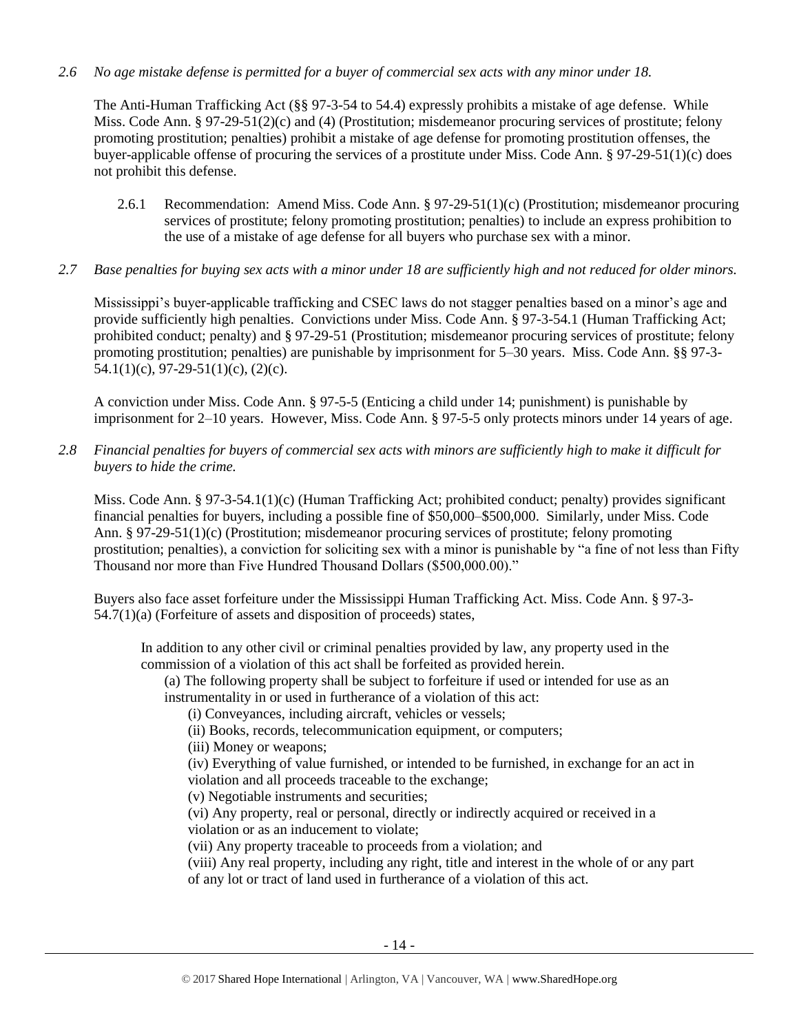*2.6 No age mistake defense is permitted for a buyer of commercial sex acts with any minor under 18.*

The Anti-Human Trafficking Act (§§ 97-3-54 to 54.4) expressly prohibits a mistake of age defense. While Miss. Code Ann. § 97-29-51(2)(c) and (4) (Prostitution; misdemeanor procuring services of prostitute; felony promoting prostitution; penalties) prohibit a mistake of age defense for promoting prostitution offenses, the buyer-applicable offense of procuring the services of a prostitute under Miss. Code Ann. § 97-29-51(1)(c) does not prohibit this defense.

2.6.1 Recommendation: Amend Miss. Code Ann. § 97-29-51(1)(c) (Prostitution; misdemeanor procuring services of prostitute; felony promoting prostitution; penalties) to include an express prohibition to the use of a mistake of age defense for all buyers who purchase sex with a minor.

*2.7 Base penalties for buying sex acts with a minor under 18 are sufficiently high and not reduced for older minors.*

Mississippi's buyer-applicable trafficking and CSEC laws do not stagger penalties based on a minor's age and provide sufficiently high penalties. Convictions under Miss. Code Ann. § 97-3-54.1 (Human Trafficking Act; prohibited conduct; penalty) and § 97-29-51 (Prostitution; misdemeanor procuring services of prostitute; felony promoting prostitution; penalties) are punishable by imprisonment for 5–30 years. Miss. Code Ann. §§ 97-3-54.1(1)(c), 97-29-51(1)(c), (2)(c).

A conviction under Miss. Code Ann. § 97-5-5 (Enticing a child under 14; punishment) is punishable by imprisonment for 2–10 years. However, Miss. Code Ann. § 97-5-5 only protects minors under 14 years of age.

*2.8 Financial penalties for buyers of commercial sex acts with minors are sufficiently high to make it difficult for buyers to hide the crime.*

Miss. Code Ann. § 97-3-54.1(1)(c) (Human Trafficking Act; prohibited conduct; penalty) provides significant financial penalties for buyers, including a possible fine of \$50,000–\$500,000. Similarly, under Miss. Code Ann. § 97-29-51(1)(c) (Prostitution; misdemeanor procuring services of prostitute; felony promoting prostitution; penalties), a conviction for soliciting sex with a minor is punishable by "a fine of not less than Fifty Thousand nor more than Five Hundred Thousand Dollars (\$500,000.00)."

Buyers also face asset forfeiture under the Mississippi Human Trafficking Act. Miss. Code Ann. § 97-3-54.7(1)(a) (Forfeiture of assets and disposition of proceeds) states,

> In addition to any other civil or criminal penalties provided by law, any property used in the commission of a violation of this act shall be forfeited as provided herein.
>
> (a) The following property shall be subject to forfeiture if used or intended for use as an instrumentality in or used in furtherance of a violation of this act:
>
> (i) Conveyances, including aircraft, vehicles or vessels;
>
> (ii) Books, records, telecommunication equipment, or computers;
>
> (iii) Money or weapons;
>
> (iv) Everything of value furnished, or intended to be furnished, in exchange for an act in violation and all proceeds traceable to the exchange;
>
> (v) Negotiable instruments and securities;
>
> (vi) Any property, real or personal, directly or indirectly acquired or received in a violation or as an inducement to violate;
>
> (vii) Any property traceable to proceeds from a violation; and
>
> (viii) Any real property, including any right, title and interest in the whole of or any part of any lot or tract of land used in furtherance of a violation of this act.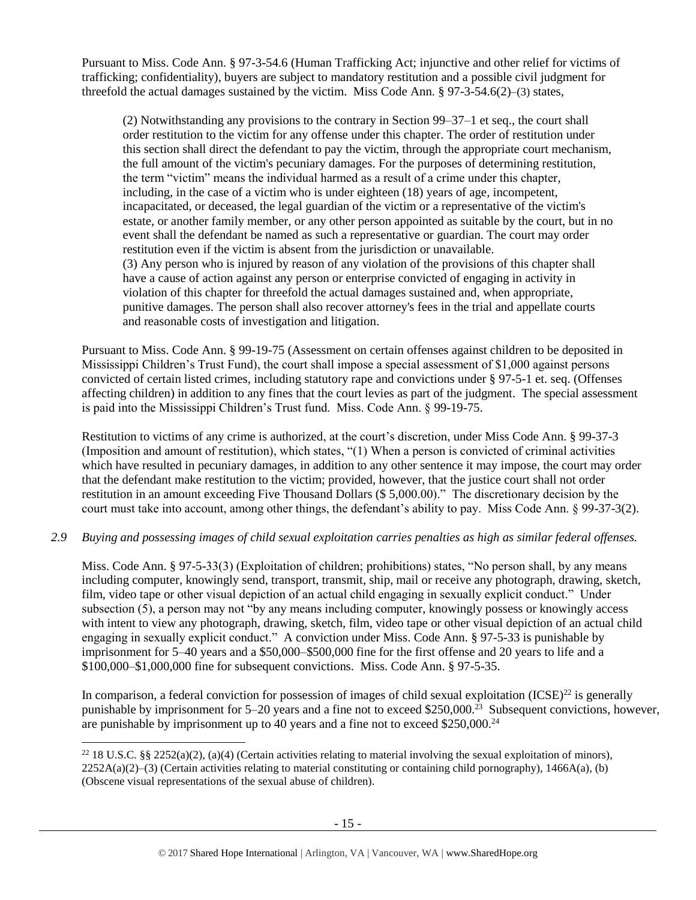Pursuant to Miss. Code Ann. § 97-3-54.6 (Human Trafficking Act; injunctive and other relief for victims of trafficking; confidentiality), buyers are subject to mandatory restitution and a possible civil judgment for threefold the actual damages sustained by the victim. Miss Code Ann. § 97-3-54.6(2)–(3) states,

> (2) Notwithstanding any provisions to the contrary in Section 99–37–1 et seq., the court shall order restitution to the victim for any offense under this chapter. The order of restitution under this section shall direct the defendant to pay the victim, through the appropriate court mechanism, the full amount of the victim's pecuniary damages. For the purposes of determining restitution, the term "victim" means the individual harmed as a result of a crime under this chapter, including, in the case of a victim who is under eighteen (18) years of age, incompetent, incapacitated, or deceased, the legal guardian of the victim or a representative of the victim's estate, or another family member, or any other person appointed as suitable by the court, but in no event shall the defendant be named as such a representative or guardian. The court may order restitution even if the victim is absent from the jurisdiction or unavailable.
> (3) Any person who is injured by reason of any violation of the provisions of this chapter shall have a cause of action against any person or enterprise convicted of engaging in activity in violation of this chapter for threefold the actual damages sustained and, when appropriate, punitive damages. The person shall also recover attorney's fees in the trial and appellate courts and reasonable costs of investigation and litigation.

Pursuant to Miss. Code Ann. § 99-19-75 (Assessment on certain offenses against children to be deposited in Mississippi Children's Trust Fund), the court shall impose a special assessment of $1,000 against persons convicted of certain listed crimes, including statutory rape and convictions under § 97-5-1 et. seq. (Offenses affecting children) in addition to any fines that the court levies as part of the judgment. The special assessment is paid into the Mississippi Children's Trust fund. Miss. Code Ann. § 99-19-75.

Restitution to victims of any crime is authorized, at the court's discretion, under Miss Code Ann. § 99-37-3 (Imposition and amount of restitution), which states, "(1) When a person is convicted of criminal activities which have resulted in pecuniary damages, in addition to any other sentence it may impose, the court may order that the defendant make restitution to the victim; provided, however, that the justice court shall not order restitution in an amount exceeding Five Thousand Dollars ($ 5,000.00)." The discretionary decision by the court must take into account, among other things, the defendant's ability to pay. Miss Code Ann. § 99-37-3(2).

*2.9 Buying and possessing images of child sexual exploitation carries penalties as high as similar federal offenses.*

Miss. Code Ann. § 97-5-33(3) (Exploitation of children; prohibitions) states, "No person shall, by any means including computer, knowingly send, transport, transmit, ship, mail or receive any photograph, drawing, sketch, film, video tape or other visual depiction of an actual child engaging in sexually explicit conduct." Under subsection (5), a person may not "by any means including computer, knowingly possess or knowingly access with intent to view any photograph, drawing, sketch, film, video tape or other visual depiction of an actual child engaging in sexually explicit conduct." A conviction under Miss. Code Ann. § 97-5-33 is punishable by imprisonment for 5–40 years and a $50,000–$500,000 fine for the first offense and 20 years to life and a $100,000–$1,000,000 fine for subsequent convictions. Miss. Code Ann. § 97-5-35.

In comparison, a federal conviction for possession of images of child sexual exploitation (ICSE)[22] is generally punishable by imprisonment for 5–20 years and a fine not to exceed $250,000.[23] Subsequent convictions, however, are punishable by imprisonment up to 40 years and a fine not to exceed $250,000.[24]

[22] 18 U.S.C. §§ 2252(a)(2), (a)(4) (Certain activities relating to material involving the sexual exploitation of minors), 2252A(a)(2)–(3) (Certain activities relating to material constituting or containing child pornography), 1466A(a), (b) (Obscene visual representations of the sexual abuse of children).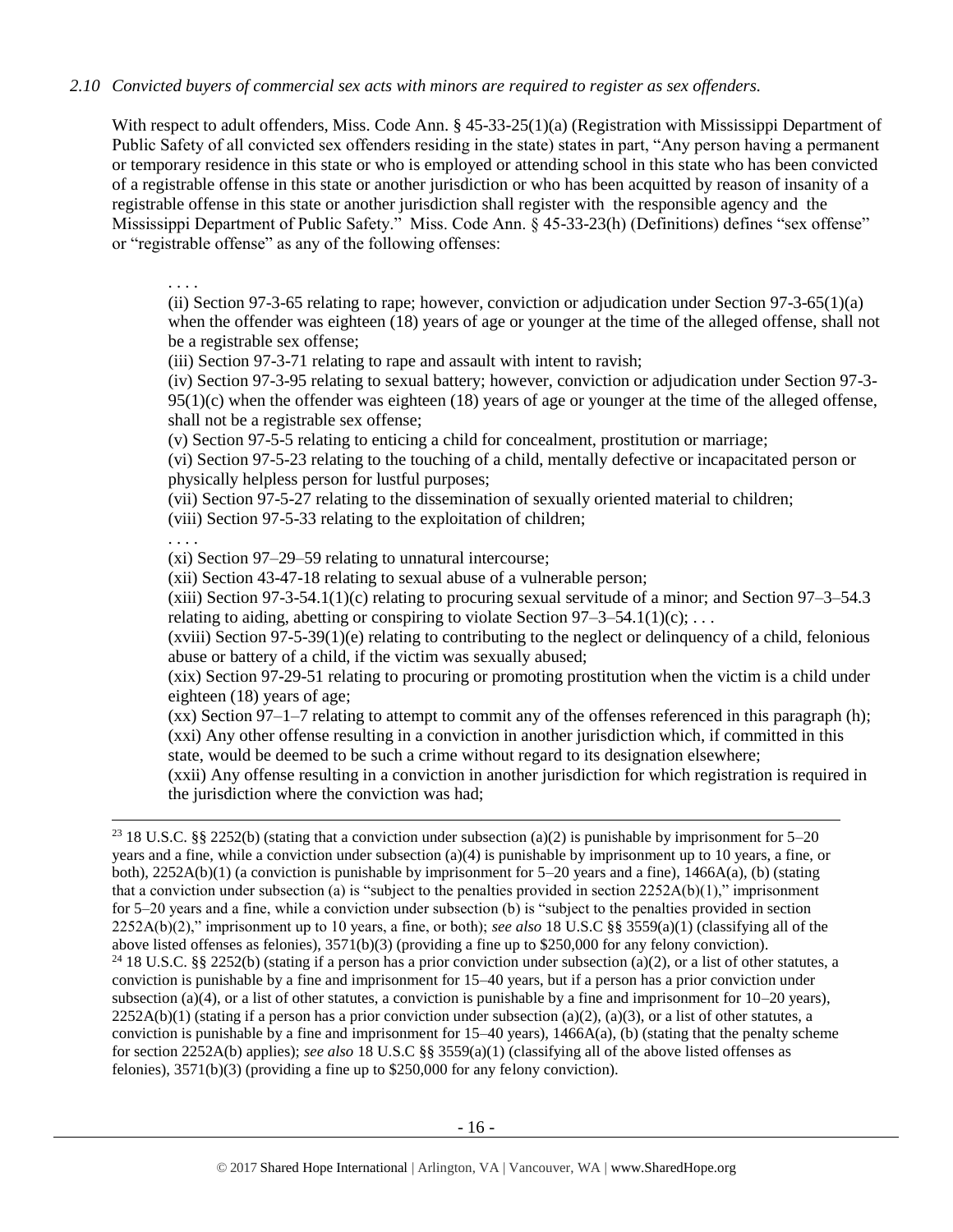*2.10 Convicted buyers of commercial sex acts with minors are required to register as sex offenders.*

With respect to adult offenders, Miss. Code Ann. § 45-33-25(1)(a) (Registration with Mississippi Department of Public Safety of all convicted sex offenders residing in the state) states in part, "Any person having a permanent or temporary residence in this state or who is employed or attending school in this state who has been convicted of a registrable offense in this state or another jurisdiction or who has been acquitted by reason of insanity of a registrable offense in this state or another jurisdiction shall register with the responsible agency and the Mississippi Department of Public Safety." Miss. Code Ann. § 45-33-23(h) (Definitions) defines "sex offense" or "registrable offense" as any of the following offenses:

> . . . .
>
> (ii) Section 97-3-65 relating to rape; however, conviction or adjudication under Section 97-3-65(1)(a) when the offender was eighteen (18) years of age or younger at the time of the alleged offense, shall not be a registrable sex offense;
>
> (iii) Section 97-3-71 relating to rape and assault with intent to ravish;
>
> (iv) Section 97-3-95 relating to sexual battery; however, conviction or adjudication under Section 97-3-95(1)(c) when the offender was eighteen (18) years of age or younger at the time of the alleged offense, shall not be a registrable sex offense;
>
> (v) Section 97-5-5 relating to enticing a child for concealment, prostitution or marriage;
>
> (vi) Section 97-5-23 relating to the touching of a child, mentally defective or incapacitated person or physically helpless person for lustful purposes;
>
> (vii) Section 97-5-27 relating to the dissemination of sexually oriented material to children;
>
> (viii) Section 97-5-33 relating to the exploitation of children;
>
> . . . .
>
> (xi) Section 97–29–59 relating to unnatural intercourse;
>
> (xii) Section 43-47-18 relating to sexual abuse of a vulnerable person;
>
> (xiii) Section 97-3-54.1(1)(c) relating to procuring sexual servitude of a minor; and Section 97–3–54.3 relating to aiding, abetting or conspiring to violate Section 97–3–54.1(1)(c); . . .
>
> (xviii) Section 97-5-39(1)(e) relating to contributing to the neglect or delinquency of a child, felonious abuse or battery of a child, if the victim was sexually abused;
>
> (xix) Section 97-29-51 relating to procuring or promoting prostitution when the victim is a child under eighteen (18) years of age;
>
> (xx) Section 97–1–7 relating to attempt to commit any of the offenses referenced in this paragraph (h);
>
> (xxi) Any other offense resulting in a conviction in another jurisdiction which, if committed in this state, would be deemed to be such a crime without regard to its designation elsewhere;
>
> (xxii) Any offense resulting in a conviction in another jurisdiction for which registration is required in the jurisdiction where the conviction was had;

---

[23] 18 U.S.C. §§ 2252(b) (stating that a conviction under subsection (a)(2) is punishable by imprisonment for 5–20 years and a fine, while a conviction under subsection (a)(4) is punishable by imprisonment up to 10 years, a fine, or both), 2252A(b)(1) (a conviction is punishable by imprisonment for 5–20 years and a fine), 1466A(a), (b) (stating that a conviction under subsection (a) is "subject to the penalties provided in section 2252A(b)(1)," imprisonment for 5–20 years and a fine, while a conviction under subsection (b) is "subject to the penalties provided in section 2252A(b)(2)," imprisonment up to 10 years, a fine, or both); *see also* 18 U.S.C §§ 3559(a)(1) (classifying all of the above listed offenses as felonies), 3571(b)(3) (providing a fine up to $250,000 for any felony conviction).

[24] 18 U.S.C. §§ 2252(b) (stating if a person has a prior conviction under subsection (a)(2), or a list of other statutes, a conviction is punishable by a fine and imprisonment for 15–40 years, but if a person has a prior conviction under subsection (a)(4), or a list of other statutes, a conviction is punishable by a fine and imprisonment for 10–20 years), 2252A(b)(1) (stating if a person has a prior conviction under subsection (a)(2), (a)(3), or a list of other statutes, a conviction is punishable by a fine and imprisonment for 15–40 years), 1466A(a), (b) (stating that the penalty scheme for section 2252A(b) applies); *see also* 18 U.S.C §§ 3559(a)(1) (classifying all of the above listed offenses as felonies), 3571(b)(3) (providing a fine up to $250,000 for any felony conviction).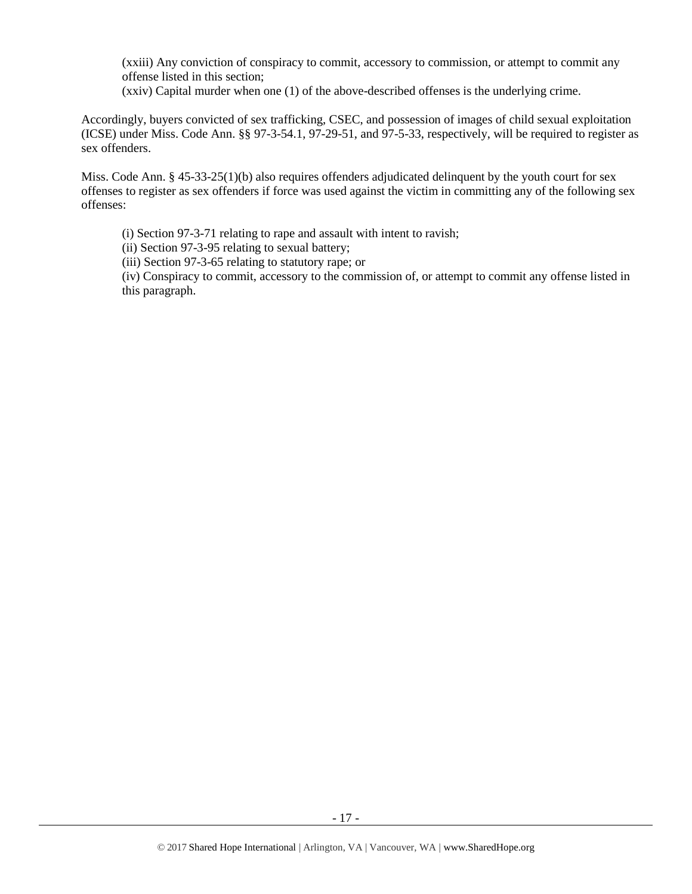(xxiii) Any conviction of conspiracy to commit, accessory to commission, or attempt to commit any offense listed in this section;

(xxiv) Capital murder when one (1) of the above-described offenses is the underlying crime.

Accordingly, buyers convicted of sex trafficking, CSEC, and possession of images of child sexual exploitation (ICSE) under Miss. Code Ann. §§ 97-3-54.1, 97-29-51, and 97-5-33, respectively, will be required to register as sex offenders.

Miss. Code Ann. § 45-33-25(1)(b) also requires offenders adjudicated delinquent by the youth court for sex offenses to register as sex offenders if force was used against the victim in committing any of the following sex offenses:

(i) Section 97-3-71 relating to rape and assault with intent to ravish;

(ii) Section 97-3-95 relating to sexual battery;

(iii) Section 97-3-65 relating to statutory rape; or

(iv) Conspiracy to commit, accessory to the commission of, or attempt to commit any offense listed in this paragraph.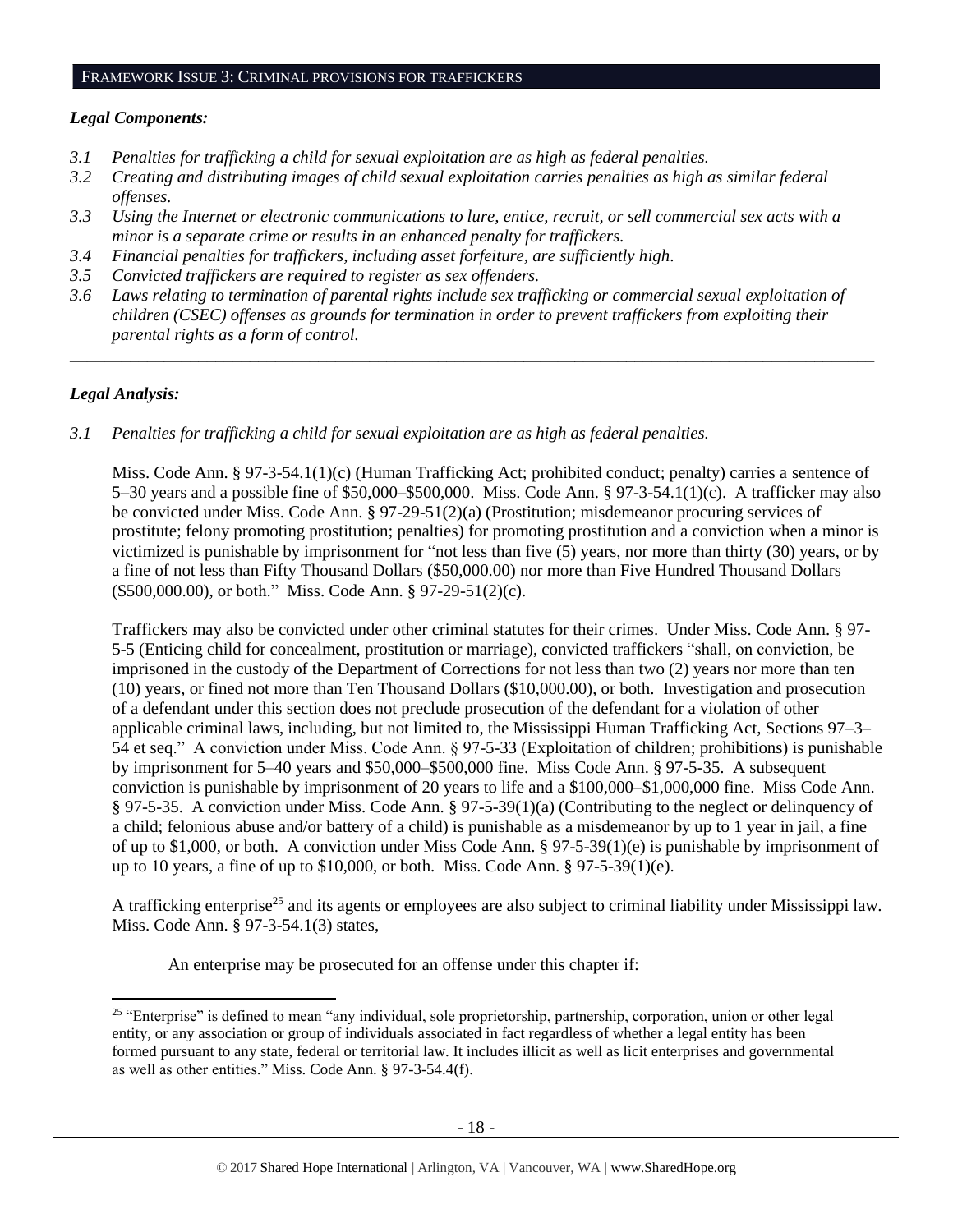## FRAMEWORK ISSUE 3: CRIMINAL PROVISIONS FOR TRAFFICKERS

### *Legal Components:*

- *3.1 Penalties for trafficking a child for sexual exploitation are as high as federal penalties.*
- *3.2 Creating and distributing images of child sexual exploitation carries penalties as high as similar federal offenses.*
- *3.3 Using the Internet or electronic communications to lure, entice, recruit, or sell commercial sex acts with a minor is a separate crime or results in an enhanced penalty for traffickers.*
- *3.4 Financial penalties for traffickers, including asset forfeiture, are sufficiently high.*
- *3.5 Convicted traffickers are required to register as sex offenders.*
- *3.6 Laws relating to termination of parental rights include sex trafficking or commercial sexual exploitation of children (CSEC) offenses as grounds for termination in order to prevent traffickers from exploiting their parental rights as a form of control.*

---

### *Legal Analysis:*

*3.1 Penalties for trafficking a child for sexual exploitation are as high as federal penalties.*

Miss. Code Ann. § 97-3-54.1(1)(c) (Human Trafficking Act; prohibited conduct; penalty) carries a sentence of 5–30 years and a possible fine of $50,000–$500,000. Miss. Code Ann. § 97-3-54.1(1)(c). A trafficker may also be convicted under Miss. Code Ann. § 97-29-51(2)(a) (Prostitution; misdemeanor procuring services of prostitute; felony promoting prostitution; penalties) for promoting prostitution and a conviction when a minor is victimized is punishable by imprisonment for "not less than five (5) years, nor more than thirty (30) years, or by a fine of not less than Fifty Thousand Dollars ($50,000.00) nor more than Five Hundred Thousand Dollars ($500,000.00), or both." Miss. Code Ann. § 97-29-51(2)(c).

Traffickers may also be convicted under other criminal statutes for their crimes. Under Miss. Code Ann. § 97-5-5 (Enticing child for concealment, prostitution or marriage), convicted traffickers "shall, on conviction, be imprisoned in the custody of the Department of Corrections for not less than two (2) years nor more than ten (10) years, or fined not more than Ten Thousand Dollars ($10,000.00), or both. Investigation and prosecution of a defendant under this section does not preclude prosecution of the defendant for a violation of other applicable criminal laws, including, but not limited to, the Mississippi Human Trafficking Act, Sections 97–3–54 et seq." A conviction under Miss. Code Ann. § 97-5-33 (Exploitation of children; prohibitions) is punishable by imprisonment for 5–40 years and $50,000–$500,000 fine. Miss Code Ann. § 97-5-35. A subsequent conviction is punishable by imprisonment of 20 years to life and a $100,000–$1,000,000 fine. Miss Code Ann. § 97-5-35. A conviction under Miss. Code Ann. § 97-5-39(1)(a) (Contributing to the neglect or delinquency of a child; felonious abuse and/or battery of a child) is punishable as a misdemeanor by up to 1 year in jail, a fine of up to $1,000, or both. A conviction under Miss Code Ann. § 97-5-39(1)(e) is punishable by imprisonment of up to 10 years, a fine of up to $10,000, or both. Miss. Code Ann. § 97-5-39(1)(e).

A trafficking enterprise[25] and its agents or employees are also subject to criminal liability under Mississippi law. Miss. Code Ann. § 97-3-54.1(3) states,

> An enterprise may be prosecuted for an offense under this chapter if:

---

[25] "Enterprise" is defined to mean "any individual, sole proprietorship, partnership, corporation, union or other legal entity, or any association or group of individuals associated in fact regardless of whether a legal entity has been formed pursuant to any state, federal or territorial law. It includes illicit as well as licit enterprises and governmental as well as other entities." Miss. Code Ann. § 97-3-54.4(f).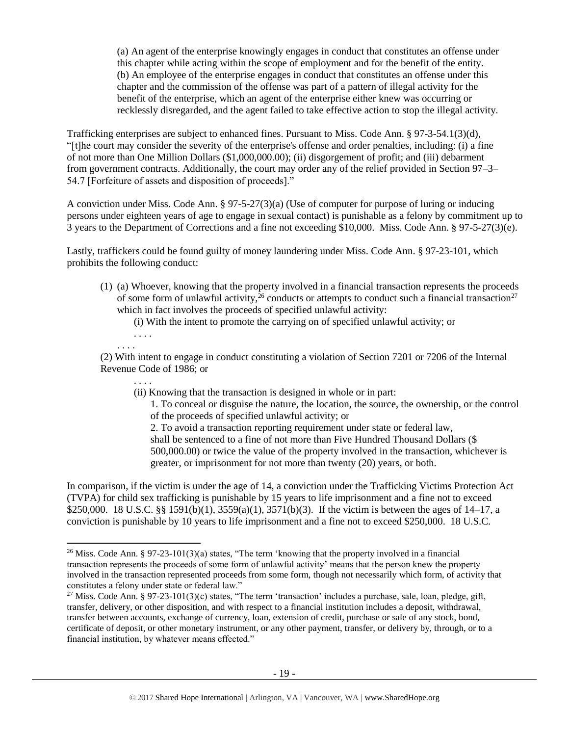(a) An agent of the enterprise knowingly engages in conduct that constitutes an offense under this chapter while acting within the scope of employment and for the benefit of the entity.
(b) An employee of the enterprise engages in conduct that constitutes an offense under this chapter and the commission of the offense was part of a pattern of illegal activity for the benefit of the enterprise, which an agent of the enterprise either knew was occurring or recklessly disregarded, and the agent failed to take effective action to stop the illegal activity.

Trafficking enterprises are subject to enhanced fines. Pursuant to Miss. Code Ann. § 97-3-54.1(3)(d), "[t]he court may consider the severity of the enterprise's offense and order penalties, including: (i) a fine of not more than One Million Dollars ($1,000,000.00); (ii) disgorgement of profit; and (iii) debarment from government contracts. Additionally, the court may order any of the relief provided in Section 97–3–54.7 [Forfeiture of assets and disposition of proceeds]."

A conviction under Miss. Code Ann. § 97-5-27(3)(a) (Use of computer for purpose of luring or inducing persons under eighteen years of age to engage in sexual contact) is punishable as a felony by commitment up to 3 years to the Department of Corrections and a fine not exceeding $10,000. Miss. Code Ann. § 97-5-27(3)(e).

Lastly, traffickers could be found guilty of money laundering under Miss. Code Ann. § 97-23-101, which prohibits the following conduct:

> (1) (a) Whoever, knowing that the property involved in a financial transaction represents the proceeds of some form of unlawful activity,[26] conducts or attempts to conduct such a financial transaction[27] which in fact involves the proceeds of specified unlawful activity:
>
> (i) With the intent to promote the carrying on of specified unlawful activity; or
>
> . . . .
>
> . . . .
>
> (2) With intent to engage in conduct constituting a violation of Section 7201 or 7206 of the Internal Revenue Code of 1986; or
>
> . . . .
>
> (ii) Knowing that the transaction is designed in whole or in part:
>
> 1. To conceal or disguise the nature, the location, the source, the ownership, or the control of the proceeds of specified unlawful activity; or
>
> 2. To avoid a transaction reporting requirement under state or federal law,
>
> shall be sentenced to a fine of not more than Five Hundred Thousand Dollars ($ 500,000.00) or twice the value of the property involved in the transaction, whichever is greater, or imprisonment for not more than twenty (20) years, or both.

In comparison, if the victim is under the age of 14, a conviction under the Trafficking Victims Protection Act (TVPA) for child sex trafficking is punishable by 15 years to life imprisonment and a fine not to exceed $250,000. 18 U.S.C. §§ 1591(b)(1), 3559(a)(1), 3571(b)(3). If the victim is between the ages of 14–17, a conviction is punishable by 10 years to life imprisonment and a fine not to exceed $250,000. 18 U.S.C.

---

[26] Miss. Code Ann. § 97-23-101(3)(a) states, "The term 'knowing that the property involved in a financial transaction represents the proceeds of some form of unlawful activity' means that the person knew the property involved in the transaction represented proceeds from some form, though not necessarily which form, of activity that constitutes a felony under state or federal law."

[27] Miss. Code Ann. § 97-23-101(3)(c) states, "The term 'transaction' includes a purchase, sale, loan, pledge, gift, transfer, delivery, or other disposition, and with respect to a financial institution includes a deposit, withdrawal, transfer between accounts, exchange of currency, loan, extension of credit, purchase or sale of any stock, bond, certificate of deposit, or other monetary instrument, or any other payment, transfer, or delivery by, through, or to a financial institution, by whatever means effected."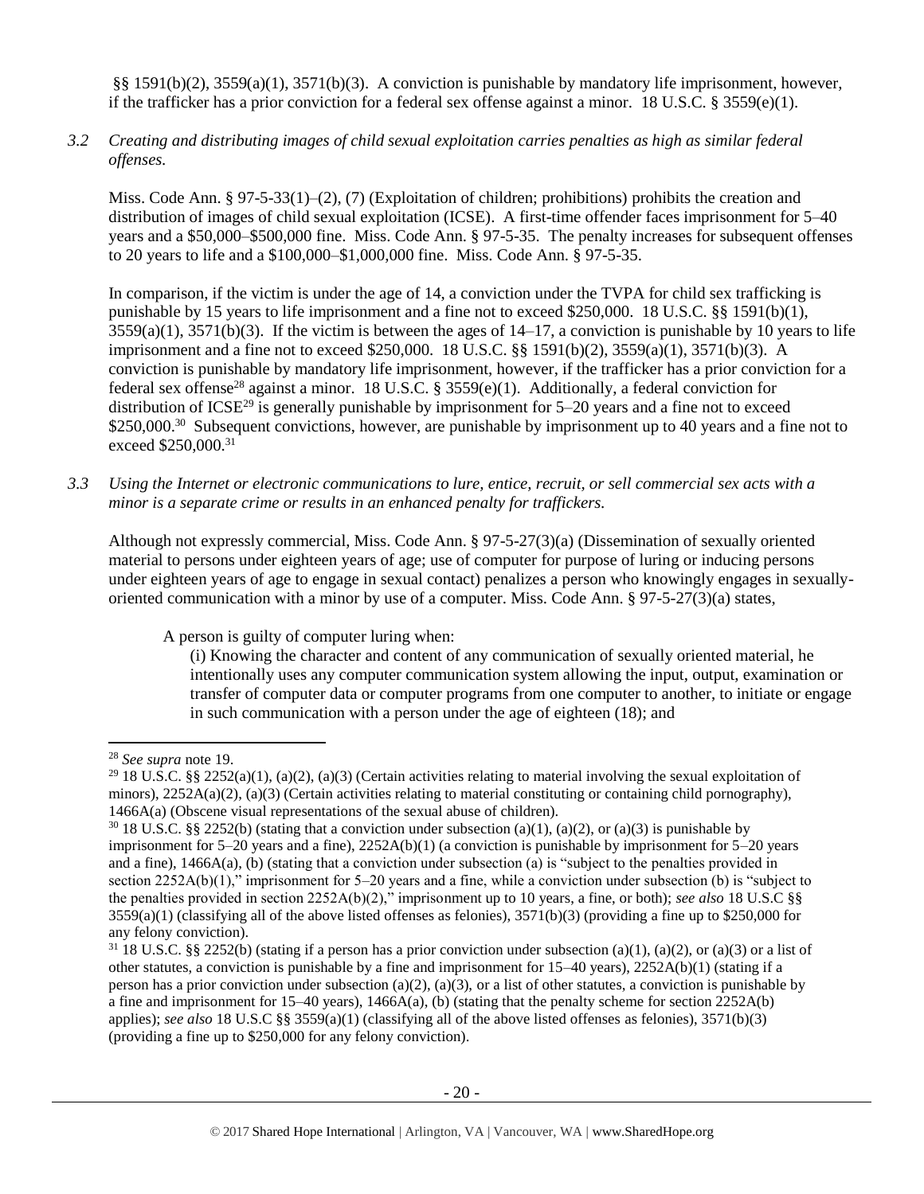§§ 1591(b)(2), 3559(a)(1), 3571(b)(3). A conviction is punishable by mandatory life imprisonment, however, if the trafficker has a prior conviction for a federal sex offense against a minor. 18 U.S.C. § 3559(e)(1).

*3.2 Creating and distributing images of child sexual exploitation carries penalties as high as similar federal offenses.*

Miss. Code Ann. § 97-5-33(1)–(2), (7) (Exploitation of children; prohibitions) prohibits the creation and distribution of images of child sexual exploitation (ICSE). A first-time offender faces imprisonment for 5–40 years and a $50,000–$500,000 fine. Miss. Code Ann. § 97-5-35. The penalty increases for subsequent offenses to 20 years to life and a $100,000–$1,000,000 fine. Miss. Code Ann. § 97-5-35.

In comparison, if the victim is under the age of 14, a conviction under the TVPA for child sex trafficking is punishable by 15 years to life imprisonment and a fine not to exceed $250,000. 18 U.S.C. §§ 1591(b)(1), 3559(a)(1), 3571(b)(3). If the victim is between the ages of 14–17, a conviction is punishable by 10 years to life imprisonment and a fine not to exceed $250,000. 18 U.S.C. §§ 1591(b)(2), 3559(a)(1), 3571(b)(3). A conviction is punishable by mandatory life imprisonment, however, if the trafficker has a prior conviction for a federal sex offense[28] against a minor. 18 U.S.C. § 3559(e)(1). Additionally, a federal conviction for distribution of ICSE[29] is generally punishable by imprisonment for 5–20 years and a fine not to exceed $250,000.[30] Subsequent convictions, however, are punishable by imprisonment up to 40 years and a fine not to exceed $250,000.[31]

*3.3 Using the Internet or electronic communications to lure, entice, recruit, or sell commercial sex acts with a minor is a separate crime or results in an enhanced penalty for traffickers.*

Although not expressly commercial, Miss. Code Ann. § 97-5-27(3)(a) (Dissemination of sexually oriented material to persons under eighteen years of age; use of computer for purpose of luring or inducing persons under eighteen years of age to engage in sexual contact) penalizes a person who knowingly engages in sexually-oriented communication with a minor by use of a computer. Miss. Code Ann. § 97-5-27(3)(a) states,

> A person is guilty of computer luring when:
>
> (i) Knowing the character and content of any communication of sexually oriented material, he intentionally uses any computer communication system allowing the input, output, examination or transfer of computer data or computer programs from one computer to another, to initiate or engage in such communication with a person under the age of eighteen (18); and

---

[28] *See supra* note 19.

[29] 18 U.S.C. §§ 2252(a)(1), (a)(2), (a)(3) (Certain activities relating to material involving the sexual exploitation of minors), 2252A(a)(2), (a)(3) (Certain activities relating to material constituting or containing child pornography), 1466A(a) (Obscene visual representations of the sexual abuse of children).

[30] 18 U.S.C. §§ 2252(b) (stating that a conviction under subsection (a)(1), (a)(2), or (a)(3) is punishable by imprisonment for 5–20 years and a fine), 2252A(b)(1) (a conviction is punishable by imprisonment for 5–20 years and a fine), 1466A(a), (b) (stating that a conviction under subsection (a) is "subject to the penalties provided in section 2252A(b)(1)," imprisonment for 5–20 years and a fine, while a conviction under subsection (b) is "subject to the penalties provided in section 2252A(b)(2)," imprisonment up to 10 years, a fine, or both); *see also* 18 U.S.C §§ 3559(a)(1) (classifying all of the above listed offenses as felonies), 3571(b)(3) (providing a fine up to $250,000 for any felony conviction).

[31] 18 U.S.C. §§ 2252(b) (stating if a person has a prior conviction under subsection (a)(1), (a)(2), or (a)(3) or a list of other statutes, a conviction is punishable by a fine and imprisonment for 15–40 years), 2252A(b)(1) (stating if a person has a prior conviction under subsection (a)(2), (a)(3), or a list of other statutes, a conviction is punishable by a fine and imprisonment for 15–40 years), 1466A(a), (b) (stating that the penalty scheme for section 2252A(b) applies); *see also* 18 U.S.C §§ 3559(a)(1) (classifying all of the above listed offenses as felonies), 3571(b)(3) (providing a fine up to $250,000 for any felony conviction).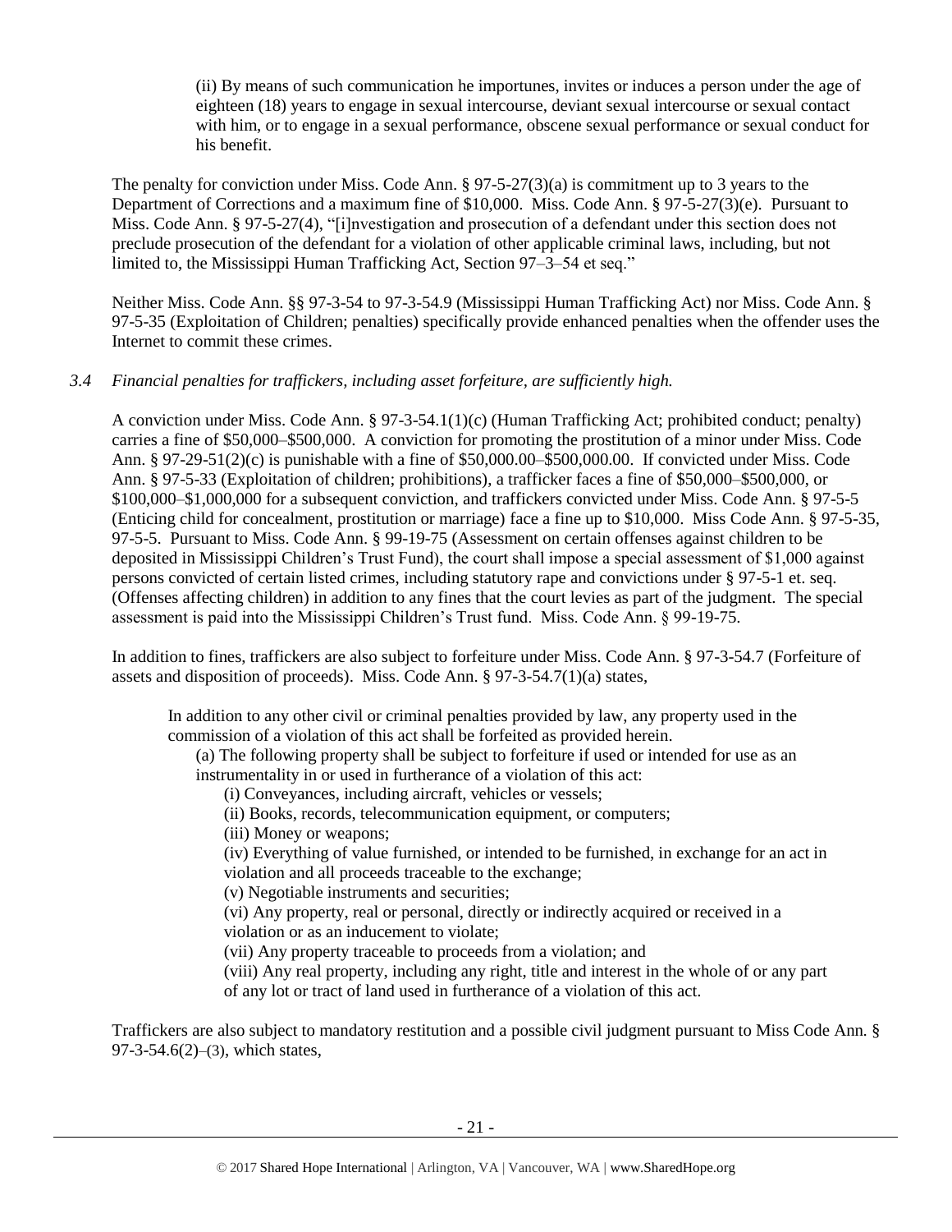> (ii) By means of such communication he importunes, invites or induces a person under the age of eighteen (18) years to engage in sexual intercourse, deviant sexual intercourse or sexual contact with him, or to engage in a sexual performance, obscene sexual performance or sexual conduct for his benefit.

The penalty for conviction under Miss. Code Ann. § 97-5-27(3)(a) is commitment up to 3 years to the Department of Corrections and a maximum fine of $10,000. Miss. Code Ann. § 97-5-27(3)(e). Pursuant to Miss. Code Ann. § 97-5-27(4), "[i]nvestigation and prosecution of a defendant under this section does not preclude prosecution of the defendant for a violation of other applicable criminal laws, including, but not limited to, the Mississippi Human Trafficking Act, Section 97–3–54 et seq."

Neither Miss. Code Ann. §§ 97-3-54 to 97-3-54.9 (Mississippi Human Trafficking Act) nor Miss. Code Ann. § 97-5-35 (Exploitation of Children; penalties) specifically provide enhanced penalties when the offender uses the Internet to commit these crimes.

*3.4 Financial penalties for traffickers, including asset forfeiture, are sufficiently high.*

A conviction under Miss. Code Ann. § 97-3-54.1(1)(c) (Human Trafficking Act; prohibited conduct; penalty) carries a fine of $50,000–$500,000. A conviction for promoting the prostitution of a minor under Miss. Code Ann. § 97-29-51(2)(c) is punishable with a fine of $50,000.00–$500,000.00. If convicted under Miss. Code Ann. § 97-5-33 (Exploitation of children; prohibitions), a trafficker faces a fine of $50,000–$500,000, or $100,000–$1,000,000 for a subsequent conviction, and traffickers convicted under Miss. Code Ann. § 97-5-5 (Enticing child for concealment, prostitution or marriage) face a fine up to $10,000. Miss Code Ann. § 97-5-35, 97-5-5. Pursuant to Miss. Code Ann. § 99-19-75 (Assessment on certain offenses against children to be deposited in Mississippi Children's Trust Fund), the court shall impose a special assessment of $1,000 against persons convicted of certain listed crimes, including statutory rape and convictions under § 97-5-1 et. seq. (Offenses affecting children) in addition to any fines that the court levies as part of the judgment. The special assessment is paid into the Mississippi Children's Trust fund. Miss. Code Ann. § 99-19-75.

In addition to fines, traffickers are also subject to forfeiture under Miss. Code Ann. § 97-3-54.7 (Forfeiture of assets and disposition of proceeds). Miss. Code Ann. § 97-3-54.7(1)(a) states,

> In addition to any other civil or criminal penalties provided by law, any property used in the commission of a violation of this act shall be forfeited as provided herein.
>
> (a) The following property shall be subject to forfeiture if used or intended for use as an instrumentality in or used in furtherance of a violation of this act:
>
> (i) Conveyances, including aircraft, vehicles or vessels;
>
> (ii) Books, records, telecommunication equipment, or computers;
>
> (iii) Money or weapons;
>
> (iv) Everything of value furnished, or intended to be furnished, in exchange for an act in violation and all proceeds traceable to the exchange;
>
> (v) Negotiable instruments and securities;
>
> (vi) Any property, real or personal, directly or indirectly acquired or received in a violation or as an inducement to violate;
>
> (vii) Any property traceable to proceeds from a violation; and
>
> (viii) Any real property, including any right, title and interest in the whole of or any part of any lot or tract of land used in furtherance of a violation of this act.

Traffickers are also subject to mandatory restitution and a possible civil judgment pursuant to Miss Code Ann. § 97-3-54.6(2)–(3), which states,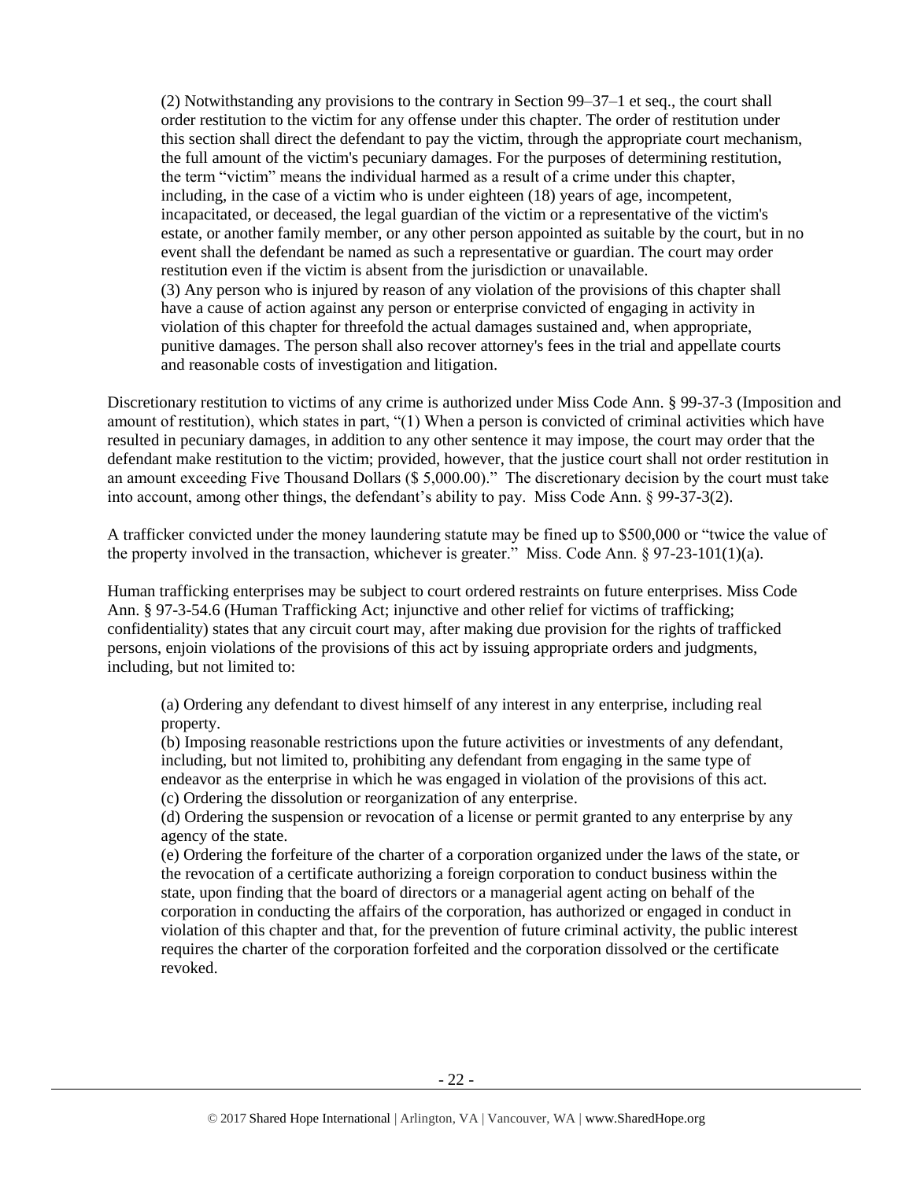> (2) Notwithstanding any provisions to the contrary in Section 99–37–1 et seq., the court shall order restitution to the victim for any offense under this chapter. The order of restitution under this section shall direct the defendant to pay the victim, through the appropriate court mechanism, the full amount of the victim's pecuniary damages. For the purposes of determining restitution, the term "victim" means the individual harmed as a result of a crime under this chapter, including, in the case of a victim who is under eighteen (18) years of age, incompetent, incapacitated, or deceased, the legal guardian of the victim or a representative of the victim's estate, or another family member, or any other person appointed as suitable by the court, but in no event shall the defendant be named as such a representative or guardian. The court may order restitution even if the victim is absent from the jurisdiction or unavailable.
> (3) Any person who is injured by reason of any violation of the provisions of this chapter shall have a cause of action against any person or enterprise convicted of engaging in activity in violation of this chapter for threefold the actual damages sustained and, when appropriate, punitive damages. The person shall also recover attorney's fees in the trial and appellate courts and reasonable costs of investigation and litigation.

Discretionary restitution to victims of any crime is authorized under Miss Code Ann. § 99-37-3 (Imposition and amount of restitution), which states in part, "(1) When a person is convicted of criminal activities which have resulted in pecuniary damages, in addition to any other sentence it may impose, the court may order that the defendant make restitution to the victim; provided, however, that the justice court shall not order restitution in an amount exceeding Five Thousand Dollars ($ 5,000.00)." The discretionary decision by the court must take into account, among other things, the defendant's ability to pay. Miss Code Ann. § 99-37-3(2).

A trafficker convicted under the money laundering statute may be fined up to $500,000 or "twice the value of the property involved in the transaction, whichever is greater." Miss. Code Ann. § 97-23-101(1)(a).

Human trafficking enterprises may be subject to court ordered restraints on future enterprises. Miss Code Ann. § 97-3-54.6 (Human Trafficking Act; injunctive and other relief for victims of trafficking; confidentiality) states that any circuit court may, after making due provision for the rights of trafficked persons, enjoin violations of the provisions of this act by issuing appropriate orders and judgments, including, but not limited to:

> (a) Ordering any defendant to divest himself of any interest in any enterprise, including real property.
> (b) Imposing reasonable restrictions upon the future activities or investments of any defendant, including, but not limited to, prohibiting any defendant from engaging in the same type of endeavor as the enterprise in which he was engaged in violation of the provisions of this act.
> (c) Ordering the dissolution or reorganization of any enterprise.
> (d) Ordering the suspension or revocation of a license or permit granted to any enterprise by any agency of the state.
> (e) Ordering the forfeiture of the charter of a corporation organized under the laws of the state, or the revocation of a certificate authorizing a foreign corporation to conduct business within the state, upon finding that the board of directors or a managerial agent acting on behalf of the corporation in conducting the affairs of the corporation, has authorized or engaged in conduct in violation of this chapter and that, for the prevention of future criminal activity, the public interest requires the charter of the corporation forfeited and the corporation dissolved or the certificate revoked.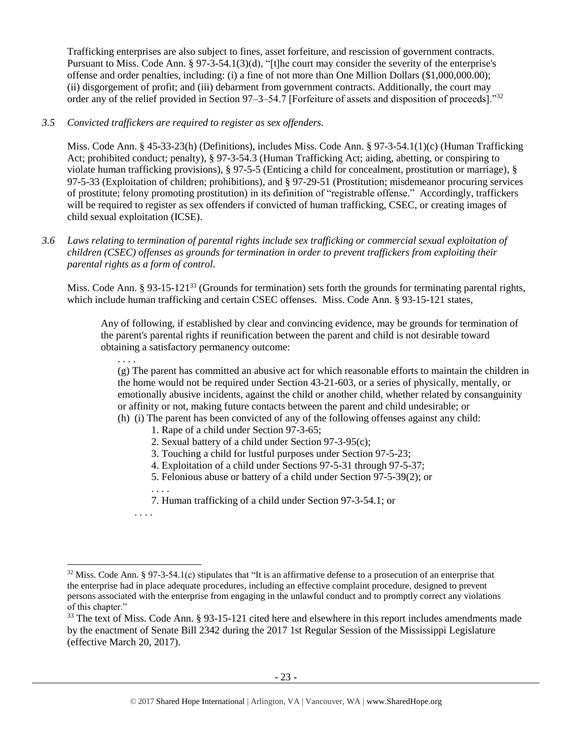Trafficking enterprises are also subject to fines, asset forfeiture, and rescission of government contracts. Pursuant to Miss. Code Ann. § 97-3-54.1(3)(d), "[t]he court may consider the severity of the enterprise's offense and order penalties, including: (i) a fine of not more than One Million Dollars ($1,000,000.00); (ii) disgorgement of profit; and (iii) debarment from government contracts. Additionally, the court may order any of the relief provided in Section 97–3–54.7 [Forfeiture of assets and disposition of proceeds]."[32]

*3.5 Convicted traffickers are required to register as sex offenders.*

Miss. Code Ann. § 45-33-23(h) (Definitions), includes Miss. Code Ann. § 97-3-54.1(1)(c) (Human Trafficking Act; prohibited conduct; penalty), § 97-3-54.3 (Human Trafficking Act; aiding, abetting, or conspiring to violate human trafficking provisions), § 97-5-5 (Enticing a child for concealment, prostitution or marriage), § 97-5-33 (Exploitation of children; prohibitions), and § 97-29-51 (Prostitution; misdemeanor procuring services of prostitute; felony promoting prostitution) in its definition of "registrable offense." Accordingly, traffickers will be required to register as sex offenders if convicted of human trafficking, CSEC, or creating images of child sexual exploitation (ICSE).

*3.6 Laws relating to termination of parental rights include sex trafficking or commercial sexual exploitation of children (CSEC) offenses as grounds for termination in order to prevent traffickers from exploiting their parental rights as a form of control.*

Miss. Code Ann. § 93-15-121[33] (Grounds for termination) sets forth the grounds for terminating parental rights, which include human trafficking and certain CSEC offenses. Miss. Code Ann. § 93-15-121 states,

> Any of following, if established by clear and convincing evidence, may be grounds for termination of the parent's parental rights if reunification between the parent and child is not desirable toward obtaining a satisfactory permanency outcome:
>
> . . . .
>
> (g) The parent has committed an abusive act for which reasonable efforts to maintain the children in the home would not be required under Section 43-21-603, or a series of physically, mentally, or emotionally abusive incidents, against the child or another child, whether related by consanguinity or affinity or not, making future contacts between the parent and child undesirable; or
>
> (h) (i) The parent has been convicted of any of the following offenses against any child:
>
> 1. Rape of a child under Section 97-3-65;
> 2. Sexual battery of a child under Section 97-3-95(c);
> 3. Touching a child for lustful purposes under Section 97-5-23;
> 4. Exploitation of a child under Sections 97-5-31 through 97-5-37;
> 5. Felonious abuse or battery of a child under Section 97-5-39(2); or
>
> . . . .
>
> 7. Human trafficking of a child under Section 97-3-54.1; or
>
> . . . .

---

[32] Miss. Code Ann. § 97-3-54.1(c) stipulates that "It is an affirmative defense to a prosecution of an enterprise that the enterprise had in place adequate procedures, including an effective complaint procedure, designed to prevent persons associated with the enterprise from engaging in the unlawful conduct and to promptly correct any violations of this chapter."

[33] The text of Miss. Code Ann. § 93-15-121 cited here and elsewhere in this report includes amendments made by the enactment of Senate Bill 2342 during the 2017 1st Regular Session of the Mississippi Legislature (effective March 20, 2017).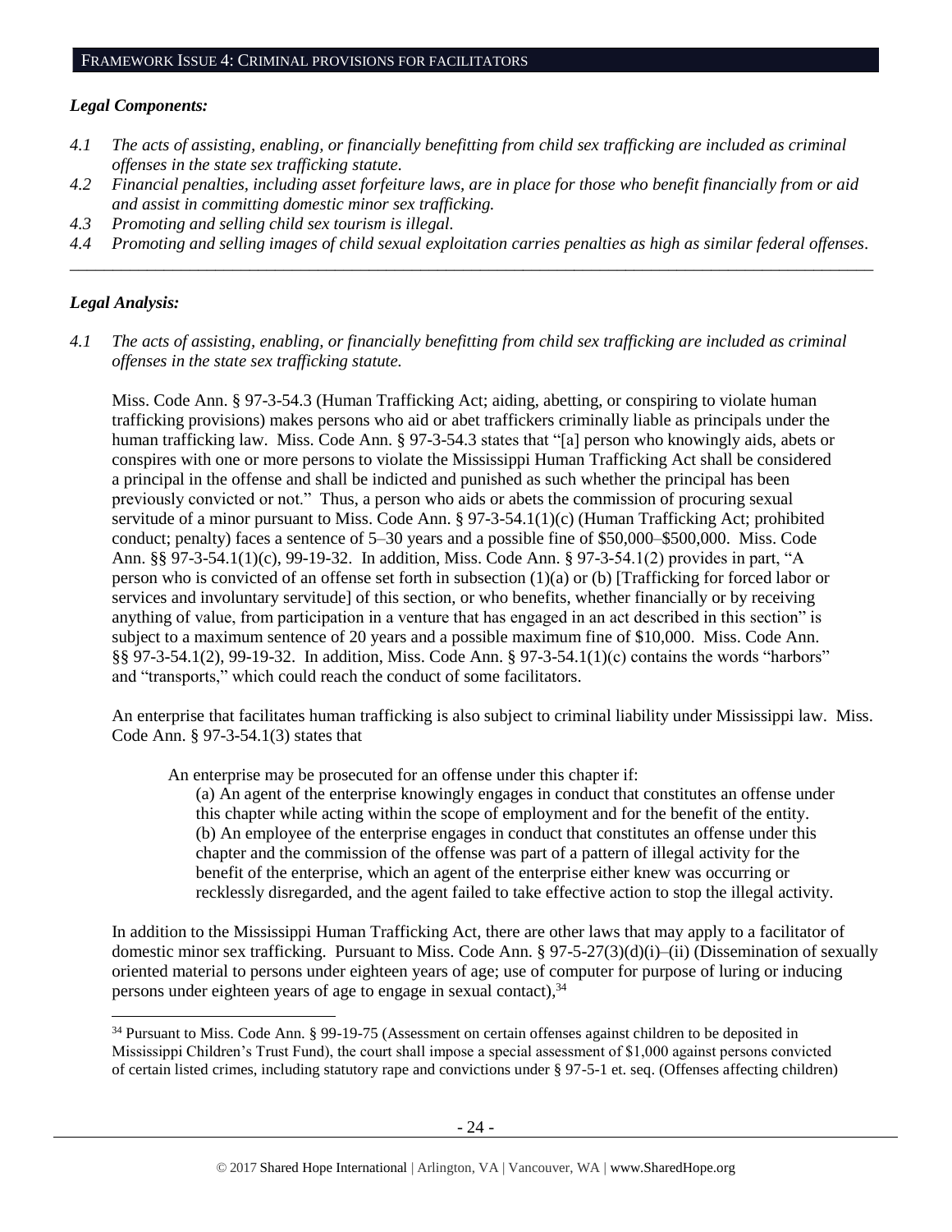## FRAMEWORK ISSUE 4: CRIMINAL PROVISIONS FOR FACILITATORS

### *Legal Components:*

*4.1 The acts of assisting, enabling, or financially benefitting from child sex trafficking are included as criminal offenses in the state sex trafficking statute.*

*4.2 Financial penalties, including asset forfeiture laws, are in place for those who benefit financially from or aid and assist in committing domestic minor sex trafficking.*

*4.3 Promoting and selling child sex tourism is illegal.*

*4.4 Promoting and selling images of child sexual exploitation carries penalties as high as similar federal offenses.*

---

### *Legal Analysis:*

*4.1 The acts of assisting, enabling, or financially benefitting from child sex trafficking are included as criminal offenses in the state sex trafficking statute.*

Miss. Code Ann. § 97-3-54.3 (Human Trafficking Act; aiding, abetting, or conspiring to violate human trafficking provisions) makes persons who aid or abet traffickers criminally liable as principals under the human trafficking law. Miss. Code Ann. § 97-3-54.3 states that "[a] person who knowingly aids, abets or conspires with one or more persons to violate the Mississippi Human Trafficking Act shall be considered a principal in the offense and shall be indicted and punished as such whether the principal has been previously convicted or not." Thus, a person who aids or abets the commission of procuring sexual servitude of a minor pursuant to Miss. Code Ann. § 97-3-54.1(1)(c) (Human Trafficking Act; prohibited conduct; penalty) faces a sentence of 5–30 years and a possible fine of $50,000–$500,000. Miss. Code Ann. §§ 97-3-54.1(1)(c), 99-19-32. In addition, Miss. Code Ann. § 97-3-54.1(2) provides in part, "A person who is convicted of an offense set forth in subsection (1)(a) or (b) [Trafficking for forced labor or services and involuntary servitude] of this section, or who benefits, whether financially or by receiving anything of value, from participation in a venture that has engaged in an act described in this section" is subject to a maximum sentence of 20 years and a possible maximum fine of $10,000. Miss. Code Ann. §§ 97-3-54.1(2), 99-19-32. In addition, Miss. Code Ann. § 97-3-54.1(1)(c) contains the words "harbors" and "transports," which could reach the conduct of some facilitators.

An enterprise that facilitates human trafficking is also subject to criminal liability under Mississippi law. Miss. Code Ann. § 97-3-54.1(3) states that

> An enterprise may be prosecuted for an offense under this chapter if:
>
> (a) An agent of the enterprise knowingly engages in conduct that constitutes an offense under this chapter while acting within the scope of employment and for the benefit of the entity.
>
> (b) An employee of the enterprise engages in conduct that constitutes an offense under this chapter and the commission of the offense was part of a pattern of illegal activity for the benefit of the enterprise, which an agent of the enterprise either knew was occurring or recklessly disregarded, and the agent failed to take effective action to stop the illegal activity.

In addition to the Mississippi Human Trafficking Act, there are other laws that may apply to a facilitator of domestic minor sex trafficking. Pursuant to Miss. Code Ann. § 97-5-27(3)(d)(i)–(ii) (Dissemination of sexually oriented material to persons under eighteen years of age; use of computer for purpose of luring or inducing persons under eighteen years of age to engage in sexual contact),[34]

---

[34] Pursuant to Miss. Code Ann. § 99-19-75 (Assessment on certain offenses against children to be deposited in Mississippi Children's Trust Fund), the court shall impose a special assessment of $1,000 against persons convicted of certain listed crimes, including statutory rape and convictions under § 97-5-1 et. seq. (Offenses affecting children)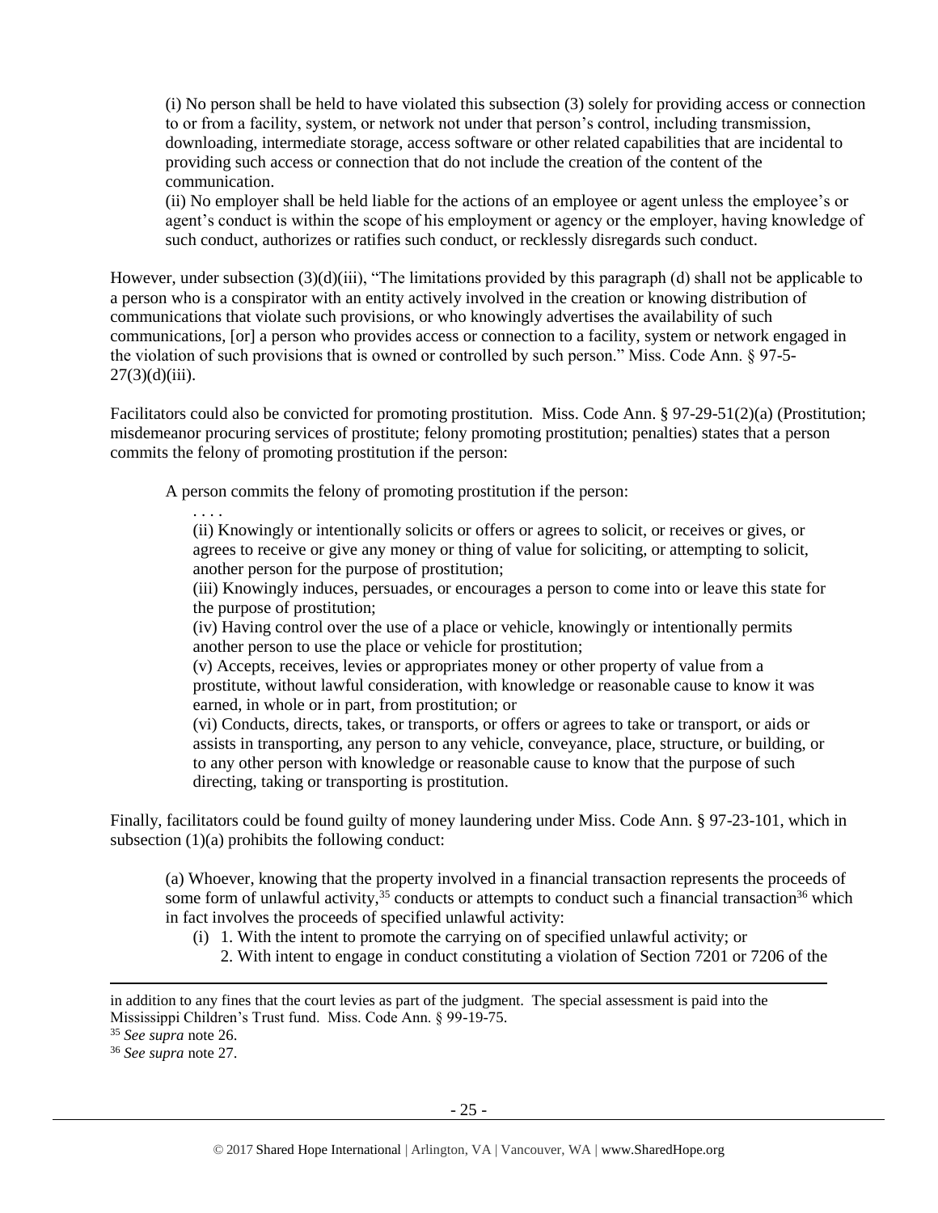(i) No person shall be held to have violated this subsection (3) solely for providing access or connection to or from a facility, system, or network not under that person's control, including transmission, downloading, intermediate storage, access software or other related capabilities that are incidental to providing such access or connection that do not include the creation of the content of the communication.

(ii) No employer shall be held liable for the actions of an employee or agent unless the employee's or agent's conduct is within the scope of his employment or agency or the employer, having knowledge of such conduct, authorizes or ratifies such conduct, or recklessly disregards such conduct.

However, under subsection (3)(d)(iii), "The limitations provided by this paragraph (d) shall not be applicable to a person who is a conspirator with an entity actively involved in the creation or knowing distribution of communications that violate such provisions, or who knowingly advertises the availability of such communications, [or] a person who provides access or connection to a facility, system or network engaged in the violation of such provisions that is owned or controlled by such person." Miss. Code Ann. § 97-5-27(3)(d)(iii).

Facilitators could also be convicted for promoting prostitution. Miss. Code Ann. § 97-29-51(2)(a) (Prostitution; misdemeanor procuring services of prostitute; felony promoting prostitution; penalties) states that a person commits the felony of promoting prostitution if the person:

> A person commits the felony of promoting prostitution if the person:
>
> . . . .
>
> (ii) Knowingly or intentionally solicits or offers or agrees to solicit, or receives or gives, or agrees to receive or give any money or thing of value for soliciting, or attempting to solicit, another person for the purpose of prostitution;
>
> (iii) Knowingly induces, persuades, or encourages a person to come into or leave this state for the purpose of prostitution;
>
> (iv) Having control over the use of a place or vehicle, knowingly or intentionally permits another person to use the place or vehicle for prostitution;
>
> (v) Accepts, receives, levies or appropriates money or other property of value from a prostitute, without lawful consideration, with knowledge or reasonable cause to know it was earned, in whole or in part, from prostitution; or
>
> (vi) Conducts, directs, takes, or transports, or offers or agrees to take or transport, or aids or assists in transporting, any person to any vehicle, conveyance, place, structure, or building, or to any other person with knowledge or reasonable cause to know that the purpose of such directing, taking or transporting is prostitution.

Finally, facilitators could be found guilty of money laundering under Miss. Code Ann. § 97-23-101, which in subsection (1)(a) prohibits the following conduct:

> (a) Whoever, knowing that the property involved in a financial transaction represents the proceeds of some form of unlawful activity,[35] conducts or attempts to conduct such a financial transaction[36] which in fact involves the proceeds of specified unlawful activity:
>
> (i) 1. With the intent to promote the carrying on of specified unlawful activity; or
>
> 2. With intent to engage in conduct constituting a violation of Section 7201 or 7206 of the

---

in addition to any fines that the court levies as part of the judgment. The special assessment is paid into the Mississippi Children's Trust fund. Miss. Code Ann. § 99-19-75.

[35] *See supra* note 26.

[36] *See supra* note 27.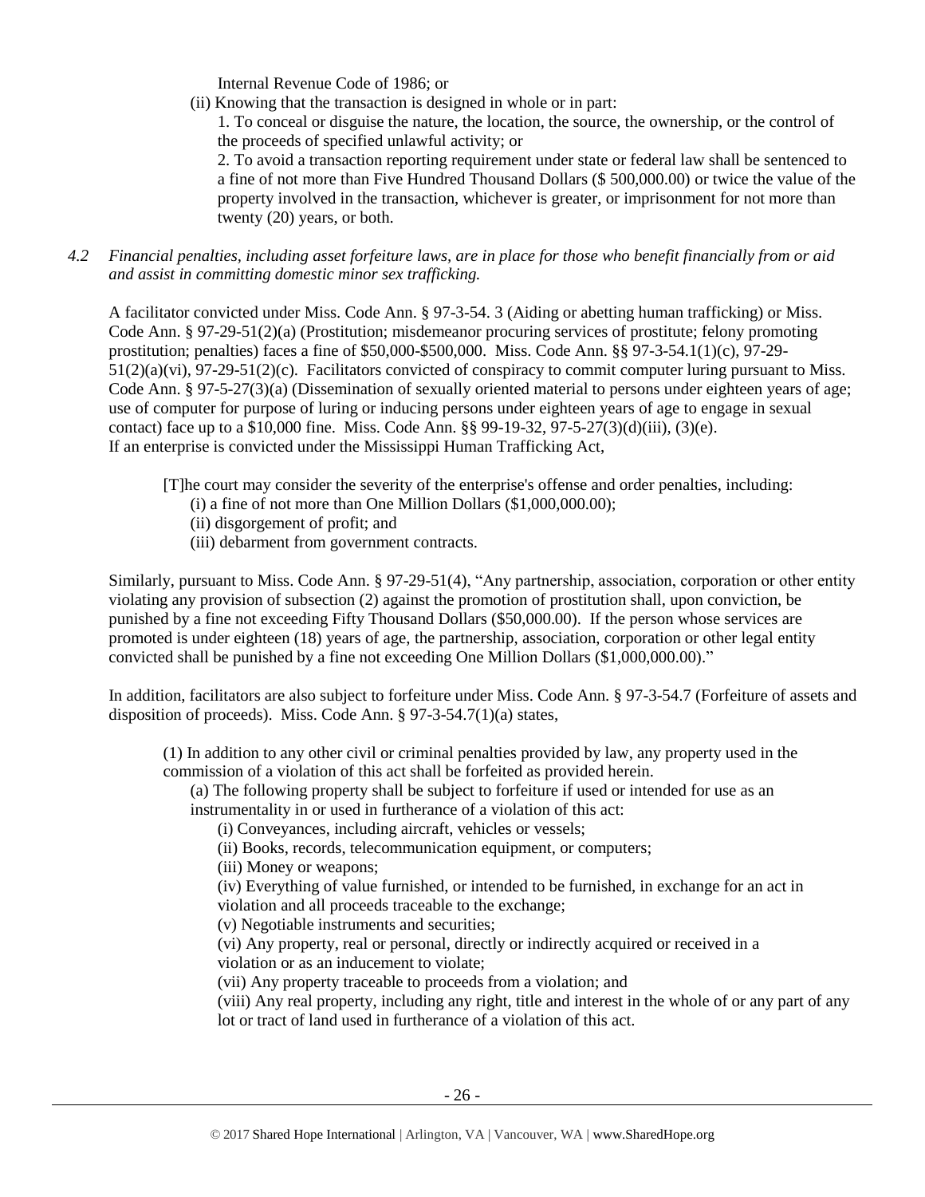Internal Revenue Code of 1986; or

(ii) Knowing that the transaction is designed in whole or in part:

1. To conceal or disguise the nature, the location, the source, the ownership, or the control of the proceeds of specified unlawful activity; or

2. To avoid a transaction reporting requirement under state or federal law shall be sentenced to a fine of not more than Five Hundred Thousand Dollars ($ 500,000.00) or twice the value of the property involved in the transaction, whichever is greater, or imprisonment for not more than twenty (20) years, or both.

*4.2 Financial penalties, including asset forfeiture laws, are in place for those who benefit financially from or aid and assist in committing domestic minor sex trafficking.*

A facilitator convicted under Miss. Code Ann. § 97-3-54. 3 (Aiding or abetting human trafficking) or Miss. Code Ann. § 97-29-51(2)(a) (Prostitution; misdemeanor procuring services of prostitute; felony promoting prostitution; penalties) faces a fine of $50,000-$500,000. Miss. Code Ann. §§ 97-3-54.1(1)(c), 97-29-51(2)(a)(vi), 97-29-51(2)(c). Facilitators convicted of conspiracy to commit computer luring pursuant to Miss. Code Ann. § 97-5-27(3)(a) (Dissemination of sexually oriented material to persons under eighteen years of age; use of computer for purpose of luring or inducing persons under eighteen years of age to engage in sexual contact) face up to a $10,000 fine. Miss. Code Ann. §§ 99-19-32, 97-5-27(3)(d)(iii), (3)(e).
If an enterprise is convicted under the Mississippi Human Trafficking Act,

> [T]he court may consider the severity of the enterprise's offense and order penalties, including:
> (i) a fine of not more than One Million Dollars ($1,000,000.00);
> (ii) disgorgement of profit; and
> (iii) debarment from government contracts.

Similarly, pursuant to Miss. Code Ann. § 97-29-51(4), "Any partnership, association, corporation or other entity violating any provision of subsection (2) against the promotion of prostitution shall, upon conviction, be punished by a fine not exceeding Fifty Thousand Dollars ($50,000.00). If the person whose services are promoted is under eighteen (18) years of age, the partnership, association, corporation or other legal entity convicted shall be punished by a fine not exceeding One Million Dollars ($1,000,000.00)."

In addition, facilitators are also subject to forfeiture under Miss. Code Ann. § 97-3-54.7 (Forfeiture of assets and disposition of proceeds). Miss. Code Ann. § 97-3-54.7(1)(a) states,

> (1) In addition to any other civil or criminal penalties provided by law, any property used in the commission of a violation of this act shall be forfeited as provided herein.
> (a) The following property shall be subject to forfeiture if used or intended for use as an instrumentality in or used in furtherance of a violation of this act:
> (i) Conveyances, including aircraft, vehicles or vessels;
> (ii) Books, records, telecommunication equipment, or computers;
> (iii) Money or weapons;
> (iv) Everything of value furnished, or intended to be furnished, in exchange for an act in violation and all proceeds traceable to the exchange;
> (v) Negotiable instruments and securities;
> (vi) Any property, real or personal, directly or indirectly acquired or received in a violation or as an inducement to violate;
> (vii) Any property traceable to proceeds from a violation; and
> (viii) Any real property, including any right, title and interest in the whole of or any part of any lot or tract of land used in furtherance of a violation of this act.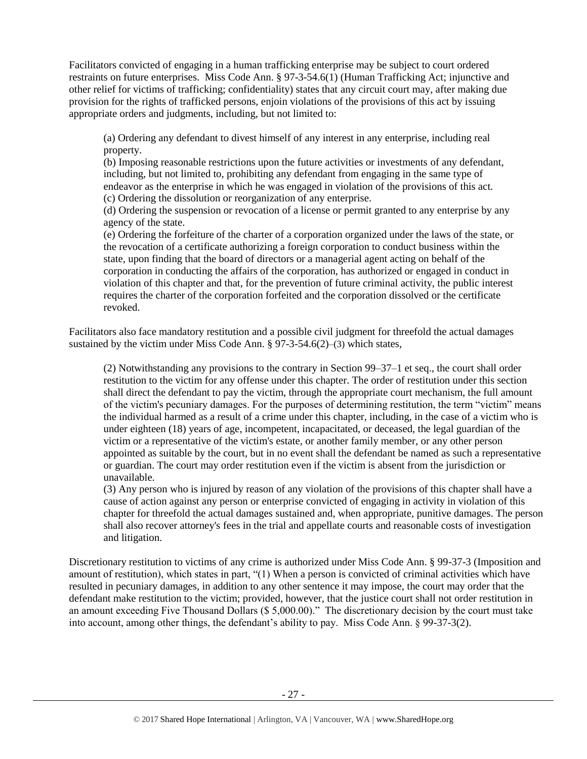Facilitators convicted of engaging in a human trafficking enterprise may be subject to court ordered restraints on future enterprises. Miss Code Ann. § 97-3-54.6(1) (Human Trafficking Act; injunctive and other relief for victims of trafficking; confidentiality) states that any circuit court may, after making due provision for the rights of trafficked persons, enjoin violations of the provisions of this act by issuing appropriate orders and judgments, including, but not limited to:

> (a) Ordering any defendant to divest himself of any interest in any enterprise, including real property.
> (b) Imposing reasonable restrictions upon the future activities or investments of any defendant, including, but not limited to, prohibiting any defendant from engaging in the same type of endeavor as the enterprise in which he was engaged in violation of the provisions of this act.
> (c) Ordering the dissolution or reorganization of any enterprise.
> (d) Ordering the suspension or revocation of a license or permit granted to any enterprise by any agency of the state.
> (e) Ordering the forfeiture of the charter of a corporation organized under the laws of the state, or the revocation of a certificate authorizing a foreign corporation to conduct business within the state, upon finding that the board of directors or a managerial agent acting on behalf of the corporation in conducting the affairs of the corporation, has authorized or engaged in conduct in violation of this chapter and that, for the prevention of future criminal activity, the public interest requires the charter of the corporation forfeited and the corporation dissolved or the certificate revoked.

Facilitators also face mandatory restitution and a possible civil judgment for threefold the actual damages sustained by the victim under Miss Code Ann. § 97-3-54.6(2)–(3) which states,

> (2) Notwithstanding any provisions to the contrary in Section 99–37–1 et seq., the court shall order restitution to the victim for any offense under this chapter. The order of restitution under this section shall direct the defendant to pay the victim, through the appropriate court mechanism, the full amount of the victim's pecuniary damages. For the purposes of determining restitution, the term "victim" means the individual harmed as a result of a crime under this chapter, including, in the case of a victim who is under eighteen (18) years of age, incompetent, incapacitated, or deceased, the legal guardian of the victim or a representative of the victim's estate, or another family member, or any other person appointed as suitable by the court, but in no event shall the defendant be named as such a representative or guardian. The court may order restitution even if the victim is absent from the jurisdiction or unavailable.
> (3) Any person who is injured by reason of any violation of the provisions of this chapter shall have a cause of action against any person or enterprise convicted of engaging in activity in violation of this chapter for threefold the actual damages sustained and, when appropriate, punitive damages. The person shall also recover attorney's fees in the trial and appellate courts and reasonable costs of investigation and litigation.

Discretionary restitution to victims of any crime is authorized under Miss Code Ann. § 99-37-3 (Imposition and amount of restitution), which states in part, "(1) When a person is convicted of criminal activities which have resulted in pecuniary damages, in addition to any other sentence it may impose, the court may order that the defendant make restitution to the victim; provided, however, that the justice court shall not order restitution in an amount exceeding Five Thousand Dollars ($ 5,000.00)." The discretionary decision by the court must take into account, among other things, the defendant's ability to pay. Miss Code Ann. § 99-37-3(2).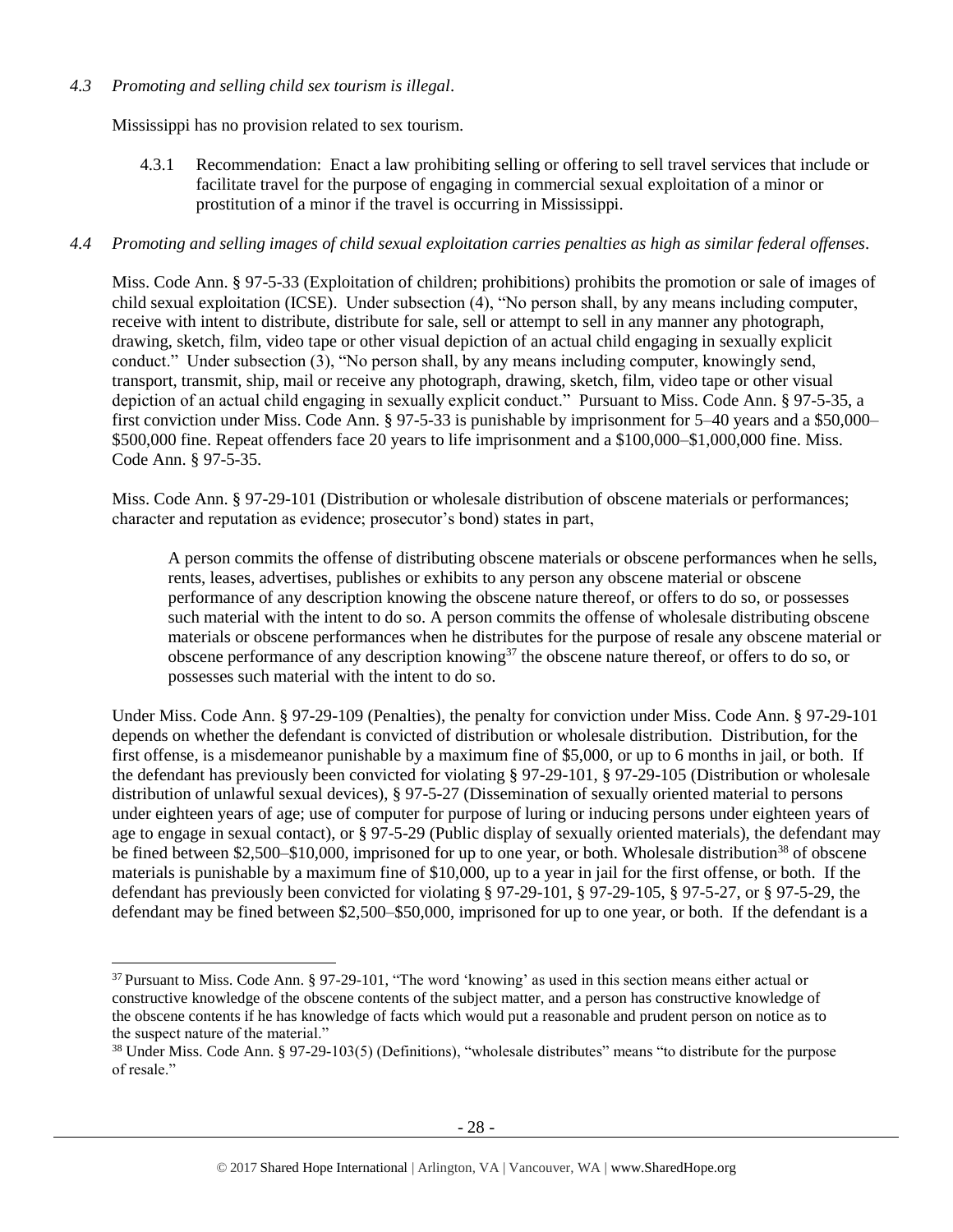*4.3 Promoting and selling child sex tourism is illegal*.

Mississippi has no provision related to sex tourism.

4.3.1 Recommendation: Enact a law prohibiting selling or offering to sell travel services that include or facilitate travel for the purpose of engaging in commercial sexual exploitation of a minor or prostitution of a minor if the travel is occurring in Mississippi.

*4.4 Promoting and selling images of child sexual exploitation carries penalties as high as similar federal offenses*.

Miss. Code Ann. § 97-5-33 (Exploitation of children; prohibitions) prohibits the promotion or sale of images of child sexual exploitation (ICSE). Under subsection (4), "No person shall, by any means including computer, receive with intent to distribute, distribute for sale, sell or attempt to sell in any manner any photograph, drawing, sketch, film, video tape or other visual depiction of an actual child engaging in sexually explicit conduct." Under subsection (3), "No person shall, by any means including computer, knowingly send, transport, transmit, ship, mail or receive any photograph, drawing, sketch, film, video tape or other visual depiction of an actual child engaging in sexually explicit conduct." Pursuant to Miss. Code Ann. § 97-5-35, a first conviction under Miss. Code Ann. § 97-5-33 is punishable by imprisonment for 5–40 years and a $50,000–$500,000 fine. Repeat offenders face 20 years to life imprisonment and a $100,000–$1,000,000 fine. Miss. Code Ann. § 97-5-35.

Miss. Code Ann. § 97-29-101 (Distribution or wholesale distribution of obscene materials or performances; character and reputation as evidence; prosecutor's bond) states in part,

> A person commits the offense of distributing obscene materials or obscene performances when he sells, rents, leases, advertises, publishes or exhibits to any person any obscene material or obscene performance of any description knowing the obscene nature thereof, or offers to do so, or possesses such material with the intent to do so. A person commits the offense of wholesale distributing obscene materials or obscene performances when he distributes for the purpose of resale any obscene material or obscene performance of any description knowing[37] the obscene nature thereof, or offers to do so, or possesses such material with the intent to do so.

Under Miss. Code Ann. § 97-29-109 (Penalties), the penalty for conviction under Miss. Code Ann. § 97-29-101 depends on whether the defendant is convicted of distribution or wholesale distribution. Distribution, for the first offense, is a misdemeanor punishable by a maximum fine of $5,000, or up to 6 months in jail, or both. If the defendant has previously been convicted for violating § 97-29-101, § 97-29-105 (Distribution or wholesale distribution of unlawful sexual devices), § 97-5-27 (Dissemination of sexually oriented material to persons under eighteen years of age; use of computer for purpose of luring or inducing persons under eighteen years of age to engage in sexual contact), or § 97-5-29 (Public display of sexually oriented materials), the defendant may be fined between $2,500–$10,000, imprisoned for up to one year, or both. Wholesale distribution[38] of obscene materials is punishable by a maximum fine of $10,000, up to a year in jail for the first offense, or both. If the defendant has previously been convicted for violating § 97-29-101, § 97-29-105, § 97-5-27, or § 97-5-29, the defendant may be fined between $2,500–$50,000, imprisoned for up to one year, or both. If the defendant is a

---

[37] Pursuant to Miss. Code Ann. § 97-29-101, "The word 'knowing' as used in this section means either actual or constructive knowledge of the obscene contents of the subject matter, and a person has constructive knowledge of the obscene contents if he has knowledge of facts which would put a reasonable and prudent person on notice as to the suspect nature of the material."

[38] Under Miss. Code Ann. § 97-29-103(5) (Definitions), "wholesale distributes" means "to distribute for the purpose of resale."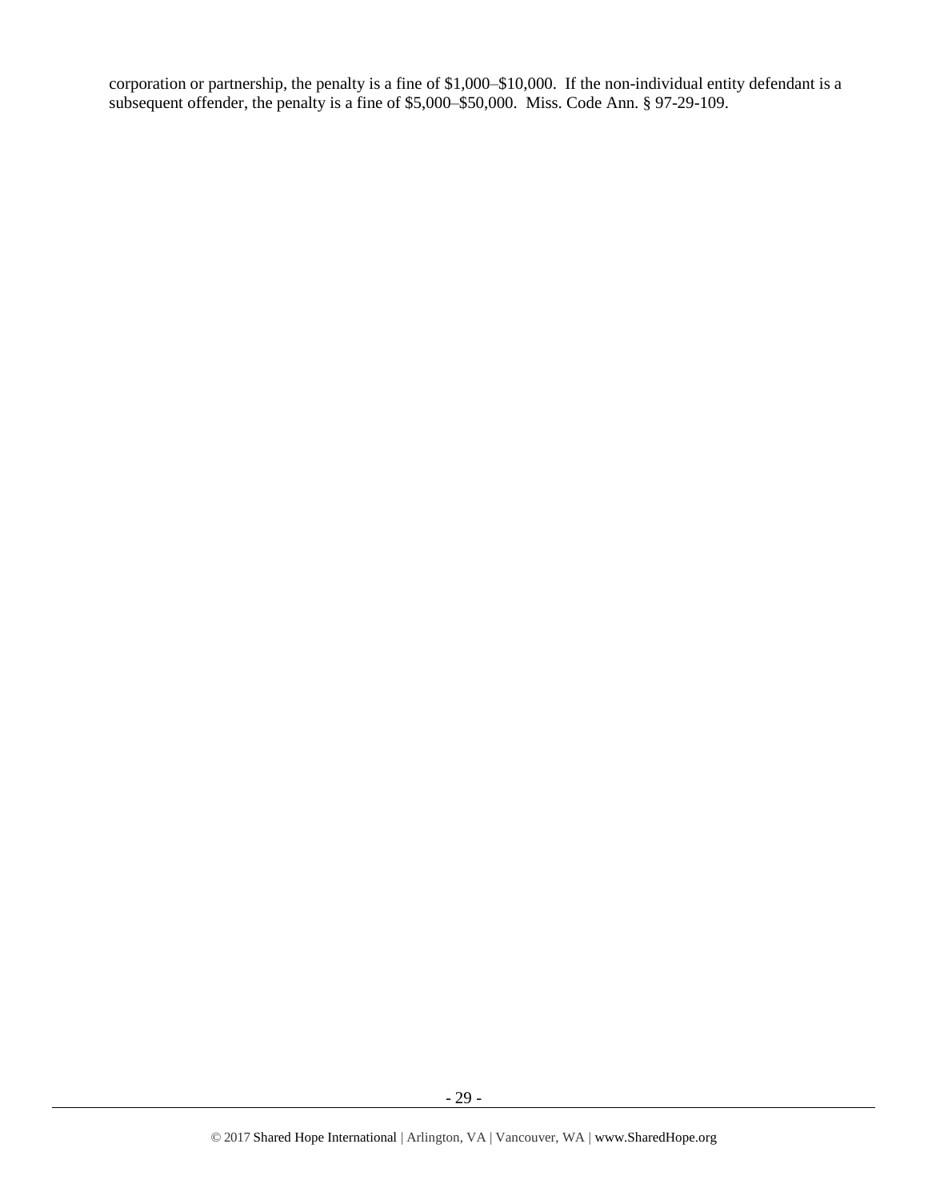corporation or partnership, the penalty is a fine of $1,000–$10,000. If the non-individual entity defendant is a subsequent offender, the penalty is a fine of $5,000–$50,000. Miss. Code Ann. § 97-29-109.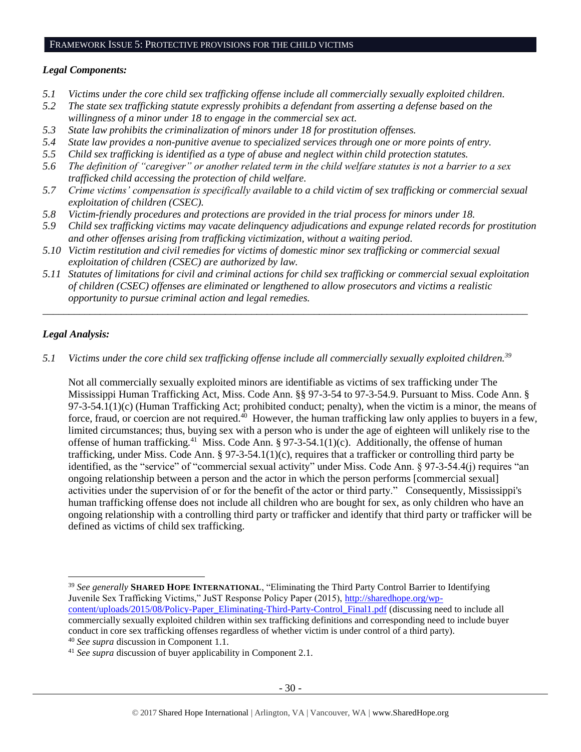## FRAMEWORK ISSUE 5: PROTECTIVE PROVISIONS FOR THE CHILD VICTIMS

***Legal Components:***

- *5.1 Victims under the core child sex trafficking offense include all commercially sexually exploited children.*
- *5.2 The state sex trafficking statute expressly prohibits a defendant from asserting a defense based on the willingness of a minor under 18 to engage in the commercial sex act.*
- *5.3 State law prohibits the criminalization of minors under 18 for prostitution offenses.*
- *5.4 State law provides a non-punitive avenue to specialized services through one or more points of entry.*
- *5.5 Child sex trafficking is identified as a type of abuse and neglect within child protection statutes.*
- *5.6 The definition of "caregiver" or another related term in the child welfare statutes is not a barrier to a sex trafficked child accessing the protection of child welfare.*
- *5.7 Crime victims' compensation is specifically available to a child victim of sex trafficking or commercial sexual exploitation of children (CSEC).*
- *5.8 Victim-friendly procedures and protections are provided in the trial process for minors under 18.*
- *5.9 Child sex trafficking victims may vacate delinquency adjudications and expunge related records for prostitution and other offenses arising from trafficking victimization, without a waiting period.*
- *5.10 Victim restitution and civil remedies for victims of domestic minor sex trafficking or commercial sexual exploitation of children (CSEC) are authorized by law.*
- *5.11 Statutes of limitations for civil and criminal actions for child sex trafficking or commercial sexual exploitation of children (CSEC) offenses are eliminated or lengthened to allow prosecutors and victims a realistic opportunity to pursue criminal action and legal remedies.*

---

***Legal Analysis:***

*5.1 Victims under the core child sex trafficking offense include all commercially sexually exploited children.*[39]

Not all commercially sexually exploited minors are identifiable as victims of sex trafficking under The Mississippi Human Trafficking Act, Miss. Code Ann. §§ 97-3-54 to 97-3-54.9. Pursuant to Miss. Code Ann. § 97-3-54.1(1)(c) (Human Trafficking Act; prohibited conduct; penalty), when the victim is a minor, the means of force, fraud, or coercion are not required.[40] However, the human trafficking law only applies to buyers in a few, limited circumstances; thus, buying sex with a person who is under the age of eighteen will unlikely rise to the offense of human trafficking.[41] Miss. Code Ann. § 97-3-54.1(1)(c). Additionally, the offense of human trafficking, under Miss. Code Ann. § 97-3-54.1(1)(c), requires that a trafficker or controlling third party be identified, as the "service" of "commercial sexual activity" under Miss. Code Ann. § 97-3-54.4(j) requires "an ongoing relationship between a person and the actor in which the person performs [commercial sexual] activities under the supervision of or for the benefit of the actor or third party." Consequently, Mississippi's human trafficking offense does not include all children who are bought for sex, as only children who have an ongoing relationship with a controlling third party or trafficker and identify that third party or trafficker will be defined as victims of child sex trafficking.

---

[39] *See generally* **SHARED HOPE INTERNATIONAL**, "Eliminating the Third Party Control Barrier to Identifying Juvenile Sex Trafficking Victims," JuST Response Policy Paper (2015), http://sharedhope.org/wp-content/uploads/2015/08/Policy-Paper_Eliminating-Third-Party-Control_Final1.pdf (discussing need to include all commercially sexually exploited children within sex trafficking definitions and corresponding need to include buyer conduct in core sex trafficking offenses regardless of whether victim is under control of a third party).

[40] *See supra* discussion in Component 1.1.

[41] *See supra* discussion of buyer applicability in Component 2.1.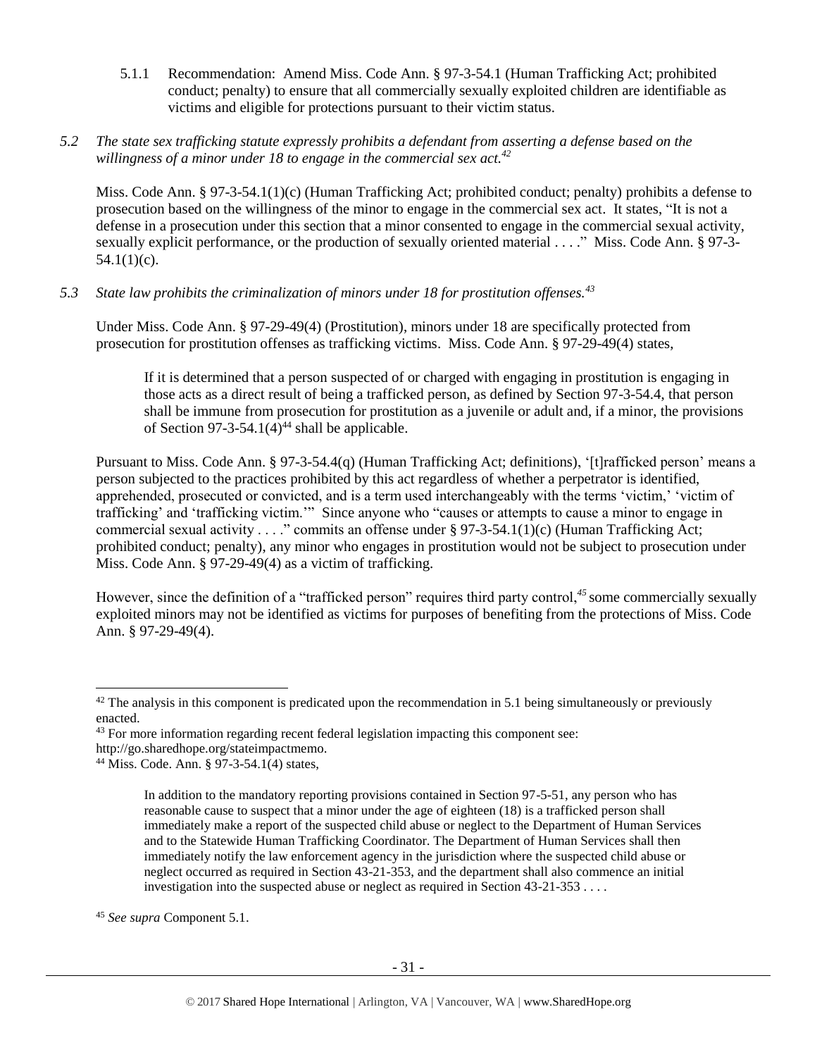5.1.1 Recommendation: Amend Miss. Code Ann. § 97-3-54.1 (Human Trafficking Act; prohibited conduct; penalty) to ensure that all commercially sexually exploited children are identifiable as victims and eligible for protections pursuant to their victim status.

*5.2 The state sex trafficking statute expressly prohibits a defendant from asserting a defense based on the willingness of a minor under 18 to engage in the commercial sex act.*[42]

Miss. Code Ann. § 97-3-54.1(1)(c) (Human Trafficking Act; prohibited conduct; penalty) prohibits a defense to prosecution based on the willingness of the minor to engage in the commercial sex act. It states, "It is not a defense in a prosecution under this section that a minor consented to engage in the commercial sexual activity, sexually explicit performance, or the production of sexually oriented material . . . ." Miss. Code Ann. § 97-3-54.1(1)(c).

*5.3 State law prohibits the criminalization of minors under 18 for prostitution offenses.*[43]

Under Miss. Code Ann. § 97-29-49(4) (Prostitution), minors under 18 are specifically protected from prosecution for prostitution offenses as trafficking victims. Miss. Code Ann. § 97-29-49(4) states,

> If it is determined that a person suspected of or charged with engaging in prostitution is engaging in those acts as a direct result of being a trafficked person, as defined by Section 97-3-54.4, that person shall be immune from prosecution for prostitution as a juvenile or adult and, if a minor, the provisions of Section 97-3-54.1(4)[44] shall be applicable.

Pursuant to Miss. Code Ann. § 97-3-54.4(q) (Human Trafficking Act; definitions), '[t]rafficked person' means a person subjected to the practices prohibited by this act regardless of whether a perpetrator is identified, apprehended, prosecuted or convicted, and is a term used interchangeably with the terms 'victim,' 'victim of trafficking' and 'trafficking victim.'" Since anyone who "causes or attempts to cause a minor to engage in commercial sexual activity . . . ." commits an offense under § 97-3-54.1(1)(c) (Human Trafficking Act; prohibited conduct; penalty), any minor who engages in prostitution would not be subject to prosecution under Miss. Code Ann. § 97-29-49(4) as a victim of trafficking.

However, since the definition of a "trafficked person" requires third party control,[45] some commercially sexually exploited minors may not be identified as victims for purposes of benefiting from the protections of Miss. Code Ann. § 97-29-49(4).

---

[42] The analysis in this component is predicated upon the recommendation in 5.1 being simultaneously or previously enacted.

[43] For more information regarding recent federal legislation impacting this component see: http://go.sharedhope.org/stateimpactmemo.

[44] Miss. Code. Ann. § 97-3-54.1(4) states,

> In addition to the mandatory reporting provisions contained in Section 97-5-51, any person who has reasonable cause to suspect that a minor under the age of eighteen (18) is a trafficked person shall immediately make a report of the suspected child abuse or neglect to the Department of Human Services and to the Statewide Human Trafficking Coordinator. The Department of Human Services shall then immediately notify the law enforcement agency in the jurisdiction where the suspected child abuse or neglect occurred as required in Section 43-21-353, and the department shall also commence an initial investigation into the suspected abuse or neglect as required in Section 43-21-353 . . . .

[45] *See supra* Component 5.1.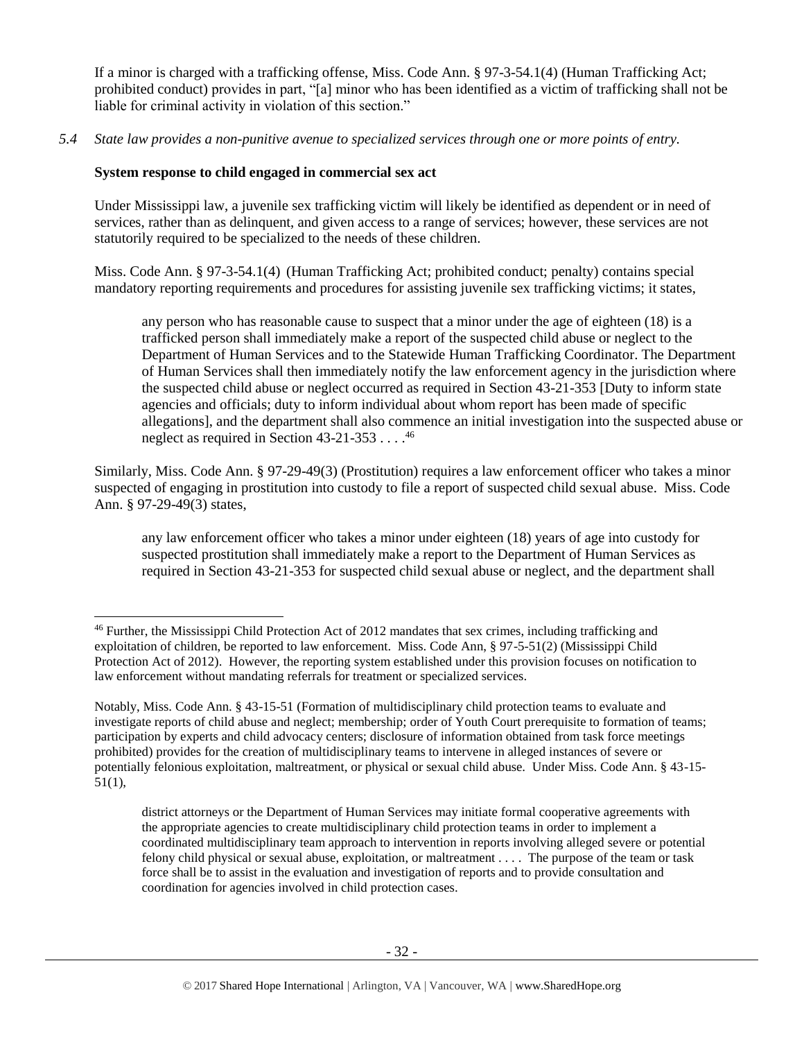If a minor is charged with a trafficking offense, Miss. Code Ann. § 97-3-54.1(4) (Human Trafficking Act; prohibited conduct) provides in part, "[a] minor who has been identified as a victim of trafficking shall not be liable for criminal activity in violation of this section."

*5.4 State law provides a non-punitive avenue to specialized services through one or more points of entry.*

**System response to child engaged in commercial sex act**

Under Mississippi law, a juvenile sex trafficking victim will likely be identified as dependent or in need of services, rather than as delinquent, and given access to a range of services; however, these services are not statutorily required to be specialized to the needs of these children.

Miss. Code Ann. § 97-3-54.1(4) (Human Trafficking Act; prohibited conduct; penalty) contains special mandatory reporting requirements and procedures for assisting juvenile sex trafficking victims; it states,

> any person who has reasonable cause to suspect that a minor under the age of eighteen (18) is a trafficked person shall immediately make a report of the suspected child abuse or neglect to the Department of Human Services and to the Statewide Human Trafficking Coordinator. The Department of Human Services shall then immediately notify the law enforcement agency in the jurisdiction where the suspected child abuse or neglect occurred as required in Section 43-21-353 [Duty to inform state agencies and officials; duty to inform individual about whom report has been made of specific allegations], and the department shall also commence an initial investigation into the suspected abuse or neglect as required in Section 43-21-353 . . . .[46]

Similarly, Miss. Code Ann. § 97-29-49(3) (Prostitution) requires a law enforcement officer who takes a minor suspected of engaging in prostitution into custody to file a report of suspected child sexual abuse. Miss. Code Ann. § 97-29-49(3) states,

> any law enforcement officer who takes a minor under eighteen (18) years of age into custody for suspected prostitution shall immediately make a report to the Department of Human Services as required in Section 43-21-353 for suspected child sexual abuse or neglect, and the department shall

---

[46] Further, the Mississippi Child Protection Act of 2012 mandates that sex crimes, including trafficking and exploitation of children, be reported to law enforcement. Miss. Code Ann, § 97-5-51(2) (Mississippi Child Protection Act of 2012). However, the reporting system established under this provision focuses on notification to law enforcement without mandating referrals for treatment or specialized services.

Notably, Miss. Code Ann. § 43-15-51 (Formation of multidisciplinary child protection teams to evaluate and investigate reports of child abuse and neglect; membership; order of Youth Court prerequisite to formation of teams; participation by experts and child advocacy centers; disclosure of information obtained from task force meetings prohibited) provides for the creation of multidisciplinary teams to intervene in alleged instances of severe or potentially felonious exploitation, maltreatment, or physical or sexual child abuse. Under Miss. Code Ann. § 43-15-51(1),

> district attorneys or the Department of Human Services may initiate formal cooperative agreements with the appropriate agencies to create multidisciplinary child protection teams in order to implement a coordinated multidisciplinary team approach to intervention in reports involving alleged severe or potential felony child physical or sexual abuse, exploitation, or maltreatment . . . . The purpose of the team or task force shall be to assist in the evaluation and investigation of reports and to provide consultation and coordination for agencies involved in child protection cases.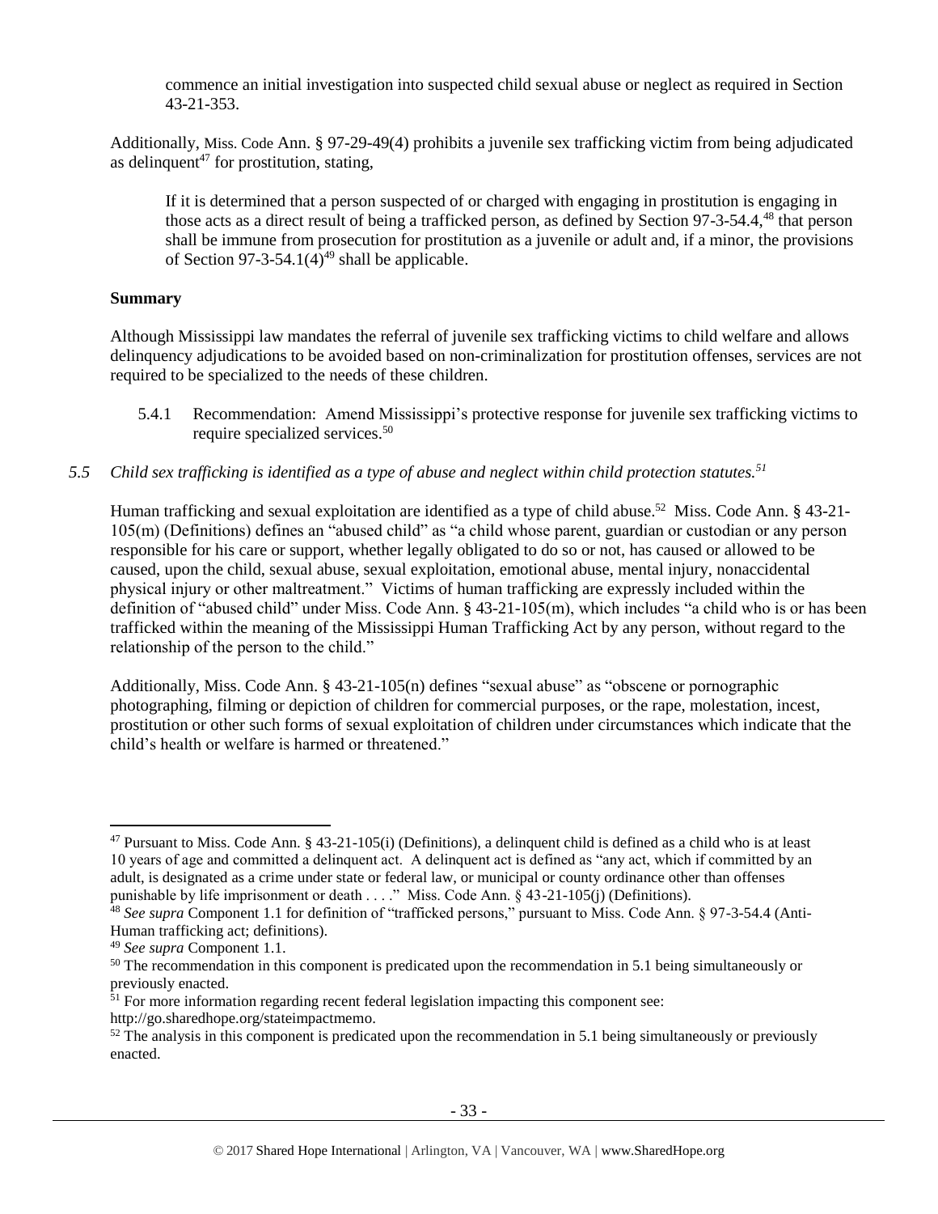commence an initial investigation into suspected child sexual abuse or neglect as required in Section 43-21-353.

Additionally, Miss. Code Ann. § 97-29-49(4) prohibits a juvenile sex trafficking victim from being adjudicated as delinquent[47] for prostitution, stating,

> If it is determined that a person suspected of or charged with engaging in prostitution is engaging in those acts as a direct result of being a trafficked person, as defined by Section 97-3-54.4,[48] that person shall be immune from prosecution for prostitution as a juvenile or adult and, if a minor, the provisions of Section 97-3-54.1(4)[49] shall be applicable.

**Summary**

Although Mississippi law mandates the referral of juvenile sex trafficking victims to child welfare and allows delinquency adjudications to be avoided based on non-criminalization for prostitution offenses, services are not required to be specialized to the needs of these children.

5.4.1 Recommendation: Amend Mississippi's protective response for juvenile sex trafficking victims to require specialized services.[50]

*5.5 Child sex trafficking is identified as a type of abuse and neglect within child protection statutes.[51]*

Human trafficking and sexual exploitation are identified as a type of child abuse.[52] Miss. Code Ann. § 43-21-105(m) (Definitions) defines an "abused child" as "a child whose parent, guardian or custodian or any person responsible for his care or support, whether legally obligated to do so or not, has caused or allowed to be caused, upon the child, sexual abuse, sexual exploitation, emotional abuse, mental injury, nonaccidental physical injury or other maltreatment." Victims of human trafficking are expressly included within the definition of "abused child" under Miss. Code Ann. § 43-21-105(m), which includes "a child who is or has been trafficked within the meaning of the Mississippi Human Trafficking Act by any person, without regard to the relationship of the person to the child."

Additionally, Miss. Code Ann. § 43-21-105(n) defines "sexual abuse" as "obscene or pornographic photographing, filming or depiction of children for commercial purposes, or the rape, molestation, incest, prostitution or other such forms of sexual exploitation of children under circumstances which indicate that the child's health or welfare is harmed or threatened."

---

[47] Pursuant to Miss. Code Ann. § 43-21-105(i) (Definitions), a delinquent child is defined as a child who is at least 10 years of age and committed a delinquent act. A delinquent act is defined as "any act, which if committed by an adult, is designated as a crime under state or federal law, or municipal or county ordinance other than offenses punishable by life imprisonment or death . . . ." Miss. Code Ann. § 43-21-105(j) (Definitions).

[48] *See supra* Component 1.1 for definition of "trafficked persons," pursuant to Miss. Code Ann. § 97-3-54.4 (Anti-Human trafficking act; definitions).

[49] *See supra* Component 1.1.

[50] The recommendation in this component is predicated upon the recommendation in 5.1 being simultaneously or previously enacted.

[51] For more information regarding recent federal legislation impacting this component see: http://go.sharedhope.org/stateimpactmemo.

[52] The analysis in this component is predicated upon the recommendation in 5.1 being simultaneously or previously enacted.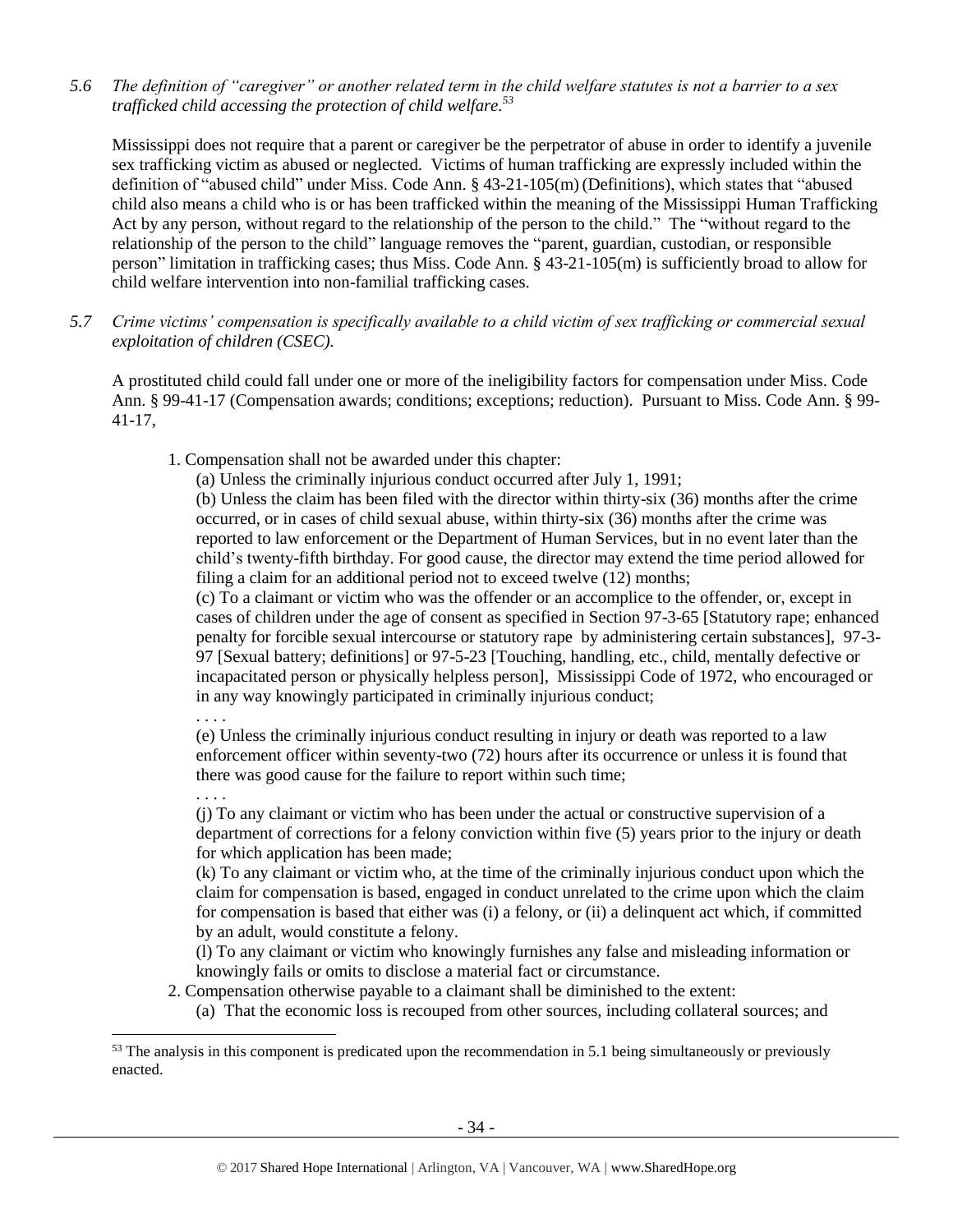*5.6 The definition of "caregiver" or another related term in the child welfare statutes is not a barrier to a sex trafficked child accessing the protection of child welfare.*[53]

Mississippi does not require that a parent or caregiver be the perpetrator of abuse in order to identify a juvenile sex trafficking victim as abused or neglected. Victims of human trafficking are expressly included within the definition of "abused child" under Miss. Code Ann. § 43-21-105(m) (Definitions), which states that "abused child also means a child who is or has been trafficked within the meaning of the Mississippi Human Trafficking Act by any person, without regard to the relationship of the person to the child." The "without regard to the relationship of the person to the child" language removes the "parent, guardian, custodian, or responsible person" limitation in trafficking cases; thus Miss. Code Ann. § 43-21-105(m) is sufficiently broad to allow for child welfare intervention into non-familial trafficking cases.

*5.7 Crime victims' compensation is specifically available to a child victim of sex trafficking or commercial sexual exploitation of children (CSEC).*

A prostituted child could fall under one or more of the ineligibility factors for compensation under Miss. Code Ann. § 99-41-17 (Compensation awards; conditions; exceptions; reduction). Pursuant to Miss. Code Ann. § 99-41-17,

> 1. Compensation shall not be awarded under this chapter:
>
> (a) Unless the criminally injurious conduct occurred after July 1, 1991;
>
> (b) Unless the claim has been filed with the director within thirty-six (36) months after the crime occurred, or in cases of child sexual abuse, within thirty-six (36) months after the crime was reported to law enforcement or the Department of Human Services, but in no event later than the child's twenty-fifth birthday. For good cause, the director may extend the time period allowed for filing a claim for an additional period not to exceed twelve (12) months;
>
> (c) To a claimant or victim who was the offender or an accomplice to the offender, or, except in cases of children under the age of consent as specified in Section 97-3-65 [Statutory rape; enhanced penalty for forcible sexual intercourse or statutory rape by administering certain substances], 97-3-97 [Sexual battery; definitions] or 97-5-23 [Touching, handling, etc., child, mentally defective or incapacitated person or physically helpless person], Mississippi Code of 1972, who encouraged or in any way knowingly participated in criminally injurious conduct;
>
> . . . .
>
> (e) Unless the criminally injurious conduct resulting in injury or death was reported to a law enforcement officer within seventy-two (72) hours after its occurrence or unless it is found that there was good cause for the failure to report within such time;
>
> . . . .
>
> (j) To any claimant or victim who has been under the actual or constructive supervision of a department of corrections for a felony conviction within five (5) years prior to the injury or death for which application has been made;
>
> (k) To any claimant or victim who, at the time of the criminally injurious conduct upon which the claim for compensation is based, engaged in conduct unrelated to the crime upon which the claim for compensation is based that either was (i) a felony, or (ii) a delinquent act which, if committed by an adult, would constitute a felony.
>
> (l) To any claimant or victim who knowingly furnishes any false and misleading information or knowingly fails or omits to disclose a material fact or circumstance.
>
> 2. Compensation otherwise payable to a claimant shall be diminished to the extent:
>
> (a) That the economic loss is recouped from other sources, including collateral sources; and

---

[53] The analysis in this component is predicated upon the recommendation in 5.1 being simultaneously or previously enacted.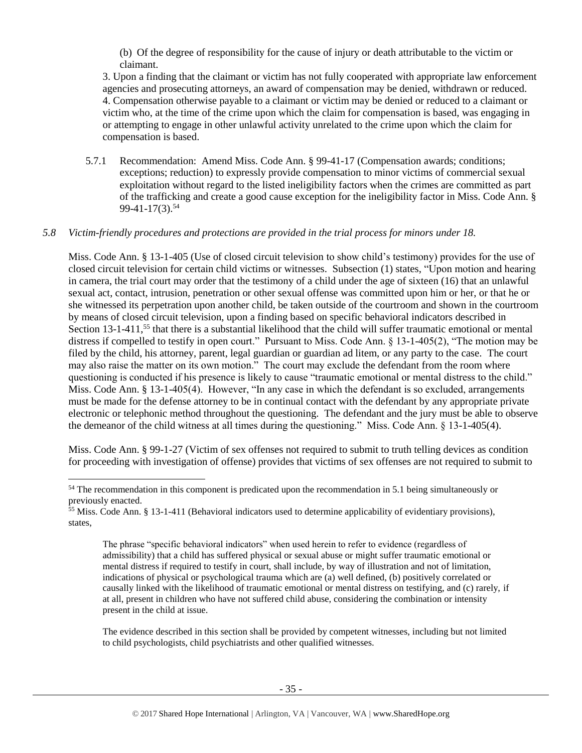(b) Of the degree of responsibility for the cause of injury or death attributable to the victim or claimant.

3. Upon a finding that the claimant or victim has not fully cooperated with appropriate law enforcement agencies and prosecuting attorneys, an award of compensation may be denied, withdrawn or reduced.

4. Compensation otherwise payable to a claimant or victim may be denied or reduced to a claimant or victim who, at the time of the crime upon which the claim for compensation is based, was engaging in or attempting to engage in other unlawful activity unrelated to the crime upon which the claim for compensation is based.

5.7.1 Recommendation: Amend Miss. Code Ann. § 99-41-17 (Compensation awards; conditions; exceptions; reduction) to expressly provide compensation to minor victims of commercial sexual exploitation without regard to the listed ineligibility factors when the crimes are committed as part of the trafficking and create a good cause exception for the ineligibility factor in Miss. Code Ann. § 99-41-17(3).[54]

*5.8 Victim-friendly procedures and protections are provided in the trial process for minors under 18.*

Miss. Code Ann. § 13-1-405 (Use of closed circuit television to show child's testimony) provides for the use of closed circuit television for certain child victims or witnesses. Subsection (1) states, "Upon motion and hearing in camera, the trial court may order that the testimony of a child under the age of sixteen (16) that an unlawful sexual act, contact, intrusion, penetration or other sexual offense was committed upon him or her, or that he or she witnessed its perpetration upon another child, be taken outside of the courtroom and shown in the courtroom by means of closed circuit television, upon a finding based on specific behavioral indicators described in Section 13-1-411,[55] that there is a substantial likelihood that the child will suffer traumatic emotional or mental distress if compelled to testify in open court." Pursuant to Miss. Code Ann. § 13-1-405(2), "The motion may be filed by the child, his attorney, parent, legal guardian or guardian ad litem, or any party to the case. The court may also raise the matter on its own motion." The court may exclude the defendant from the room where questioning is conducted if his presence is likely to cause "traumatic emotional or mental distress to the child." Miss. Code Ann. § 13-1-405(4). However, "In any case in which the defendant is so excluded, arrangements must be made for the defense attorney to be in continual contact with the defendant by any appropriate private electronic or telephonic method throughout the questioning. The defendant and the jury must be able to observe the demeanor of the child witness at all times during the questioning." Miss. Code Ann. § 13-1-405(4).

Miss. Code Ann. § 99-1-27 (Victim of sex offenses not required to submit to truth telling devices as condition for proceeding with investigation of offense) provides that victims of sex offenses are not required to submit to

---

[54] The recommendation in this component is predicated upon the recommendation in 5.1 being simultaneously or previously enacted.

[55] Miss. Code Ann. § 13-1-411 (Behavioral indicators used to determine applicability of evidentiary provisions), states,

> The phrase "specific behavioral indicators" when used herein to refer to evidence (regardless of admissibility) that a child has suffered physical or sexual abuse or might suffer traumatic emotional or mental distress if required to testify in court, shall include, by way of illustration and not of limitation, indications of physical or psychological trauma which are (a) well defined, (b) positively correlated or causally linked with the likelihood of traumatic emotional or mental distress on testifying, and (c) rarely, if at all, present in children who have not suffered child abuse, considering the combination or intensity present in the child at issue.
>
> The evidence described in this section shall be provided by competent witnesses, including but not limited to child psychologists, child psychiatrists and other qualified witnesses.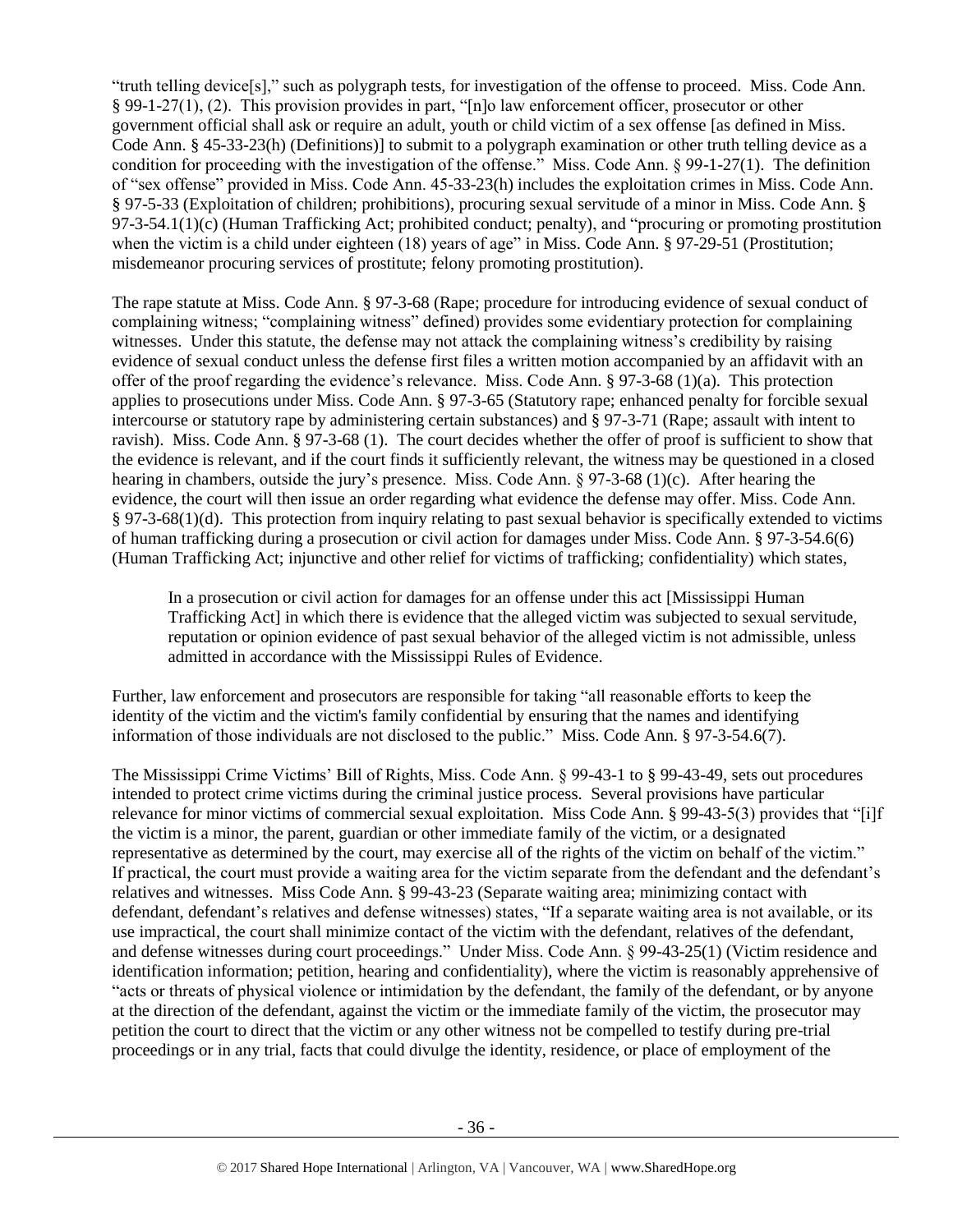"truth telling device[s]," such as polygraph tests, for investigation of the offense to proceed. Miss. Code Ann. § 99-1-27(1), (2). This provision provides in part, "[n]o law enforcement officer, prosecutor or other government official shall ask or require an adult, youth or child victim of a sex offense [as defined in Miss. Code Ann. § 45-33-23(h) (Definitions)] to submit to a polygraph examination or other truth telling device as a condition for proceeding with the investigation of the offense." Miss. Code Ann. § 99-1-27(1). The definition of "sex offense" provided in Miss. Code Ann. 45-33-23(h) includes the exploitation crimes in Miss. Code Ann. § 97-5-33 (Exploitation of children; prohibitions), procuring sexual servitude of a minor in Miss. Code Ann. § 97-3-54.1(1)(c) (Human Trafficking Act; prohibited conduct; penalty), and "procuring or promoting prostitution when the victim is a child under eighteen (18) years of age" in Miss. Code Ann. § 97-29-51 (Prostitution; misdemeanor procuring services of prostitute; felony promoting prostitution).

The rape statute at Miss. Code Ann. § 97-3-68 (Rape; procedure for introducing evidence of sexual conduct of complaining witness; "complaining witness" defined) provides some evidentiary protection for complaining witnesses. Under this statute, the defense may not attack the complaining witness's credibility by raising evidence of sexual conduct unless the defense first files a written motion accompanied by an affidavit with an offer of the proof regarding the evidence's relevance. Miss. Code Ann. § 97-3-68 (1)(a). This protection applies to prosecutions under Miss. Code Ann. § 97-3-65 (Statutory rape; enhanced penalty for forcible sexual intercourse or statutory rape by administering certain substances) and § 97-3-71 (Rape; assault with intent to ravish). Miss. Code Ann. § 97-3-68 (1). The court decides whether the offer of proof is sufficient to show that the evidence is relevant, and if the court finds it sufficiently relevant, the witness may be questioned in a closed hearing in chambers, outside the jury's presence. Miss. Code Ann. § 97-3-68 (1)(c). After hearing the evidence, the court will then issue an order regarding what evidence the defense may offer. Miss. Code Ann. § 97-3-68(1)(d). This protection from inquiry relating to past sexual behavior is specifically extended to victims of human trafficking during a prosecution or civil action for damages under Miss. Code Ann. § 97-3-54.6(6) (Human Trafficking Act; injunctive and other relief for victims of trafficking; confidentiality) which states,

> In a prosecution or civil action for damages for an offense under this act [Mississippi Human Trafficking Act] in which there is evidence that the alleged victim was subjected to sexual servitude, reputation or opinion evidence of past sexual behavior of the alleged victim is not admissible, unless admitted in accordance with the Mississippi Rules of Evidence.

Further, law enforcement and prosecutors are responsible for taking "all reasonable efforts to keep the identity of the victim and the victim's family confidential by ensuring that the names and identifying information of those individuals are not disclosed to the public." Miss. Code Ann. § 97-3-54.6(7).

The Mississippi Crime Victims' Bill of Rights, Miss. Code Ann. § 99-43-1 to § 99-43-49, sets out procedures intended to protect crime victims during the criminal justice process. Several provisions have particular relevance for minor victims of commercial sexual exploitation. Miss Code Ann. § 99-43-5(3) provides that "[i]f the victim is a minor, the parent, guardian or other immediate family of the victim, or a designated representative as determined by the court, may exercise all of the rights of the victim on behalf of the victim." If practical, the court must provide a waiting area for the victim separate from the defendant and the defendant's relatives and witnesses. Miss Code Ann. § 99-43-23 (Separate waiting area; minimizing contact with defendant, defendant's relatives and defense witnesses) states, "If a separate waiting area is not available, or its use impractical, the court shall minimize contact of the victim with the defendant, relatives of the defendant, and defense witnesses during court proceedings." Under Miss. Code Ann. § 99-43-25(1) (Victim residence and identification information; petition, hearing and confidentiality), where the victim is reasonably apprehensive of "acts or threats of physical violence or intimidation by the defendant, the family of the defendant, or by anyone at the direction of the defendant, against the victim or the immediate family of the victim, the prosecutor may petition the court to direct that the victim or any other witness not be compelled to testify during pre-trial proceedings or in any trial, facts that could divulge the identity, residence, or place of employment of the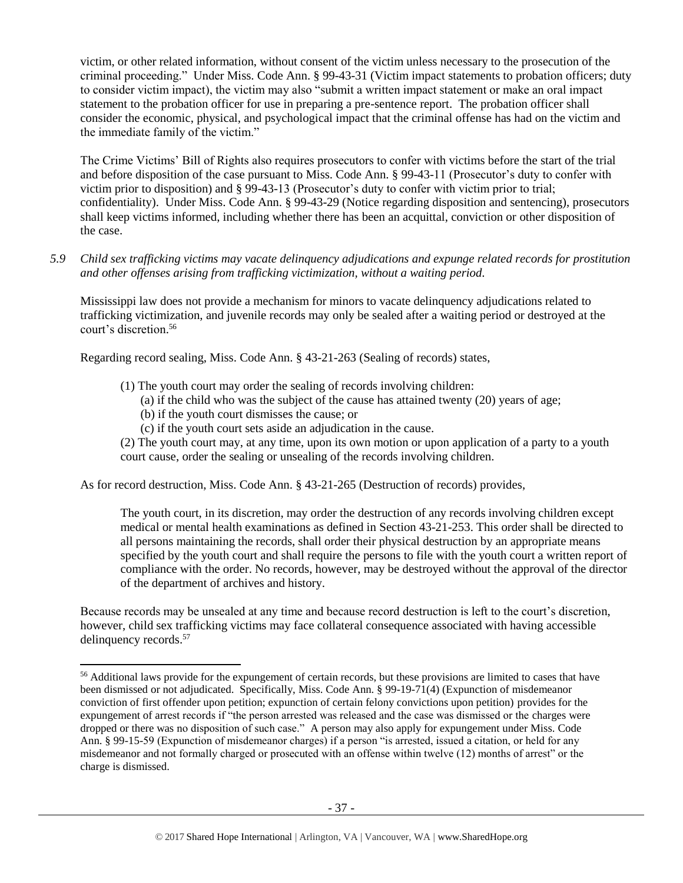victim, or other related information, without consent of the victim unless necessary to the prosecution of the criminal proceeding." Under Miss. Code Ann. § 99-43-31 (Victim impact statements to probation officers; duty to consider victim impact), the victim may also "submit a written impact statement or make an oral impact statement to the probation officer for use in preparing a pre-sentence report. The probation officer shall consider the economic, physical, and psychological impact that the criminal offense has had on the victim and the immediate family of the victim."

The Crime Victims' Bill of Rights also requires prosecutors to confer with victims before the start of the trial and before disposition of the case pursuant to Miss. Code Ann. § 99-43-11 (Prosecutor's duty to confer with victim prior to disposition) and § 99-43-13 (Prosecutor's duty to confer with victim prior to trial; confidentiality). Under Miss. Code Ann. § 99-43-29 (Notice regarding disposition and sentencing), prosecutors shall keep victims informed, including whether there has been an acquittal, conviction or other disposition of the case.

*5.9 Child sex trafficking victims may vacate delinquency adjudications and expunge related records for prostitution and other offenses arising from trafficking victimization, without a waiting period.*

Mississippi law does not provide a mechanism for minors to vacate delinquency adjudications related to trafficking victimization, and juvenile records may only be sealed after a waiting period or destroyed at the court's discretion.[56]

Regarding record sealing, Miss. Code Ann. § 43-21-263 (Sealing of records) states,

> (1) The youth court may order the sealing of records involving children:
> (a) if the child who was the subject of the cause has attained twenty (20) years of age;
> (b) if the youth court dismisses the cause; or
> (c) if the youth court sets aside an adjudication in the cause.
>
> (2) The youth court may, at any time, upon its own motion or upon application of a party to a youth court cause, order the sealing or unsealing of the records involving children.

As for record destruction, Miss. Code Ann. § 43-21-265 (Destruction of records) provides,

> The youth court, in its discretion, may order the destruction of any records involving children except medical or mental health examinations as defined in Section 43-21-253. This order shall be directed to all persons maintaining the records, shall order their physical destruction by an appropriate means specified by the youth court and shall require the persons to file with the youth court a written report of compliance with the order. No records, however, may be destroyed without the approval of the director of the department of archives and history.

Because records may be unsealed at any time and because record destruction is left to the court's discretion, however, child sex trafficking victims may face collateral consequence associated with having accessible delinquency records.[57]

---

[56] Additional laws provide for the expungement of certain records, but these provisions are limited to cases that have been dismissed or not adjudicated. Specifically, Miss. Code Ann. § 99-19-71(4) (Expunction of misdemeanor conviction of first offender upon petition; expunction of certain felony convictions upon petition) provides for the expungement of arrest records if "the person arrested was released and the case was dismissed or the charges were dropped or there was no disposition of such case." A person may also apply for expungement under Miss. Code Ann. § 99-15-59 (Expunction of misdemeanor charges) if a person "is arrested, issued a citation, or held for any misdemeanor and not formally charged or prosecuted with an offense within twelve (12) months of arrest" or the charge is dismissed.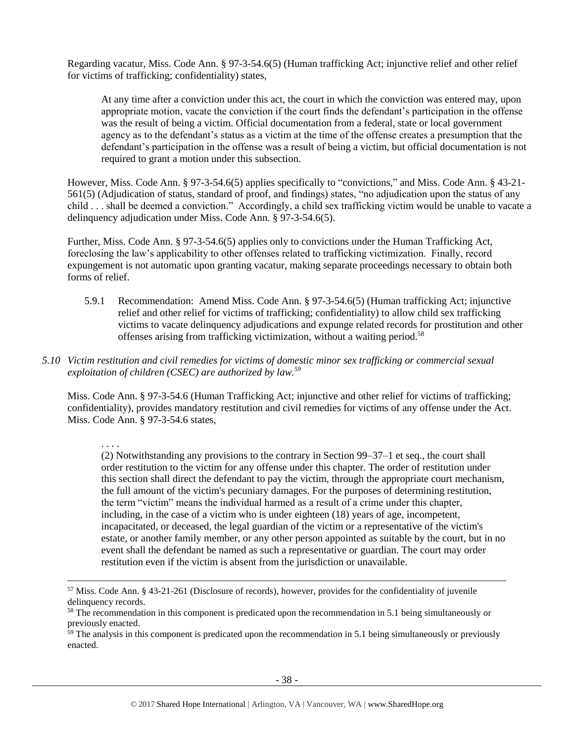Regarding vacatur, Miss. Code Ann. § 97-3-54.6(5) (Human trafficking Act; injunctive relief and other relief for victims of trafficking; confidentiality) states,

> At any time after a conviction under this act, the court in which the conviction was entered may, upon appropriate motion, vacate the conviction if the court finds the defendant's participation in the offense was the result of being a victim. Official documentation from a federal, state or local government agency as to the defendant's status as a victim at the time of the offense creates a presumption that the defendant's participation in the offense was a result of being a victim, but official documentation is not required to grant a motion under this subsection.

However, Miss. Code Ann. § 97-3-54.6(5) applies specifically to "convictions," and Miss. Code Ann. § 43-21-561(5) (Adjudication of status, standard of proof, and findings) states, "no adjudication upon the status of any child . . . shall be deemed a conviction." Accordingly, a child sex trafficking victim would be unable to vacate a delinquency adjudication under Miss. Code Ann. § 97-3-54.6(5).

Further, Miss. Code Ann. § 97-3-54.6(5) applies only to convictions under the Human Trafficking Act, foreclosing the law's applicability to other offenses related to trafficking victimization. Finally, record expungement is not automatic upon granting vacatur, making separate proceedings necessary to obtain both forms of relief.

5.9.1 Recommendation: Amend Miss. Code Ann. § 97-3-54.6(5) (Human trafficking Act; injunctive relief and other relief for victims of trafficking; confidentiality) to allow child sex trafficking victims to vacate delinquency adjudications and expunge related records for prostitution and other offenses arising from trafficking victimization, without a waiting period.[58]

*5.10 Victim restitution and civil remedies for victims of domestic minor sex trafficking or commercial sexual exploitation of children (CSEC) are authorized by law.[59]*

Miss. Code Ann. § 97-3-54.6 (Human Trafficking Act; injunctive and other relief for victims of trafficking; confidentiality), provides mandatory restitution and civil remedies for victims of any offense under the Act. Miss. Code Ann. § 97-3-54.6 states,

> . . . .
> (2) Notwithstanding any provisions to the contrary in Section 99–37–1 et seq., the court shall order restitution to the victim for any offense under this chapter. The order of restitution under this section shall direct the defendant to pay the victim, through the appropriate court mechanism, the full amount of the victim's pecuniary damages. For the purposes of determining restitution, the term "victim" means the individual harmed as a result of a crime under this chapter, including, in the case of a victim who is under eighteen (18) years of age, incompetent, incapacitated, or deceased, the legal guardian of the victim or a representative of the victim's estate, or another family member, or any other person appointed as suitable by the court, but in no event shall the defendant be named as such a representative or guardian. The court may order restitution even if the victim is absent from the jurisdiction or unavailable.

---

[57] Miss. Code Ann. § 43-21-261 (Disclosure of records), however, provides for the confidentiality of juvenile delinquency records.

[58] The recommendation in this component is predicated upon the recommendation in 5.1 being simultaneously or previously enacted.

[59] The analysis in this component is predicated upon the recommendation in 5.1 being simultaneously or previously enacted.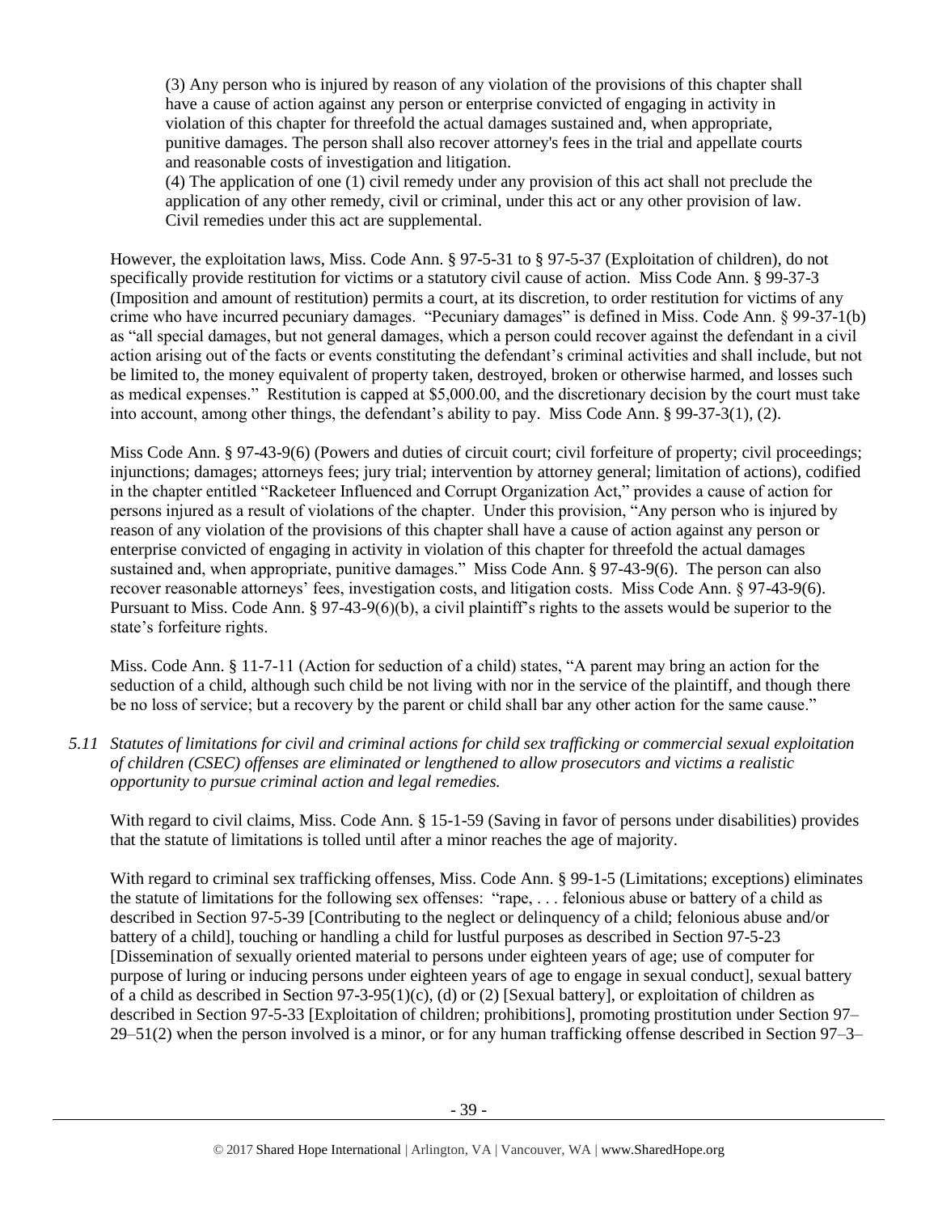(3) Any person who is injured by reason of any violation of the provisions of this chapter shall have a cause of action against any person or enterprise convicted of engaging in activity in violation of this chapter for threefold the actual damages sustained and, when appropriate, punitive damages. The person shall also recover attorney's fees in the trial and appellate courts and reasonable costs of investigation and litigation.

(4) The application of one (1) civil remedy under any provision of this act shall not preclude the application of any other remedy, civil or criminal, under this act or any other provision of law. Civil remedies under this act are supplemental.

However, the exploitation laws, Miss. Code Ann. § 97-5-31 to § 97-5-37 (Exploitation of children), do not specifically provide restitution for victims or a statutory civil cause of action. Miss Code Ann. § 99-37-3 (Imposition and amount of restitution) permits a court, at its discretion, to order restitution for victims of any crime who have incurred pecuniary damages. "Pecuniary damages" is defined in Miss. Code Ann. § 99-37-1(b) as "all special damages, but not general damages, which a person could recover against the defendant in a civil action arising out of the facts or events constituting the defendant's criminal activities and shall include, but not be limited to, the money equivalent of property taken, destroyed, broken or otherwise harmed, and losses such as medical expenses." Restitution is capped at $5,000.00, and the discretionary decision by the court must take into account, among other things, the defendant's ability to pay. Miss Code Ann. § 99-37-3(1), (2).

Miss Code Ann. § 97-43-9(6) (Powers and duties of circuit court; civil forfeiture of property; civil proceedings; injunctions; damages; attorneys fees; jury trial; intervention by attorney general; limitation of actions), codified in the chapter entitled "Racketeer Influenced and Corrupt Organization Act," provides a cause of action for persons injured as a result of violations of the chapter. Under this provision, "Any person who is injured by reason of any violation of the provisions of this chapter shall have a cause of action against any person or enterprise convicted of engaging in activity in violation of this chapter for threefold the actual damages sustained and, when appropriate, punitive damages." Miss Code Ann. § 97-43-9(6). The person can also recover reasonable attorneys' fees, investigation costs, and litigation costs. Miss Code Ann. § 97-43-9(6). Pursuant to Miss. Code Ann. § 97-43-9(6)(b), a civil plaintiff's rights to the assets would be superior to the state's forfeiture rights.

Miss. Code Ann. § 11-7-11 (Action for seduction of a child) states, "A parent may bring an action for the seduction of a child, although such child be not living with nor in the service of the plaintiff, and though there be no loss of service; but a recovery by the parent or child shall bar any other action for the same cause."

*5.11 Statutes of limitations for civil and criminal actions for child sex trafficking or commercial sexual exploitation of children (CSEC) offenses are eliminated or lengthened to allow prosecutors and victims a realistic opportunity to pursue criminal action and legal remedies.*

With regard to civil claims, Miss. Code Ann. § 15-1-59 (Saving in favor of persons under disabilities) provides that the statute of limitations is tolled until after a minor reaches the age of majority.

With regard to criminal sex trafficking offenses, Miss. Code Ann. § 99-1-5 (Limitations; exceptions) eliminates the statute of limitations for the following sex offenses: "rape, . . . felonious abuse or battery of a child as described in Section 97-5-39 [Contributing to the neglect or delinquency of a child; felonious abuse and/or battery of a child], touching or handling a child for lustful purposes as described in Section 97-5-23 [Dissemination of sexually oriented material to persons under eighteen years of age; use of computer for purpose of luring or inducing persons under eighteen years of age to engage in sexual conduct], sexual battery of a child as described in Section 97-3-95(1)(c), (d) or (2) [Sexual battery], or exploitation of children as described in Section 97-5-33 [Exploitation of children; prohibitions], promoting prostitution under Section 97–29–51(2) when the person involved is a minor, or for any human trafficking offense described in Section 97–3–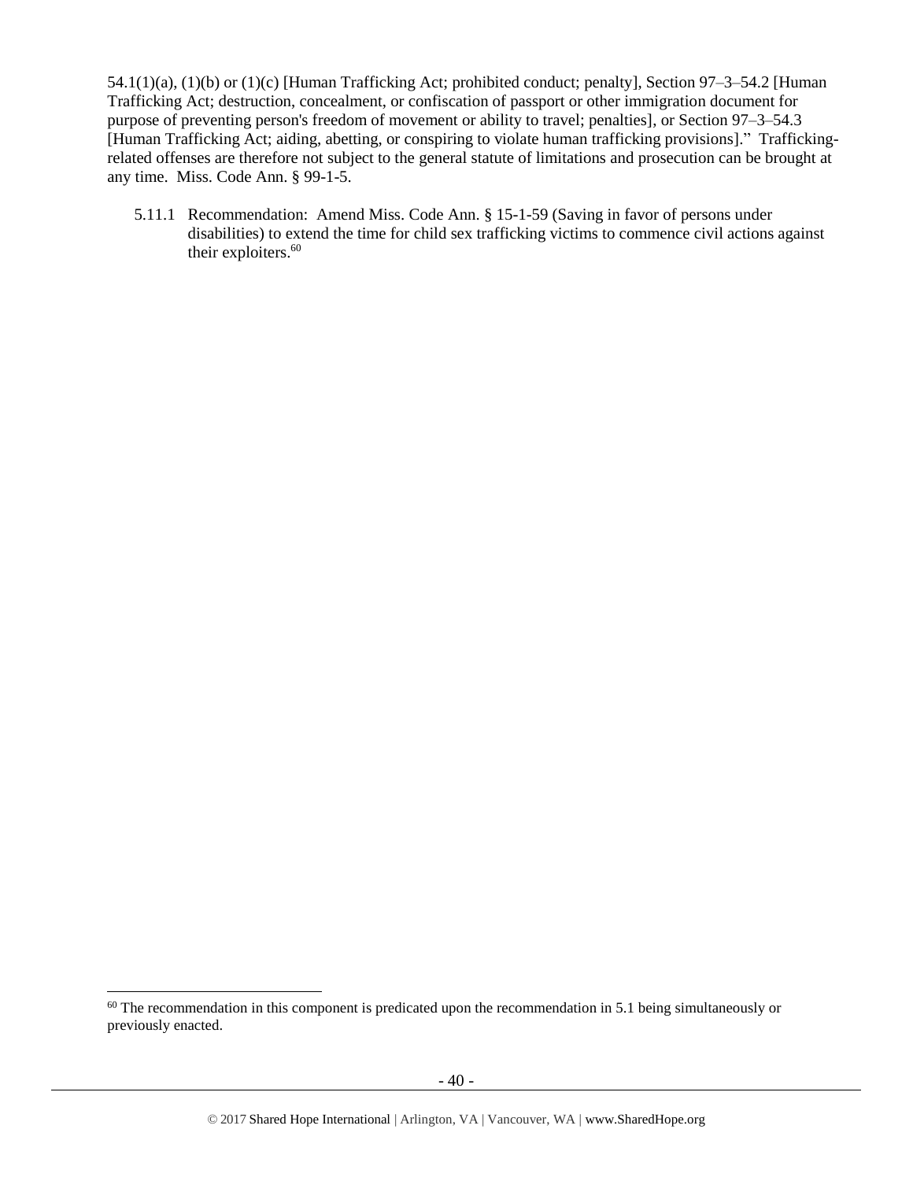54.1(1)(a), (1)(b) or (1)(c) [Human Trafficking Act; prohibited conduct; penalty], Section 97–3–54.2 [Human Trafficking Act; destruction, concealment, or confiscation of passport or other immigration document for purpose of preventing person's freedom of movement or ability to travel; penalties], or Section 97–3–54.3 [Human Trafficking Act; aiding, abetting, or conspiring to violate human trafficking provisions]." Trafficking-related offenses are therefore not subject to the general statute of limitations and prosecution can be brought at any time. Miss. Code Ann. § 99-1-5.

5.11.1 Recommendation: Amend Miss. Code Ann. § 15-1-59 (Saving in favor of persons under disabilities) to extend the time for child sex trafficking victims to commence civil actions against their exploiters.[60]

---

[60] The recommendation in this component is predicated upon the recommendation in 5.1 being simultaneously or previously enacted.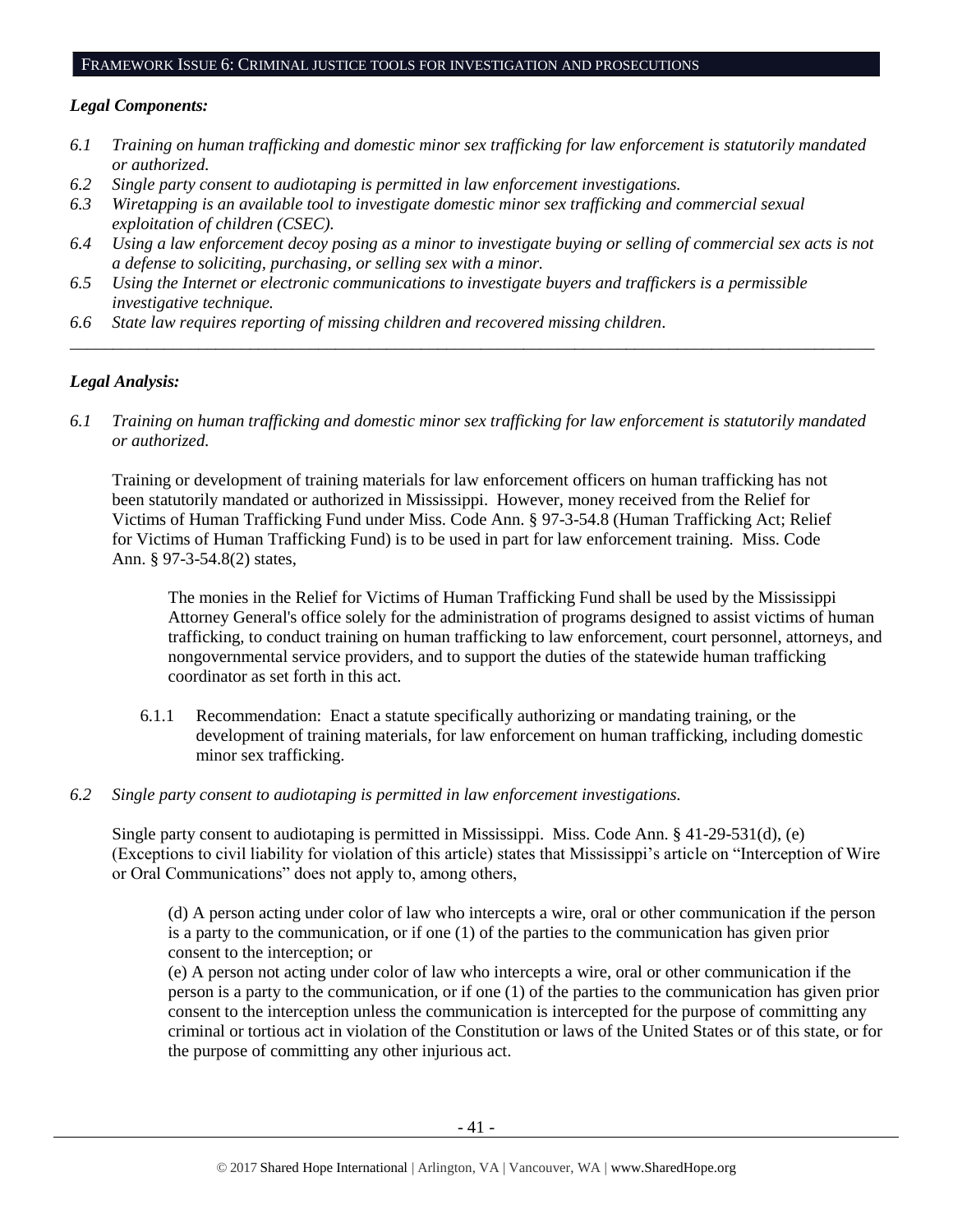## FRAMEWORK ISSUE 6: CRIMINAL JUSTICE TOOLS FOR INVESTIGATION AND PROSECUTIONS

***Legal Components:***

*6.1 Training on human trafficking and domestic minor sex trafficking for law enforcement is statutorily mandated or authorized.*
*6.2 Single party consent to audiotaping is permitted in law enforcement investigations.*
*6.3 Wiretapping is an available tool to investigate domestic minor sex trafficking and commercial sexual exploitation of children (CSEC).*
*6.4 Using a law enforcement decoy posing as a minor to investigate buying or selling of commercial sex acts is not a defense to soliciting, purchasing, or selling sex with a minor.*
*6.5 Using the Internet or electronic communications to investigate buyers and traffickers is a permissible investigative technique.*
*6.6 State law requires reporting of missing children and recovered missing children.*

---

***Legal Analysis:***

*6.1 Training on human trafficking and domestic minor sex trafficking for law enforcement is statutorily mandated or authorized.*

Training or development of training materials for law enforcement officers on human trafficking has not been statutorily mandated or authorized in Mississippi. However, money received from the Relief for Victims of Human Trafficking Fund under Miss. Code Ann. § 97-3-54.8 (Human Trafficking Act; Relief for Victims of Human Trafficking Fund) is to be used in part for law enforcement training. Miss. Code Ann. § 97-3-54.8(2) states,

> The monies in the Relief for Victims of Human Trafficking Fund shall be used by the Mississippi Attorney General's office solely for the administration of programs designed to assist victims of human trafficking, to conduct training on human trafficking to law enforcement, court personnel, attorneys, and nongovernmental service providers, and to support the duties of the statewide human trafficking coordinator as set forth in this act.

6.1.1 Recommendation: Enact a statute specifically authorizing or mandating training, or the development of training materials, for law enforcement on human trafficking, including domestic minor sex trafficking.

*6.2 Single party consent to audiotaping is permitted in law enforcement investigations.*

Single party consent to audiotaping is permitted in Mississippi. Miss. Code Ann. § 41-29-531(d), (e) (Exceptions to civil liability for violation of this article) states that Mississippi's article on "Interception of Wire or Oral Communications" does not apply to, among others,

> (d) A person acting under color of law who intercepts a wire, oral or other communication if the person is a party to the communication, or if one (1) of the parties to the communication has given prior consent to the interception; or
> (e) A person not acting under color of law who intercepts a wire, oral or other communication if the person is a party to the communication, or if one (1) of the parties to the communication has given prior consent to the interception unless the communication is intercepted for the purpose of committing any criminal or tortious act in violation of the Constitution or laws of the United States or of this state, or for the purpose of committing any other injurious act.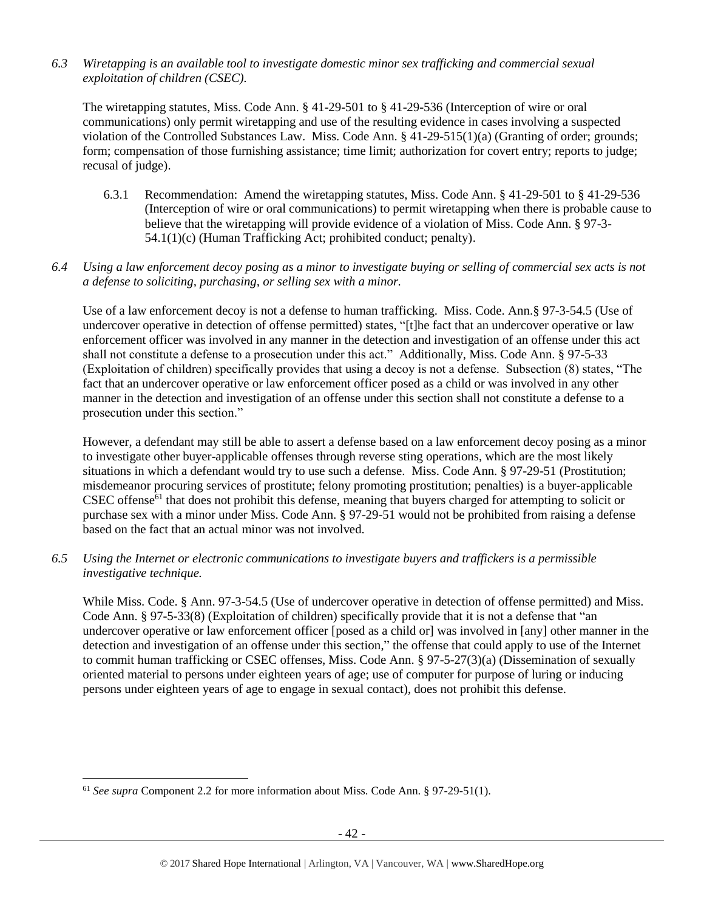*6.3 Wiretapping is an available tool to investigate domestic minor sex trafficking and commercial sexual exploitation of children (CSEC).*

The wiretapping statutes, Miss. Code Ann. § 41-29-501 to § 41-29-536 (Interception of wire or oral communications) only permit wiretapping and use of the resulting evidence in cases involving a suspected violation of the Controlled Substances Law. Miss. Code Ann. § 41-29-515(1)(a) (Granting of order; grounds; form; compensation of those furnishing assistance; time limit; authorization for covert entry; reports to judge; recusal of judge).

6.3.1 Recommendation: Amend the wiretapping statutes, Miss. Code Ann. § 41-29-501 to § 41-29-536 (Interception of wire or oral communications) to permit wiretapping when there is probable cause to believe that the wiretapping will provide evidence of a violation of Miss. Code Ann. § 97-3-54.1(1)(c) (Human Trafficking Act; prohibited conduct; penalty).

*6.4 Using a law enforcement decoy posing as a minor to investigate buying or selling of commercial sex acts is not a defense to soliciting, purchasing, or selling sex with a minor.*

Use of a law enforcement decoy is not a defense to human trafficking. Miss. Code. Ann.§ 97-3-54.5 (Use of undercover operative in detection of offense permitted) states, "[t]he fact that an undercover operative or law enforcement officer was involved in any manner in the detection and investigation of an offense under this act shall not constitute a defense to a prosecution under this act." Additionally, Miss. Code Ann. § 97-5-33 (Exploitation of children) specifically provides that using a decoy is not a defense. Subsection (8) states, "The fact that an undercover operative or law enforcement officer posed as a child or was involved in any other manner in the detection and investigation of an offense under this section shall not constitute a defense to a prosecution under this section."

However, a defendant may still be able to assert a defense based on a law enforcement decoy posing as a minor to investigate other buyer-applicable offenses through reverse sting operations, which are the most likely situations in which a defendant would try to use such a defense. Miss. Code Ann. § 97-29-51 (Prostitution; misdemeanor procuring services of prostitute; felony promoting prostitution; penalties) is a buyer-applicable CSEC offense[61] that does not prohibit this defense, meaning that buyers charged for attempting to solicit or purchase sex with a minor under Miss. Code Ann. § 97-29-51 would not be prohibited from raising a defense based on the fact that an actual minor was not involved.

*6.5 Using the Internet or electronic communications to investigate buyers and traffickers is a permissible investigative technique.*

While Miss. Code. § Ann. 97-3-54.5 (Use of undercover operative in detection of offense permitted) and Miss. Code Ann. § 97-5-33(8) (Exploitation of children) specifically provide that it is not a defense that "an undercover operative or law enforcement officer [posed as a child or] was involved in [any] other manner in the detection and investigation of an offense under this section," the offense that could apply to use of the Internet to commit human trafficking or CSEC offenses, Miss. Code Ann. § 97-5-27(3)(a) (Dissemination of sexually oriented material to persons under eighteen years of age; use of computer for purpose of luring or inducing persons under eighteen years of age to engage in sexual contact), does not prohibit this defense.

[61] *See supra* Component 2.2 for more information about Miss. Code Ann. § 97-29-51(1).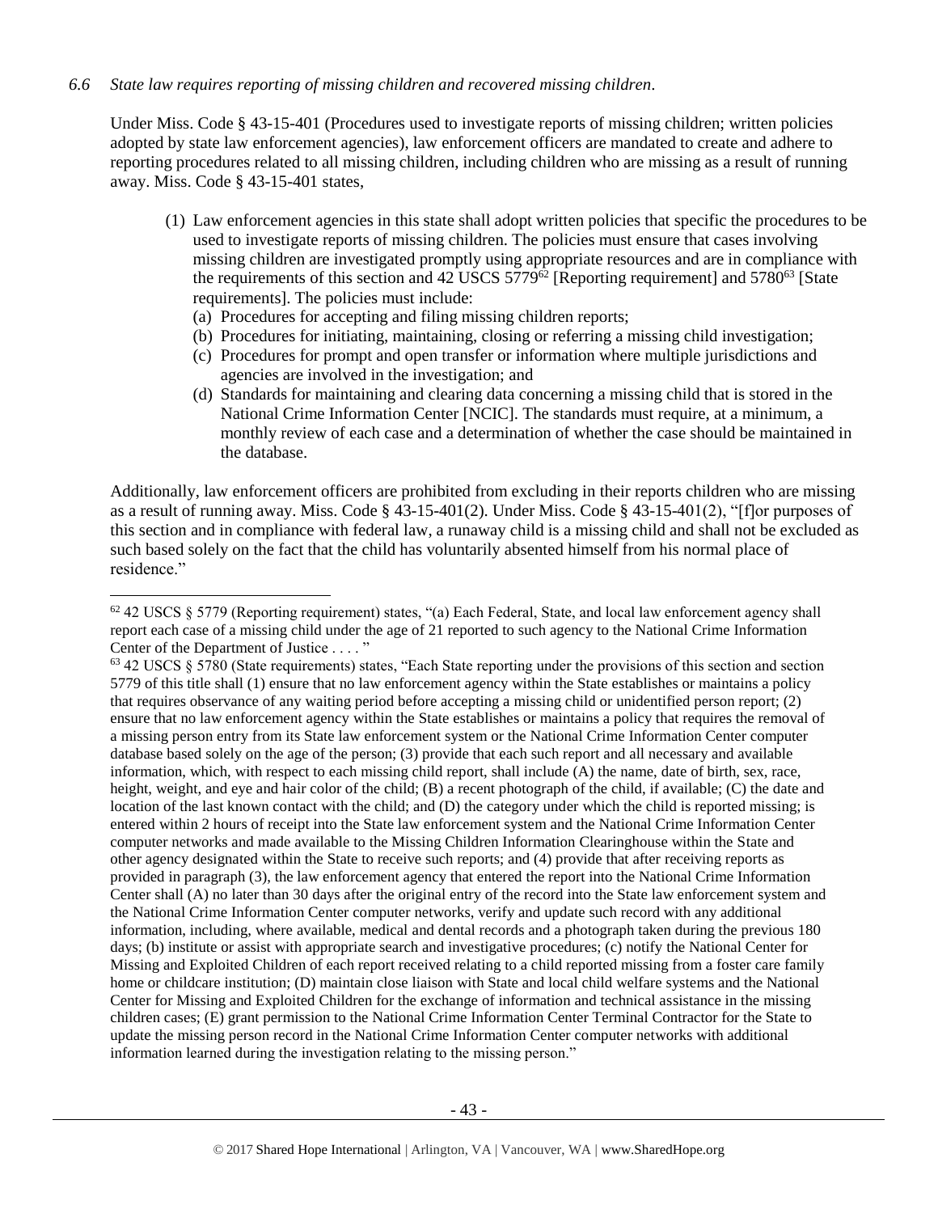*6.6 State law requires reporting of missing children and recovered missing children.*

Under Miss. Code § 43-15-401 (Procedures used to investigate reports of missing children; written policies adopted by state law enforcement agencies), law enforcement officers are mandated to create and adhere to reporting procedures related to all missing children, including children who are missing as a result of running away. Miss. Code § 43-15-401 states,

> (1) Law enforcement agencies in this state shall adopt written policies that specific the procedures to be used to investigate reports of missing children. The policies must ensure that cases involving missing children are investigated promptly using appropriate resources and are in compliance with the requirements of this section and 42 USCS 5779[62] [Reporting requirement] and 5780[63] [State requirements]. The policies must include:
> (a) Procedures for accepting and filing missing children reports;
> (b) Procedures for initiating, maintaining, closing or referring a missing child investigation;
> (c) Procedures for prompt and open transfer or information where multiple jurisdictions and agencies are involved in the investigation; and
> (d) Standards for maintaining and clearing data concerning a missing child that is stored in the National Crime Information Center [NCIC]. The standards must require, at a minimum, a monthly review of each case and a determination of whether the case should be maintained in the database.

Additionally, law enforcement officers are prohibited from excluding in their reports children who are missing as a result of running away. Miss. Code § 43-15-401(2). Under Miss. Code § 43-15-401(2), "[f]or purposes of this section and in compliance with federal law, a runaway child is a missing child and shall not be excluded as such based solely on the fact that the child has voluntarily absented himself from his normal place of residence."

---

[62] 42 USCS § 5779 (Reporting requirement) states, "(a) Each Federal, State, and local law enforcement agency shall report each case of a missing child under the age of 21 reported to such agency to the National Crime Information Center of the Department of Justice . . . . "

[63] 42 USCS § 5780 (State requirements) states, "Each State reporting under the provisions of this section and section 5779 of this title shall (1) ensure that no law enforcement agency within the State establishes or maintains a policy that requires observance of any waiting period before accepting a missing child or unidentified person report; (2) ensure that no law enforcement agency within the State establishes or maintains a policy that requires the removal of a missing person entry from its State law enforcement system or the National Crime Information Center computer database based solely on the age of the person; (3) provide that each such report and all necessary and available information, which, with respect to each missing child report, shall include (A) the name, date of birth, sex, race, height, weight, and eye and hair color of the child; (B) a recent photograph of the child, if available; (C) the date and location of the last known contact with the child; and (D) the category under which the child is reported missing; is entered within 2 hours of receipt into the State law enforcement system and the National Crime Information Center computer networks and made available to the Missing Children Information Clearinghouse within the State and other agency designated within the State to receive such reports; and (4) provide that after receiving reports as provided in paragraph (3), the law enforcement agency that entered the report into the National Crime Information Center shall (A) no later than 30 days after the original entry of the record into the State law enforcement system and the National Crime Information Center computer networks, verify and update such record with any additional information, including, where available, medical and dental records and a photograph taken during the previous 180 days; (b) institute or assist with appropriate search and investigative procedures; (c) notify the National Center for Missing and Exploited Children of each report received relating to a child reported missing from a foster care family home or childcare institution; (D) maintain close liaison with State and local child welfare systems and the National Center for Missing and Exploited Children for the exchange of information and technical assistance in the missing children cases; (E) grant permission to the National Crime Information Center Terminal Contractor for the State to update the missing person record in the National Crime Information Center computer networks with additional information learned during the investigation relating to the missing person."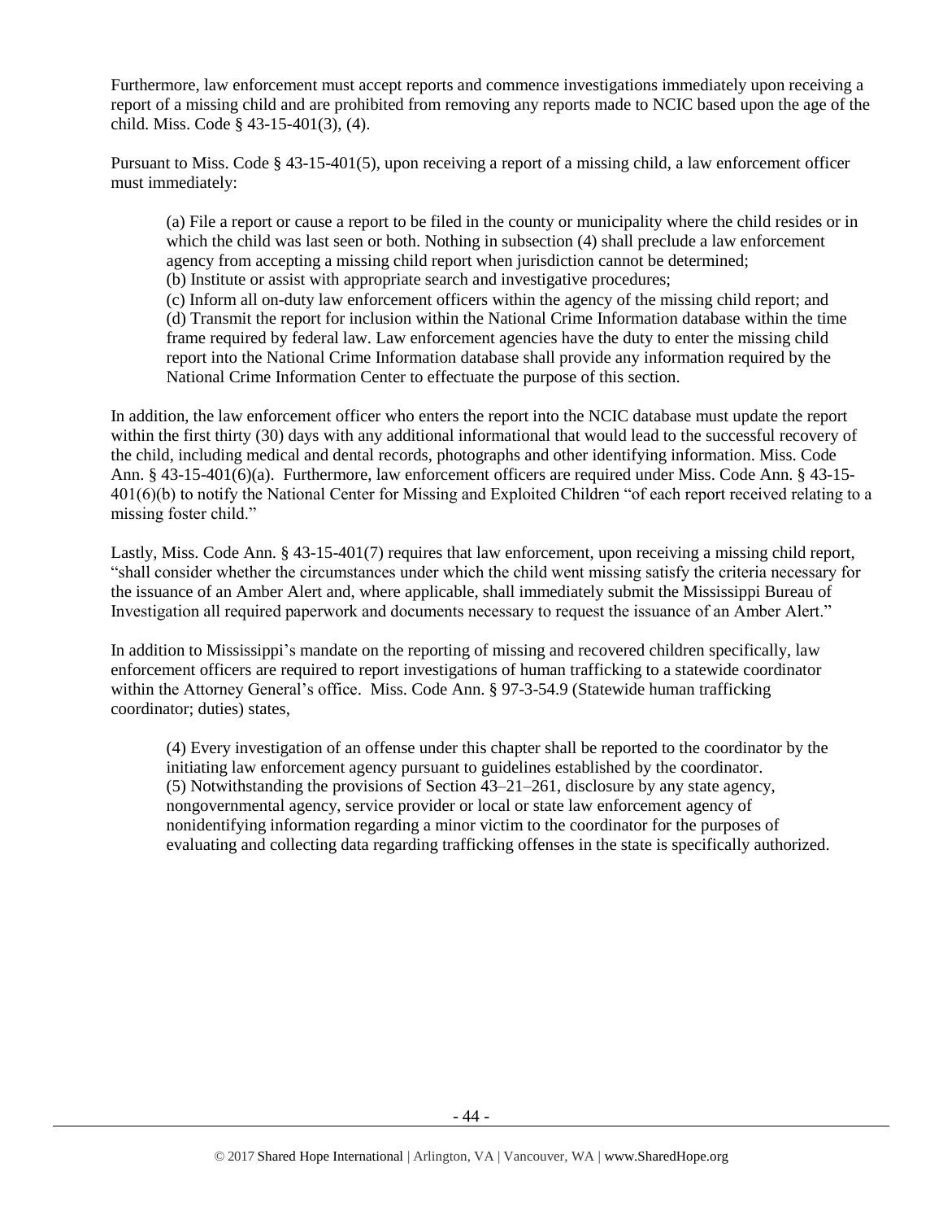Furthermore, law enforcement must accept reports and commence investigations immediately upon receiving a report of a missing child and are prohibited from removing any reports made to NCIC based upon the age of the child. Miss. Code § 43-15-401(3), (4).

Pursuant to Miss. Code § 43-15-401(5), upon receiving a report of a missing child, a law enforcement officer must immediately:

> (a) File a report or cause a report to be filed in the county or municipality where the child resides or in which the child was last seen or both. Nothing in subsection (4) shall preclude a law enforcement agency from accepting a missing child report when jurisdiction cannot be determined;
> (b) Institute or assist with appropriate search and investigative procedures;
> (c) Inform all on-duty law enforcement officers within the agency of the missing child report; and
> (d) Transmit the report for inclusion within the National Crime Information database within the time frame required by federal law. Law enforcement agencies have the duty to enter the missing child report into the National Crime Information database shall provide any information required by the National Crime Information Center to effectuate the purpose of this section.

In addition, the law enforcement officer who enters the report into the NCIC database must update the report within the first thirty (30) days with any additional informational that would lead to the successful recovery of the child, including medical and dental records, photographs and other identifying information. Miss. Code Ann. § 43-15-401(6)(a). Furthermore, law enforcement officers are required under Miss. Code Ann. § 43-15-401(6)(b) to notify the National Center for Missing and Exploited Children "of each report received relating to a missing foster child."

Lastly, Miss. Code Ann. § 43-15-401(7) requires that law enforcement, upon receiving a missing child report, "shall consider whether the circumstances under which the child went missing satisfy the criteria necessary for the issuance of an Amber Alert and, where applicable, shall immediately submit the Mississippi Bureau of Investigation all required paperwork and documents necessary to request the issuance of an Amber Alert."

In addition to Mississippi's mandate on the reporting of missing and recovered children specifically, law enforcement officers are required to report investigations of human trafficking to a statewide coordinator within the Attorney General's office. Miss. Code Ann. § 97-3-54.9 (Statewide human trafficking coordinator; duties) states,

> (4) Every investigation of an offense under this chapter shall be reported to the coordinator by the initiating law enforcement agency pursuant to guidelines established by the coordinator.
> (5) Notwithstanding the provisions of Section 43–21–261, disclosure by any state agency, nongovernmental agency, service provider or local or state law enforcement agency of nonidentifying information regarding a minor victim to the coordinator for the purposes of evaluating and collecting data regarding trafficking offenses in the state is specifically authorized.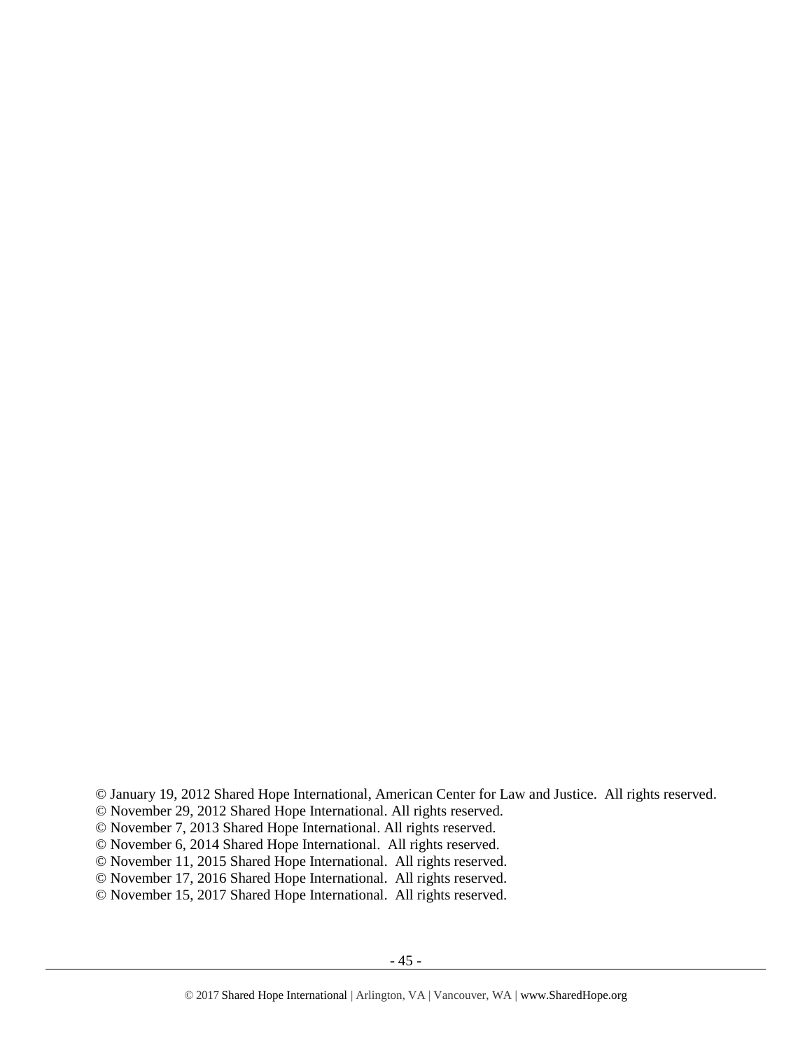© January 19, 2012 Shared Hope International, American Center for Law and Justice. All rights reserved.
© November 29, 2012 Shared Hope International. All rights reserved.
© November 7, 2013 Shared Hope International. All rights reserved.
© November 6, 2014 Shared Hope International. All rights reserved.
© November 11, 2015 Shared Hope International. All rights reserved.
© November 17, 2016 Shared Hope International. All rights reserved.
© November 15, 2017 Shared Hope International. All rights reserved.